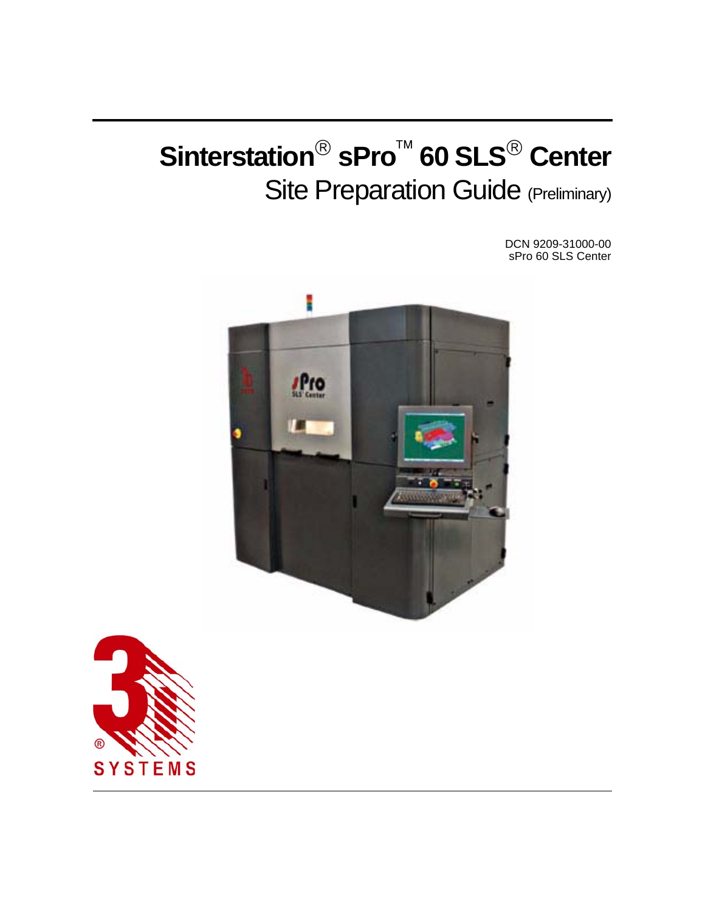# Sinterstation® sPro™ 60 SLS® Center

## Site Preparation Guide (Preliminary)

DCN 9209-31000-00
sPro 60 SLS Center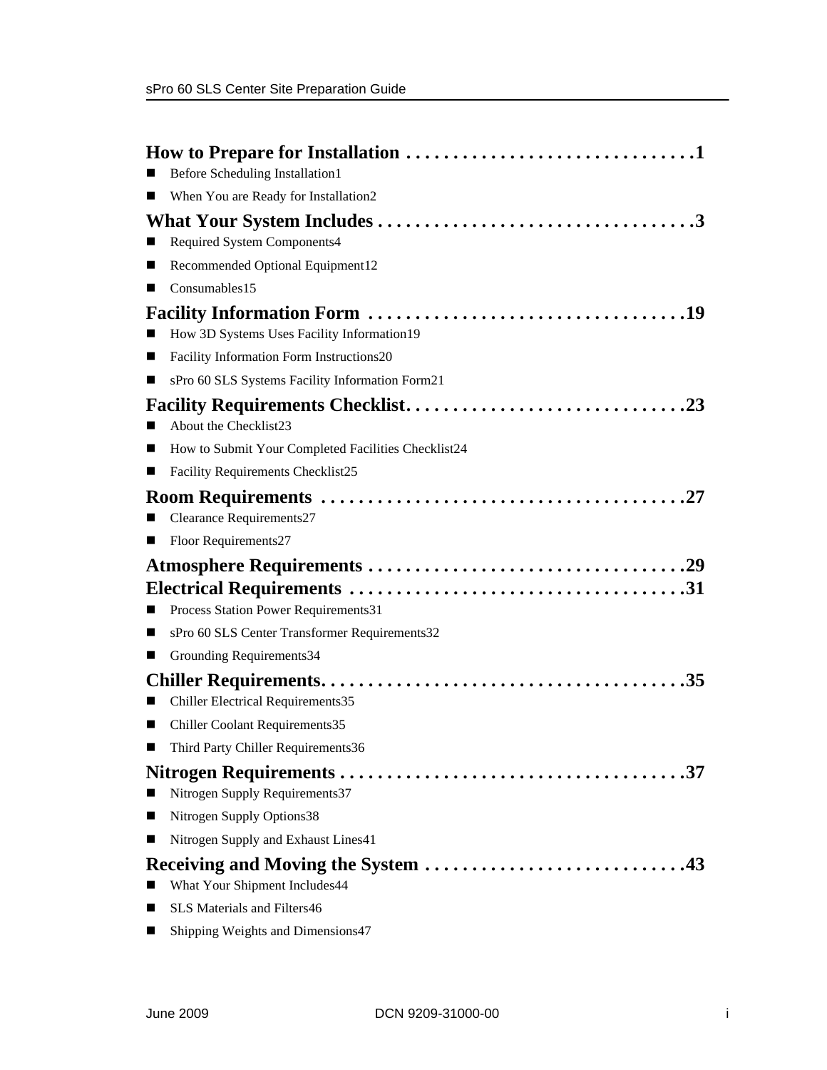**How to Prepare for Installation . . . . . . . . . . . . . . . . . . . . . . . . . . . . . . . 1**

- Before Scheduling Installation1
- When You are Ready for Installation2

**What Your System Includes . . . . . . . . . . . . . . . . . . . . . . . . . . . . . . . . . 3**

- Required System Components4
- Recommended Optional Equipment12
- Consumables15

**Facility Information Form . . . . . . . . . . . . . . . . . . . . . . . . . . . . . . . . . 19**

- How 3D Systems Uses Facility Information19
- Facility Information Form Instructions20
- sPro 60 SLS Systems Facility Information Form21

**Facility Requirements Checklist. . . . . . . . . . . . . . . . . . . . . . . . . . . . . . 23**

- About the Checklist23
- How to Submit Your Completed Facilities Checklist24
- Facility Requirements Checklist25

**Room Requirements . . . . . . . . . . . . . . . . . . . . . . . . . . . . . . . . . . . . . . 27**

- Clearance Requirements27
- Floor Requirements27

**Atmosphere Requirements . . . . . . . . . . . . . . . . . . . . . . . . . . . . . . . . . 29**

**Electrical Requirements . . . . . . . . . . . . . . . . . . . . . . . . . . . . . . . . . . . 31**

- Process Station Power Requirements31
- sPro 60 SLS Center Transformer Requirements32
- Grounding Requirements34

**Chiller Requirements. . . . . . . . . . . . . . . . . . . . . . . . . . . . . . . . . . . . . . 35**

- Chiller Electrical Requirements35
- Chiller Coolant Requirements35
- Third Party Chiller Requirements36

**Nitrogen Requirements . . . . . . . . . . . . . . . . . . . . . . . . . . . . . . . . . . . . 37**

- Nitrogen Supply Requirements37
- Nitrogen Supply Options38
- Nitrogen Supply and Exhaust Lines41

**Receiving and Moving the System . . . . . . . . . . . . . . . . . . . . . . . . . . . . 43**

- What Your Shipment Includes44
- SLS Materials and Filters46
- Shipping Weights and Dimensions47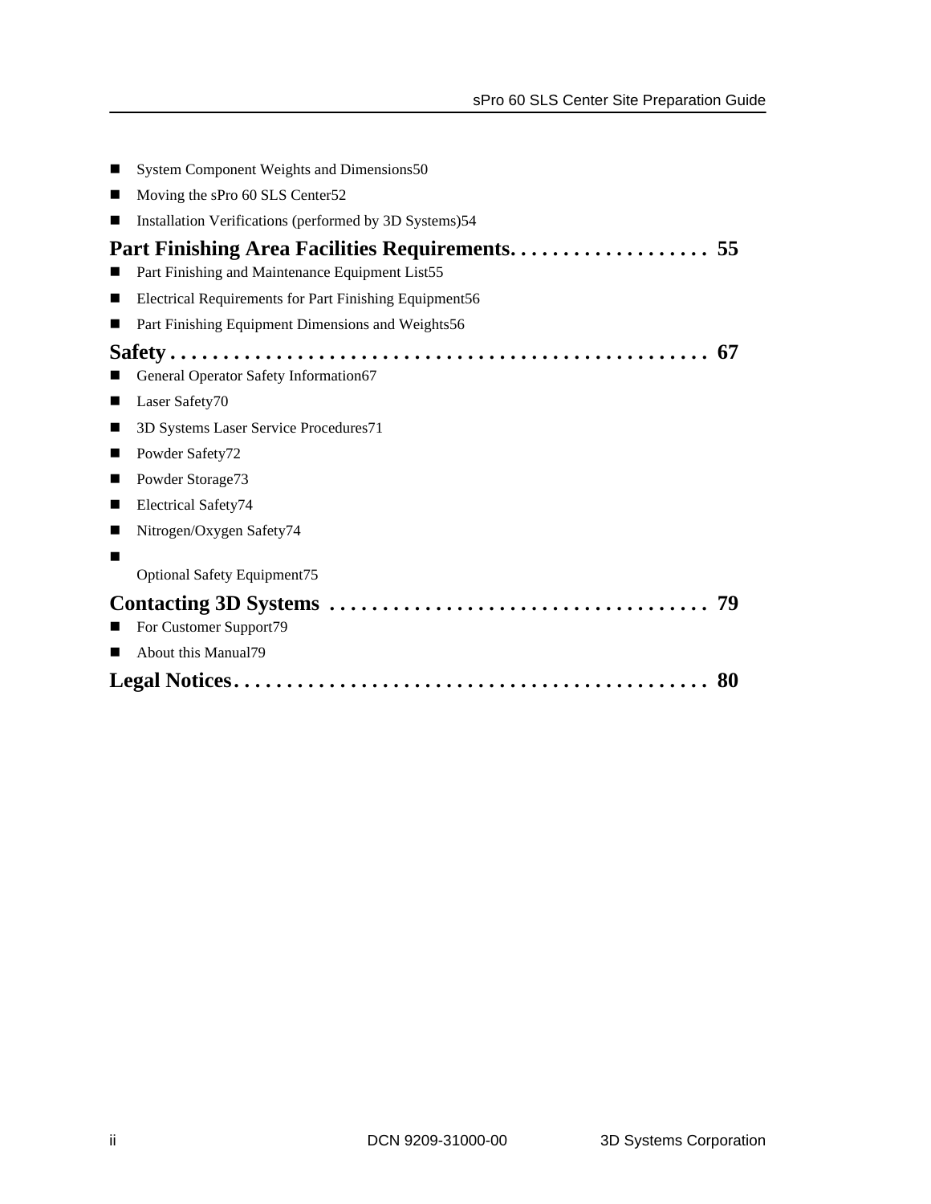- System Component Weights and Dimensions50
- Moving the sPro 60 SLS Center52
- Installation Verifications (performed by 3D Systems)54

**Part Finishing Area Facilities Requirements. . . . . . . . . . . . . . . . . . . 55**

- Part Finishing and Maintenance Equipment List55
- Electrical Requirements for Part Finishing Equipment56
- Part Finishing Equipment Dimensions and Weights56

**Safety . . . . . . . . . . . . . . . . . . . . . . . . . . . . . . . . . . . . . . . . . . . . . . . . . . . 67**

- General Operator Safety Information67
- Laser Safety70
- 3D Systems Laser Service Procedures71
- Powder Safety72
- Powder Storage73
- Electrical Safety74
- Nitrogen/Oxygen Safety74
- Optional Safety Equipment75

**Contacting 3D Systems . . . . . . . . . . . . . . . . . . . . . . . . . . . . . . . . . . . 79**

- For Customer Support79
- About this Manual79

**Legal Notices. . . . . . . . . . . . . . . . . . . . . . . . . . . . . . . . . . . . . . . . . . . . 80**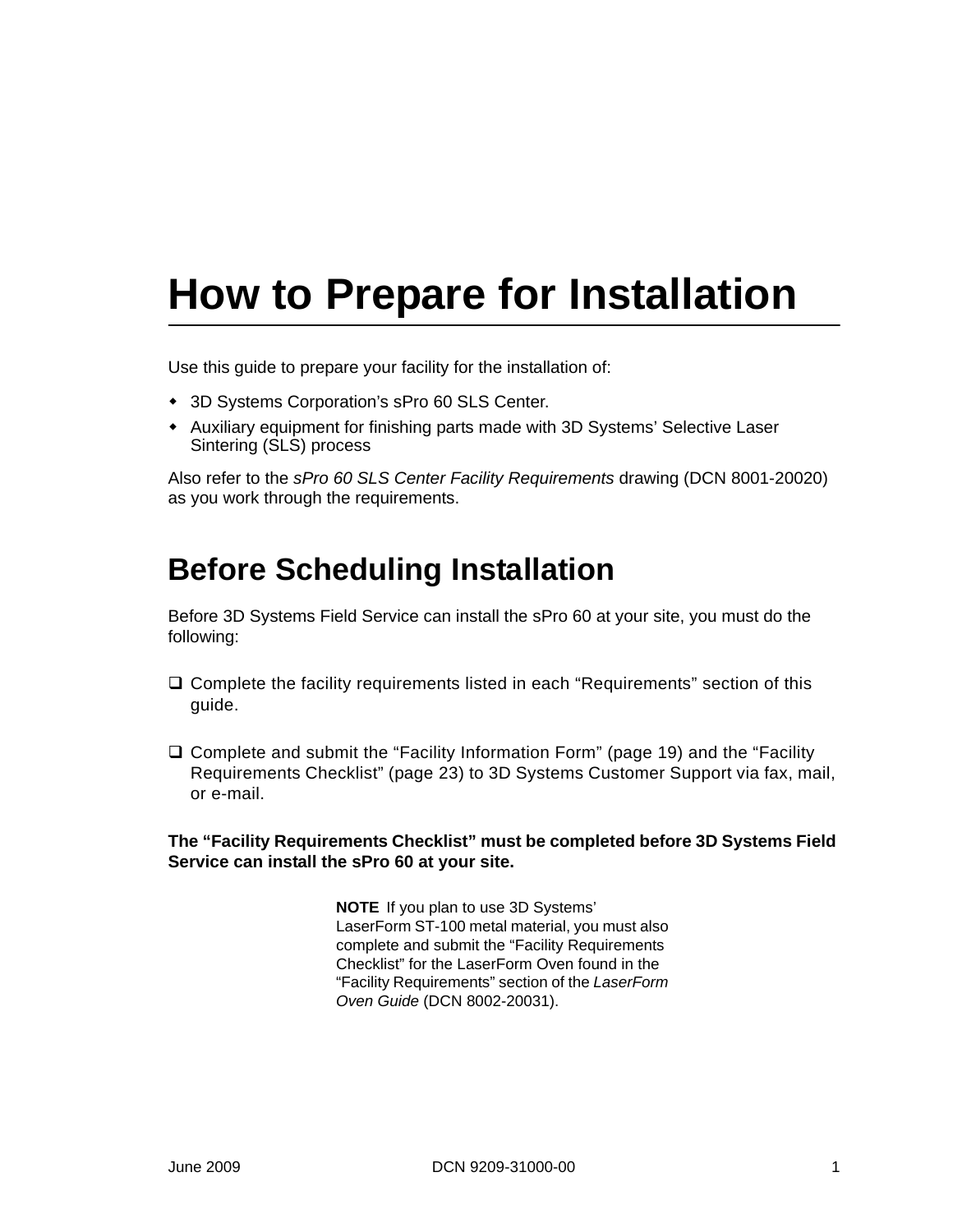# How to Prepare for Installation

Use this guide to prepare your facility for the installation of:

- 3D Systems Corporation's sPro 60 SLS Center.
- Auxiliary equipment for finishing parts made with 3D Systems' Selective Laser Sintering (SLS) process

Also refer to the *sPro 60 SLS Center Facility Requirements* drawing (DCN 8001-20020) as you work through the requirements.

## Before Scheduling Installation

Before 3D Systems Field Service can install the sPro 60 at your site, you must do the following:

- ❑ Complete the facility requirements listed in each "Requirements" section of this guide.

- ❑ Complete and submit the "Facility Information Form" (page 19) and the "Facility Requirements Checklist" (page 23) to 3D Systems Customer Support via fax, mail, or e-mail.

**The "Facility Requirements Checklist" must be completed before 3D Systems Field Service can install the sPro 60 at your site.**

> **NOTE** If you plan to use 3D Systems' LaserForm ST-100 metal material, you must also complete and submit the "Facility Requirements Checklist" for the LaserForm Oven found in the "Facility Requirements" section of the *LaserForm Oven Guide* (DCN 8002-20031).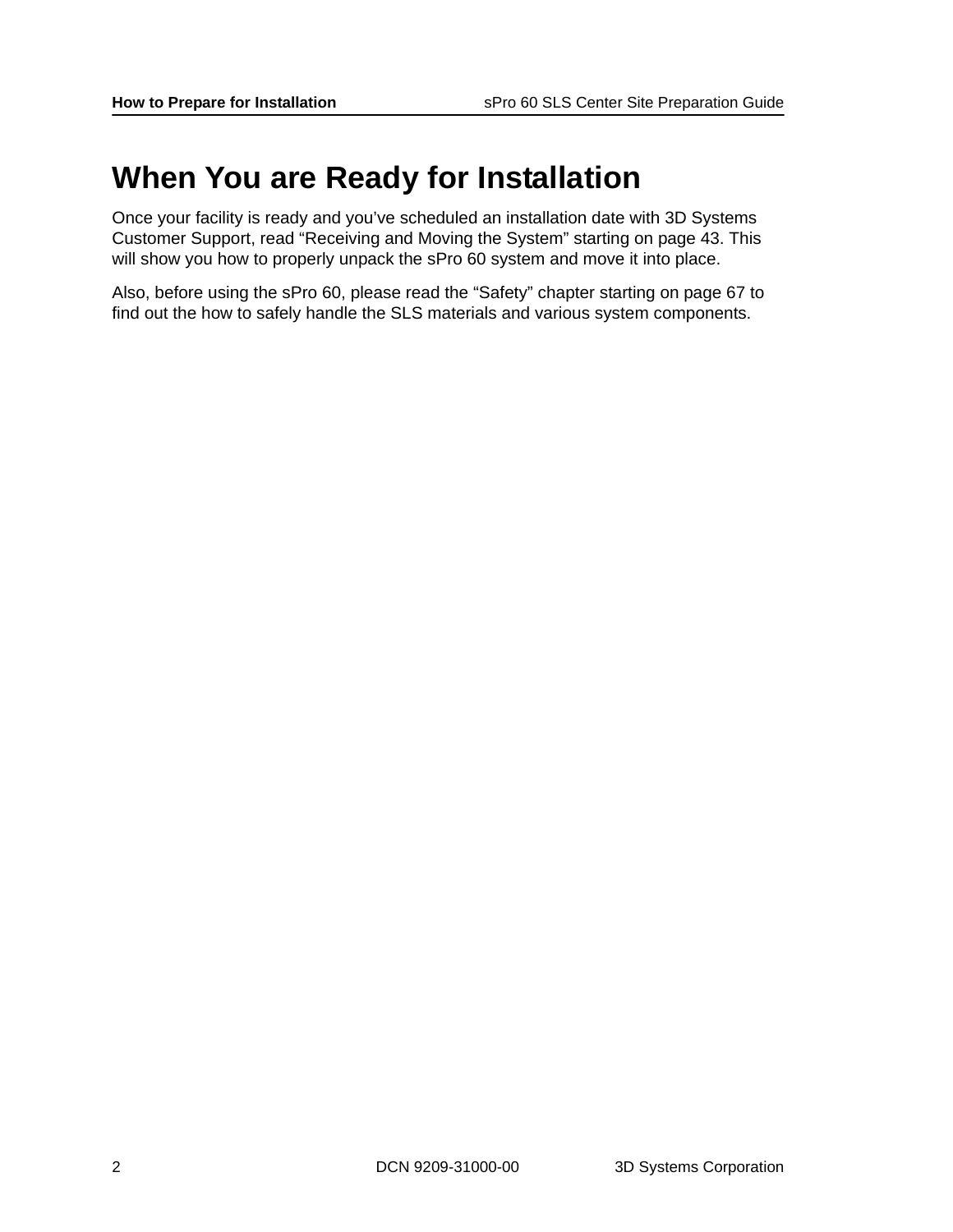# When You are Ready for Installation

Once your facility is ready and you've scheduled an installation date with 3D Systems Customer Support, read "Receiving and Moving the System" starting on page 43. This will show you how to properly unpack the sPro 60 system and move it into place.

Also, before using the sPro 60, please read the "Safety" chapter starting on page 67 to find out the how to safely handle the SLS materials and various system components.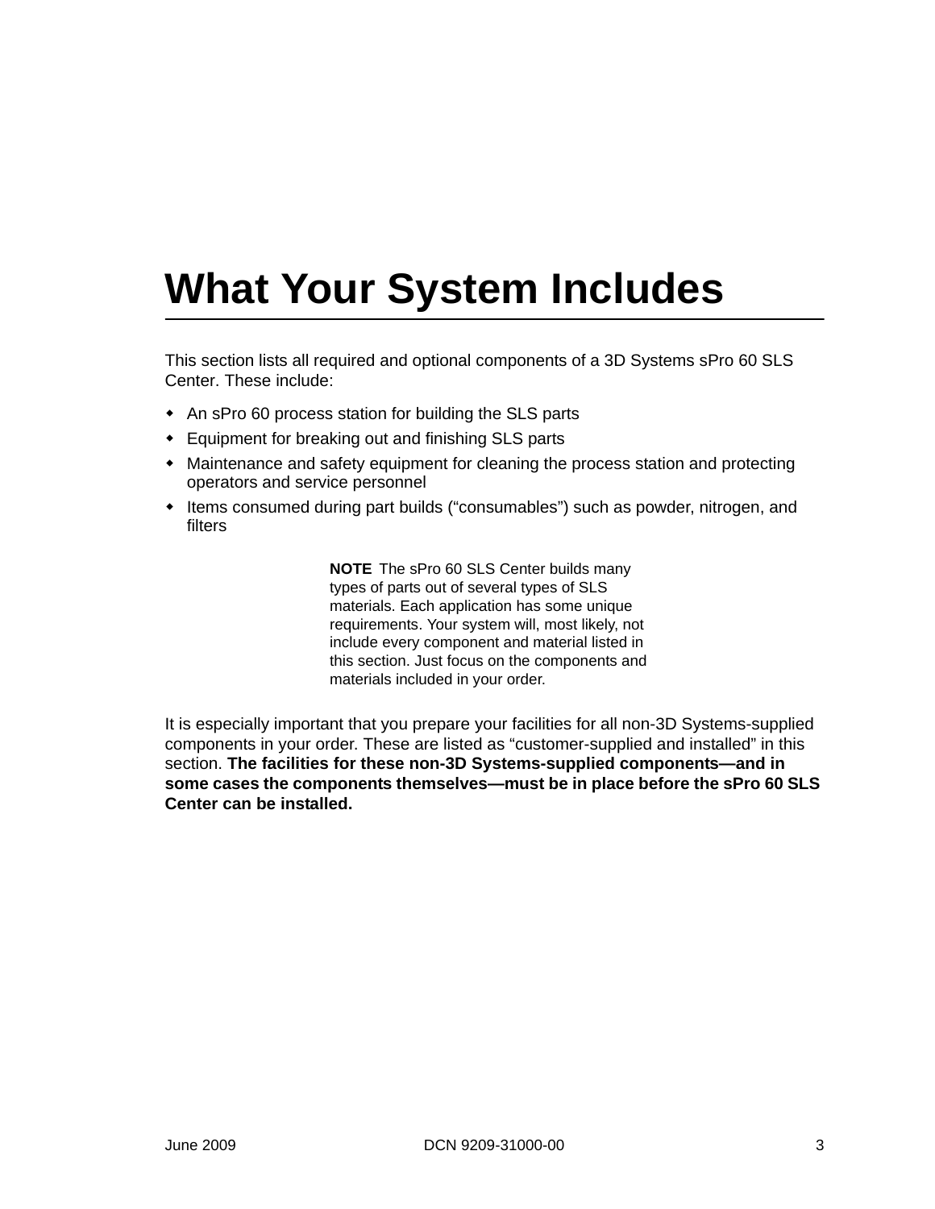# What Your System Includes

This section lists all required and optional components of a 3D Systems sPro 60 SLS Center. These include:

- An sPro 60 process station for building the SLS parts
- Equipment for breaking out and finishing SLS parts
- Maintenance and safety equipment for cleaning the process station and protecting operators and service personnel
- Items consumed during part builds (“consumables”) such as powder, nitrogen, and filters

**NOTE** The sPro 60 SLS Center builds many types of parts out of several types of SLS materials. Each application has some unique requirements. Your system will, most likely, not include every component and material listed in this section. Just focus on the components and materials included in your order.

It is especially important that you prepare your facilities for all non-3D Systems-supplied components in your order. These are listed as “customer-supplied and installed” in this section. **The facilities for these non-3D Systems-supplied components—and in some cases the components themselves—must be in place before the sPro 60 SLS Center can be installed.**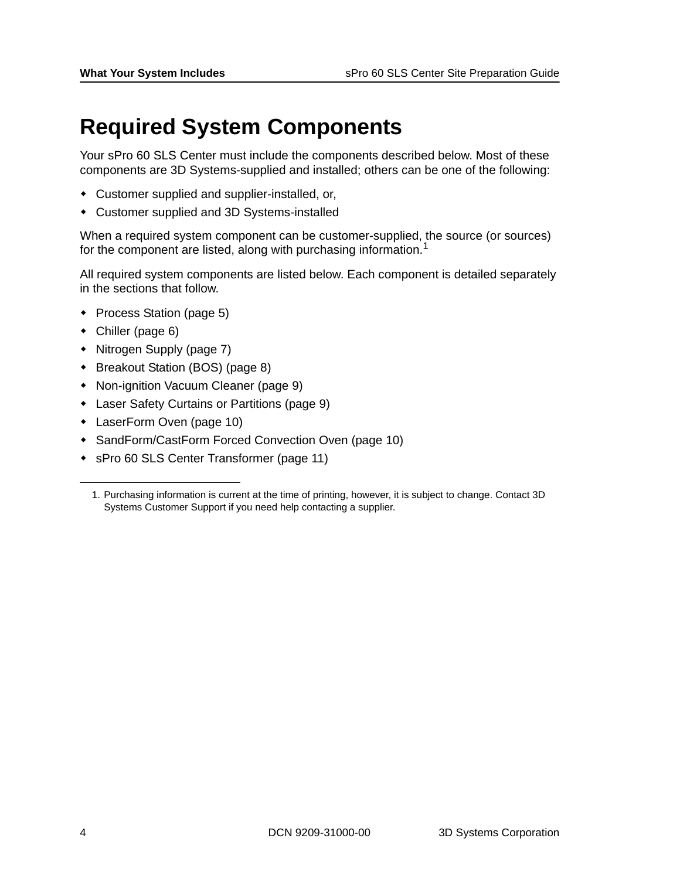# Required System Components

Your sPro 60 SLS Center must include the components described below. Most of these components are 3D Systems-supplied and installed; others can be one of the following:

- Customer supplied and supplier-installed, or,
- Customer supplied and 3D Systems-installed

When a required system component can be customer-supplied, the source (or sources) for the component are listed, along with purchasing information.[1]

All required system components are listed below. Each component is detailed separately in the sections that follow.

- Process Station (page 5)
- Chiller (page 6)
- Nitrogen Supply (page 7)
- Breakout Station (BOS) (page 8)
- Non-ignition Vacuum Cleaner (page 9)
- Laser Safety Curtains or Partitions (page 9)
- LaserForm Oven (page 10)
- SandForm/CastForm Forced Convection Oven (page 10)
- sPro 60 SLS Center Transformer (page 11)

---

1. Purchasing information is current at the time of printing, however, it is subject to change. Contact 3D Systems Customer Support if you need help contacting a supplier.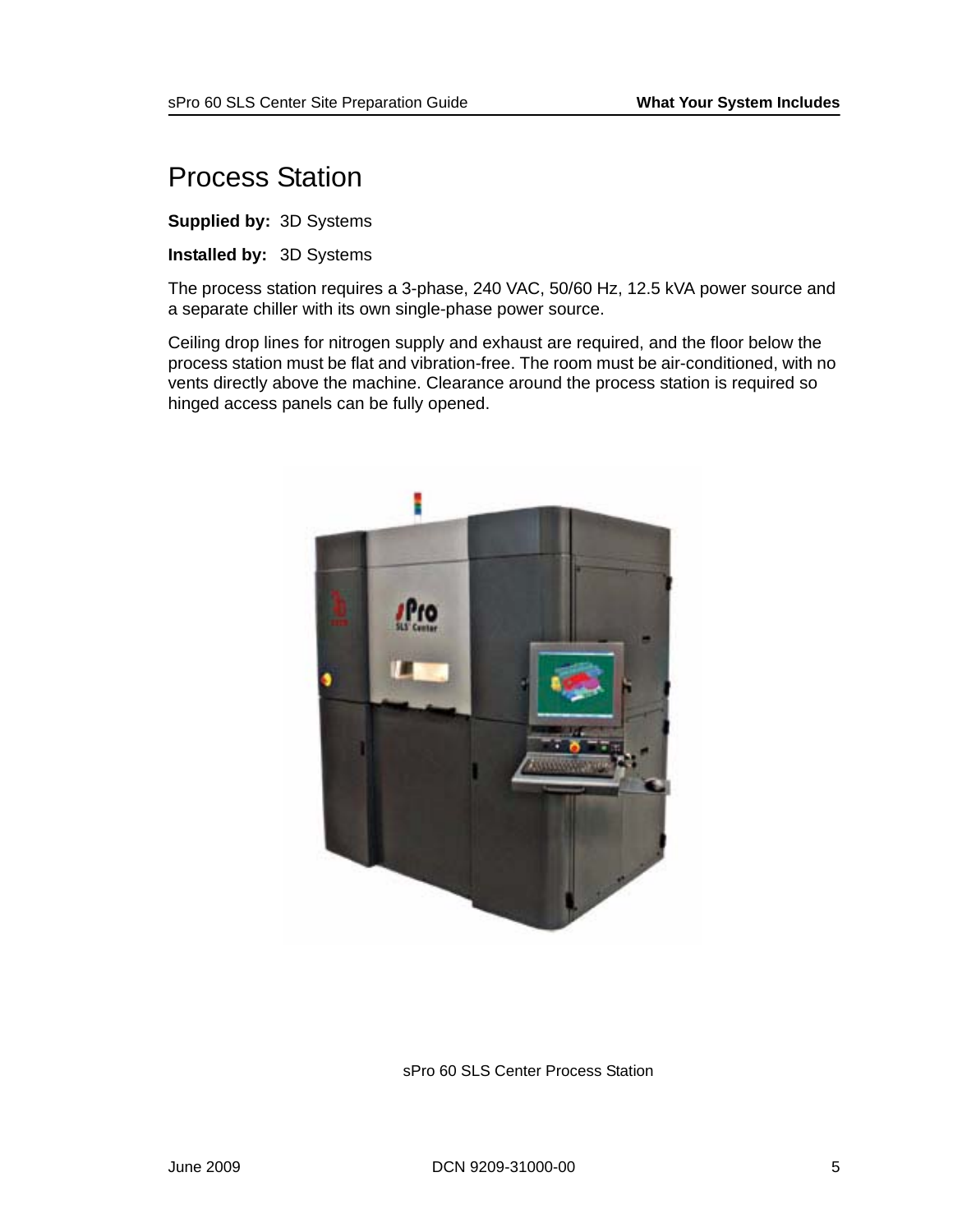# Process Station

**Supplied by:** 3D Systems

**Installed by:** 3D Systems

The process station requires a 3-phase, 240 VAC, 50/60 Hz, 12.5 kVA power source and a separate chiller with its own single-phase power source.

Ceiling drop lines for nitrogen supply and exhaust are required, and the floor below the process station must be flat and vibration-free. The room must be air-conditioned, with no vents directly above the machine. Clearance around the process station is required so hinged access panels can be fully opened.

sPro 60 SLS Center Process Station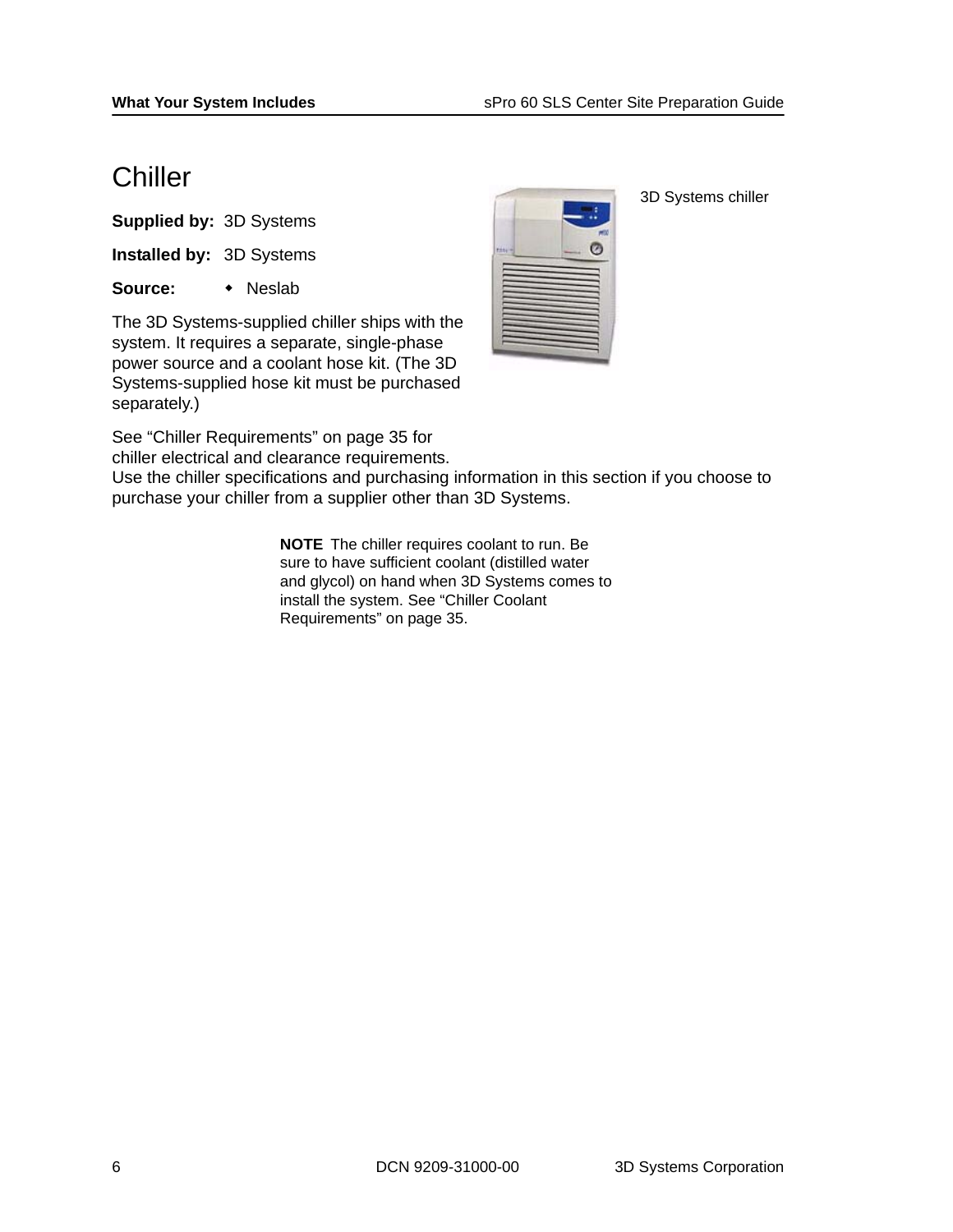# Chiller

**Supplied by:** 3D Systems

**Installed by:** 3D Systems

**Source:**
- Neslab

3D Systems chiller

The 3D Systems-supplied chiller ships with the system. It requires a separate, single-phase power source and a coolant hose kit. (The 3D Systems-supplied hose kit must be purchased separately.)

See “Chiller Requirements” on page 35 for chiller electrical and clearance requirements. Use the chiller specifications and purchasing information in this section if you choose to purchase your chiller from a supplier other than 3D Systems.

**NOTE** The chiller requires coolant to run. Be sure to have sufficient coolant (distilled water and glycol) on hand when 3D Systems comes to install the system. See “Chiller Coolant Requirements” on page 35.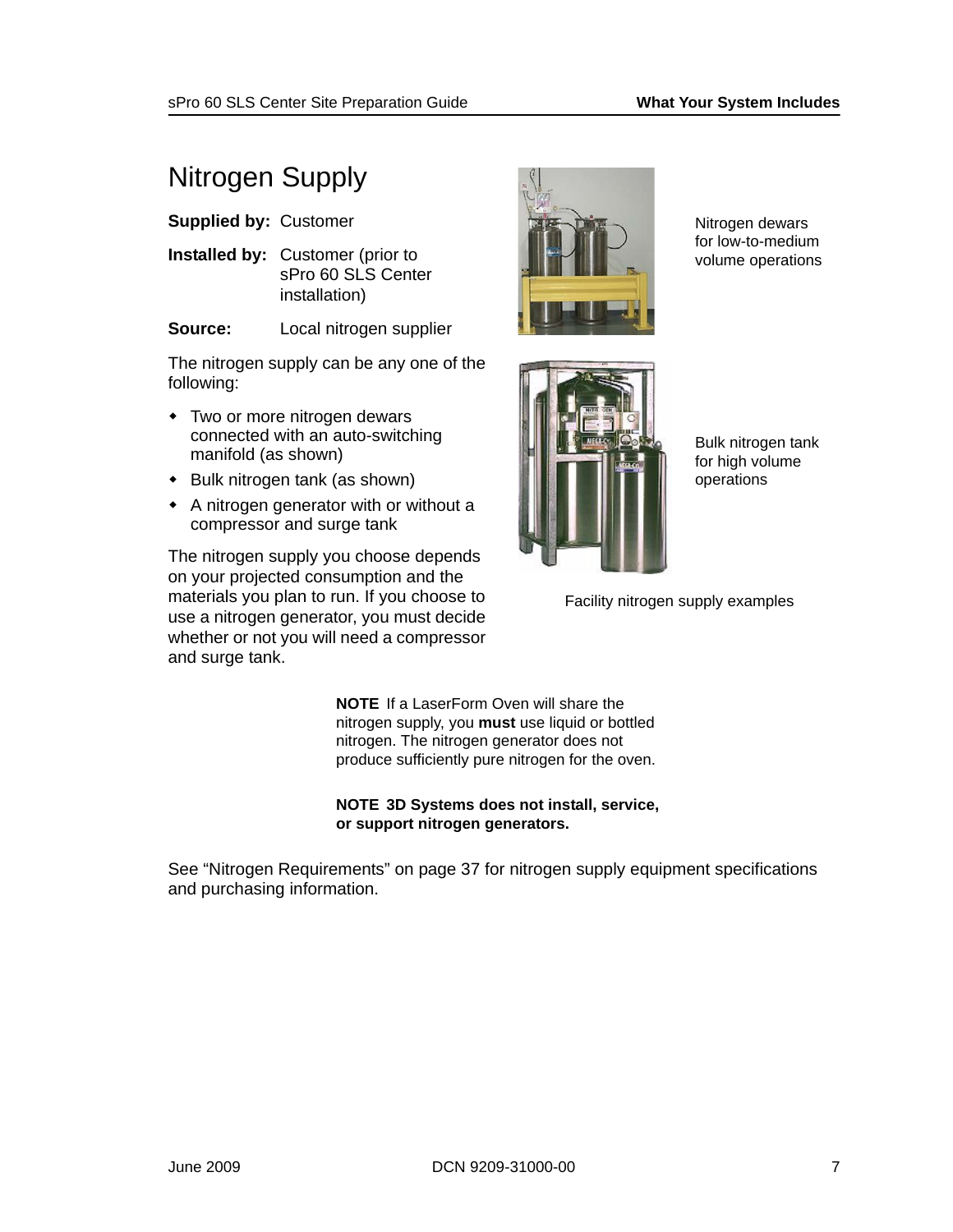# Nitrogen Supply

**Supplied by:** Customer

**Installed by:** Customer (prior to sPro 60 SLS Center installation)

**Source:** Local nitrogen supplier

The nitrogen supply can be any one of the following:

- Two or more nitrogen dewars connected with an auto-switching manifold (as shown)
- Bulk nitrogen tank (as shown)
- A nitrogen generator with or without a compressor and surge tank

The nitrogen supply you choose depends on your projected consumption and the materials you plan to run. If you choose to use a nitrogen generator, you must decide whether or not you will need a compressor and surge tank.

Nitrogen dewars for low-to-medium volume operations

Bulk nitrogen tank for high volume operations

Facility nitrogen supply examples

**NOTE** If a LaserForm Oven will share the nitrogen supply, you **must** use liquid or bottled nitrogen. The nitrogen generator does not produce sufficiently pure nitrogen for the oven.

**NOTE 3D Systems does not install, service, or support nitrogen generators.**

See "Nitrogen Requirements" on page 37 for nitrogen supply equipment specifications and purchasing information.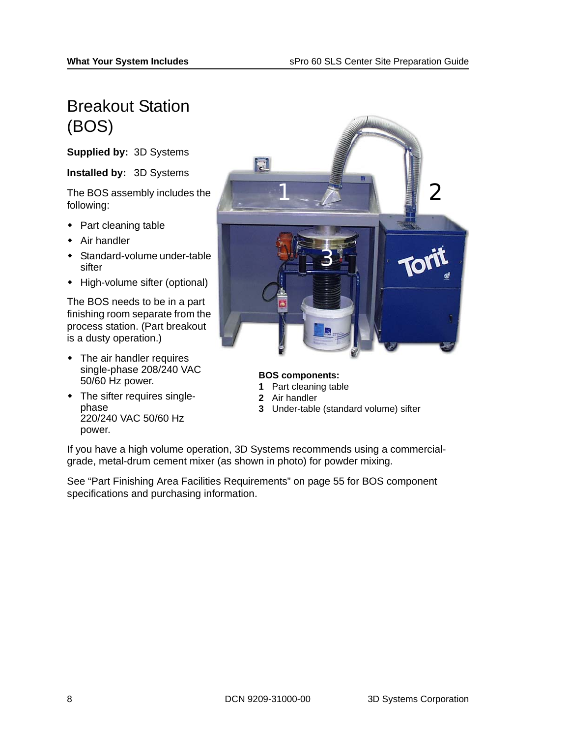# Breakout Station (BOS)

**Supplied by:** 3D Systems

**Installed by:** 3D Systems

The BOS assembly includes the following:

- Part cleaning table
- Air handler
- Standard-volume under-table sifter
- High-volume sifter (optional)

The BOS needs to be in a part finishing room separate from the process station. (Part breakout is a dusty operation.)

- The air handler requires single-phase 208/240 VAC 50/60 Hz power.
- The sifter requires single-phase 220/240 VAC 50/60 Hz power.

**BOS components:**

**1** Part cleaning table
**2** Air handler
**3** Under-table (standard volume) sifter

If you have a high volume operation, 3D Systems recommends using a commercial-grade, metal-drum cement mixer (as shown in photo) for powder mixing.

See "Part Finishing Area Facilities Requirements" on page 55 for BOS component specifications and purchasing information.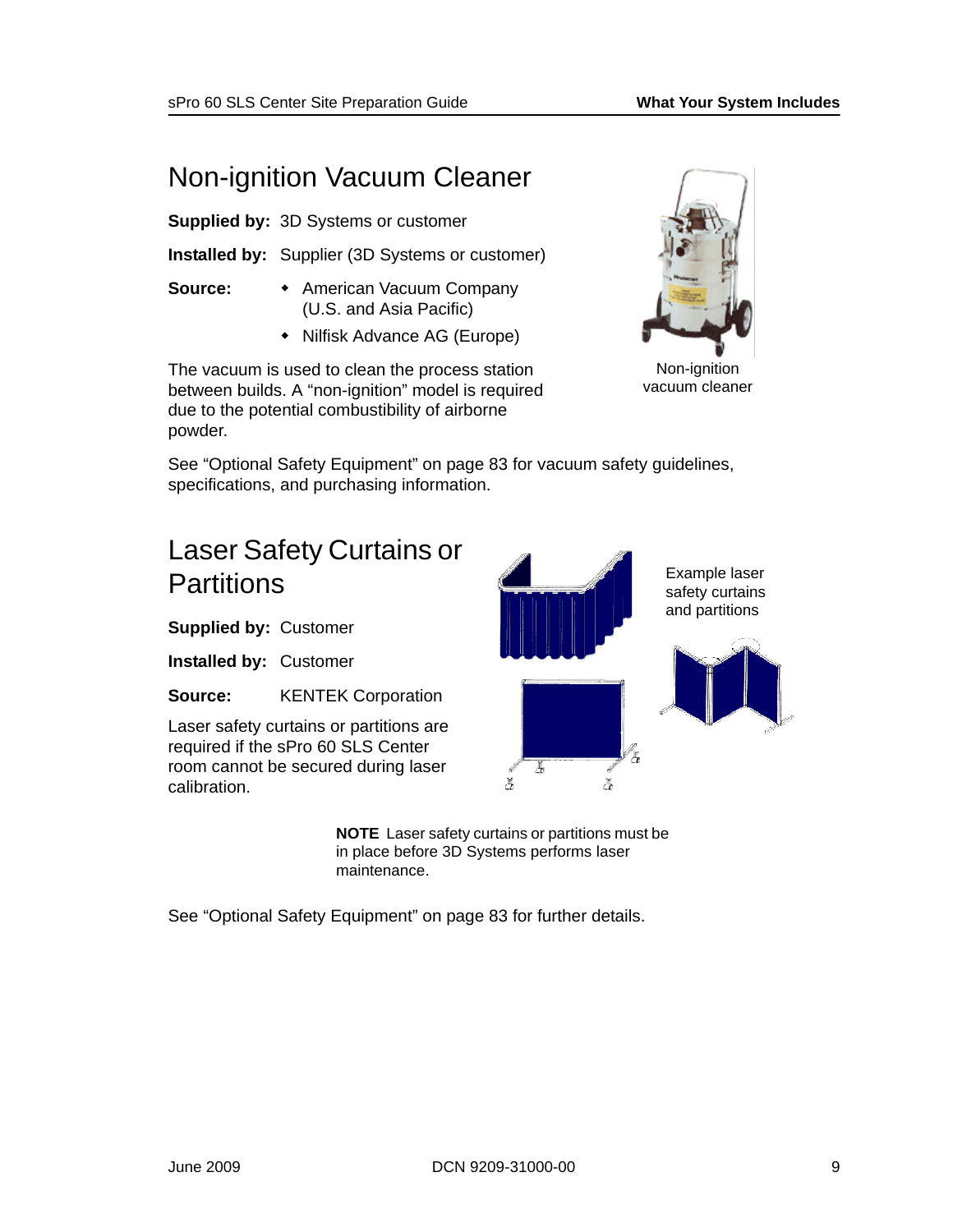## Non-ignition Vacuum Cleaner

**Supplied by:** 3D Systems or customer

**Installed by:** Supplier (3D Systems or customer)

**Source:**

- American Vacuum Company (U.S. and Asia Pacific)
- Nilfisk Advance AG (Europe)

The vacuum is used to clean the process station between builds. A "non-ignition" model is required due to the potential combustibility of airborne powder.

Non-ignition vacuum cleaner

See "Optional Safety Equipment" on page 83 for vacuum safety guidelines, specifications, and purchasing information.

## Laser Safety Curtains or Partitions

**Supplied by:** Customer

**Installed by:** Customer

**Source:** KENTEK Corporation

Laser safety curtains or partitions are required if the sPro 60 SLS Center room cannot be secured during laser calibration.

Example laser safety curtains and partitions

**NOTE** Laser safety curtains or partitions must be in place before 3D Systems performs laser maintenance.

See "Optional Safety Equipment" on page 83 for further details.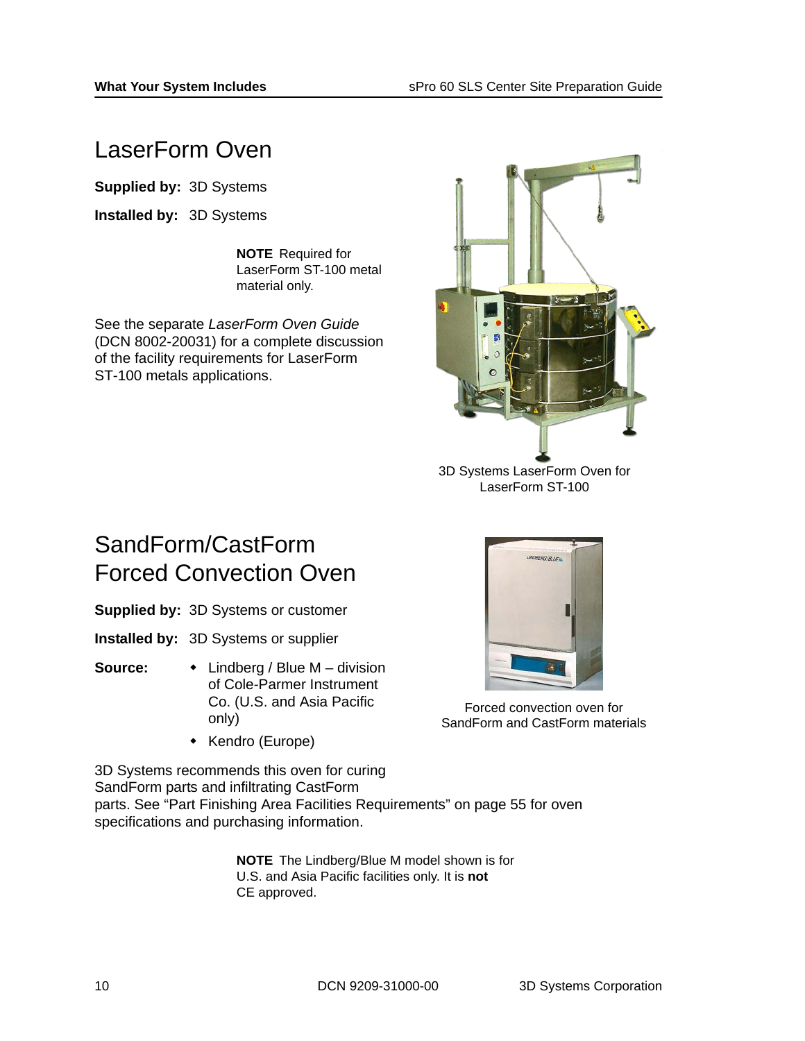## LaserForm Oven

**Supplied by:** 3D Systems

**Installed by:** 3D Systems

**NOTE** Required for LaserForm ST-100 metal material only.

See the separate *LaserForm Oven Guide* (DCN 8002-20031) for a complete discussion of the facility requirements for LaserForm ST-100 metals applications.

3D Systems LaserForm Oven for LaserForm ST-100

## SandForm/CastForm Forced Convection Oven

**Supplied by:** 3D Systems or customer

**Installed by:** 3D Systems or supplier

**Source:**

- Lindberg / Blue M – division of Cole-Parmer Instrument Co. (U.S. and Asia Pacific only)
- Kendro (Europe)

Forced convection oven for SandForm and CastForm materials

3D Systems recommends this oven for curing SandForm parts and infiltrating CastForm parts. See "Part Finishing Area Facilities Requirements" on page 55 for oven specifications and purchasing information.

**NOTE** The Lindberg/Blue M model shown is for U.S. and Asia Pacific facilities only. It is **not** CE approved.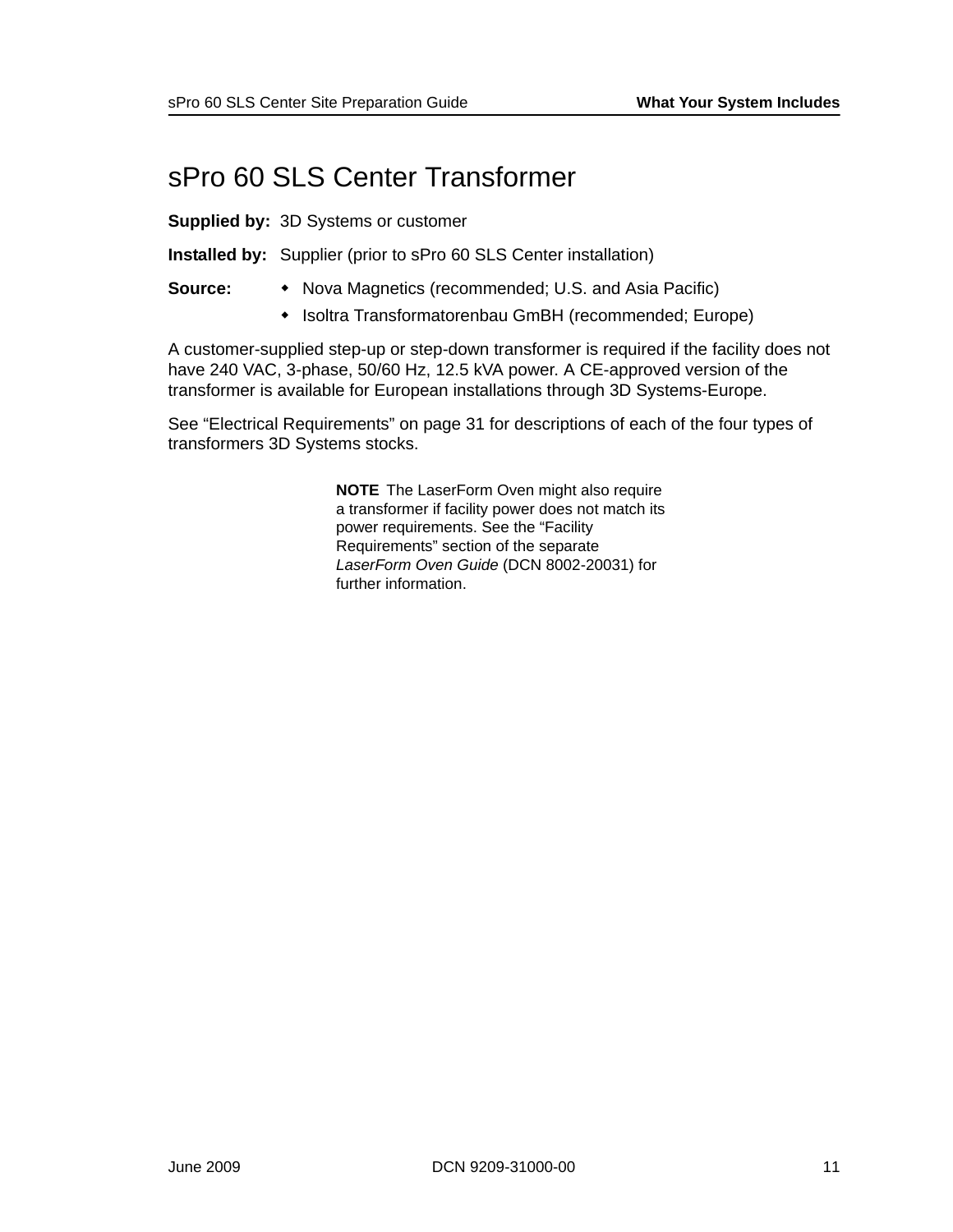# sPro 60 SLS Center Transformer

**Supplied by:** 3D Systems or customer

**Installed by:** Supplier (prior to sPro 60 SLS Center installation)

**Source:**

- Nova Magnetics (recommended; U.S. and Asia Pacific)
- Isoltra Transformatorenbau GmBH (recommended; Europe)

A customer-supplied step-up or step-down transformer is required if the facility does not have 240 VAC, 3-phase, 50/60 Hz, 12.5 kVA power. A CE-approved version of the transformer is available for European installations through 3D Systems-Europe.

See “Electrical Requirements” on page 31 for descriptions of each of the four types of transformers 3D Systems stocks.

**NOTE** The LaserForm Oven might also require a transformer if facility power does not match its power requirements. See the “Facility Requirements” section of the separate *LaserForm Oven Guide* (DCN 8002-20031) for further information.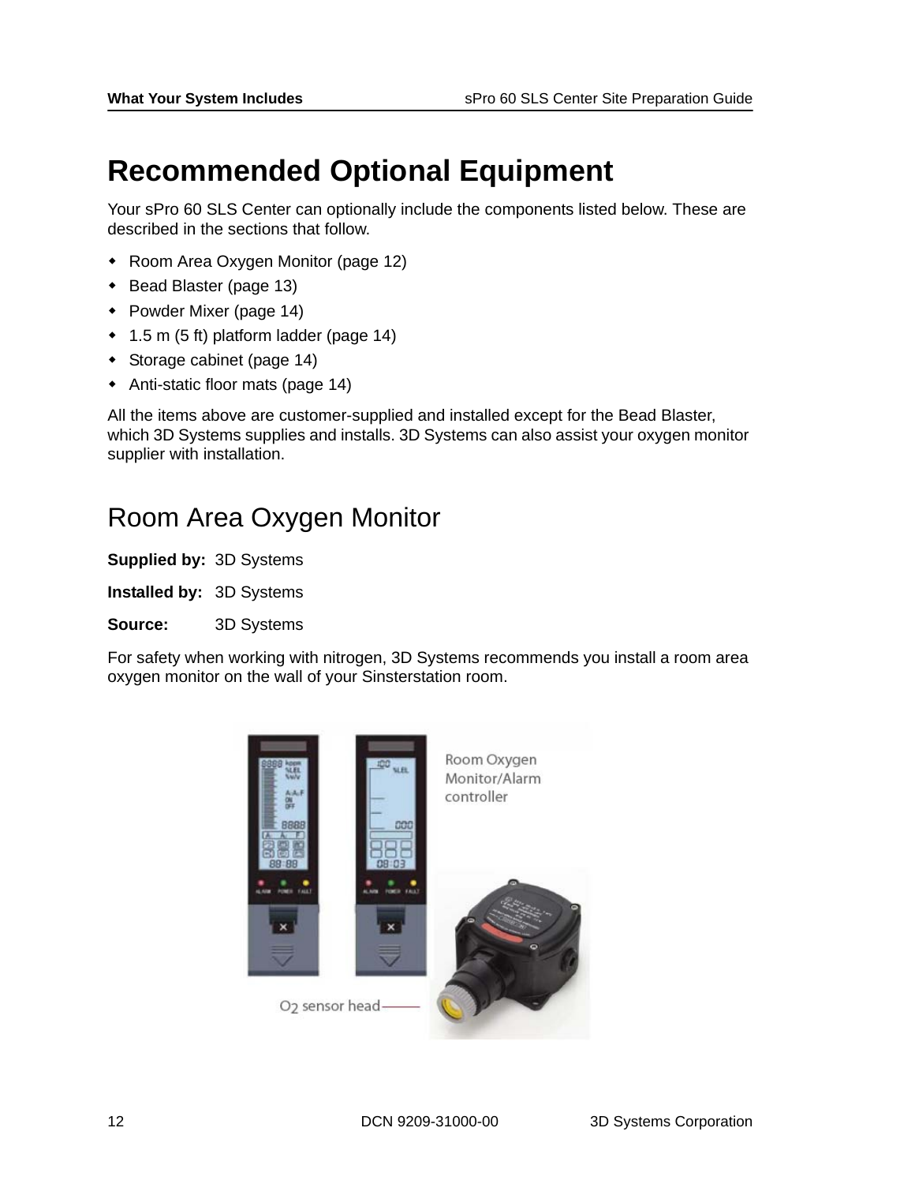# Recommended Optional Equipment

Your sPro 60 SLS Center can optionally include the components listed below. These are described in the sections that follow.

- Room Area Oxygen Monitor (page 12)
- Bead Blaster (page 13)
- Powder Mixer (page 14)
- 1.5 m (5 ft) platform ladder (page 14)
- Storage cabinet (page 14)
- Anti-static floor mats (page 14)

All the items above are customer-supplied and installed except for the Bead Blaster, which 3D Systems supplies and installs. 3D Systems can also assist your oxygen monitor supplier with installation.

## Room Area Oxygen Monitor

**Supplied by:** 3D Systems

**Installed by:** 3D Systems

**Source:** 3D Systems

For safety when working with nitrogen, 3D Systems recommends you install a room area oxygen monitor on the wall of your Sinsterstation room.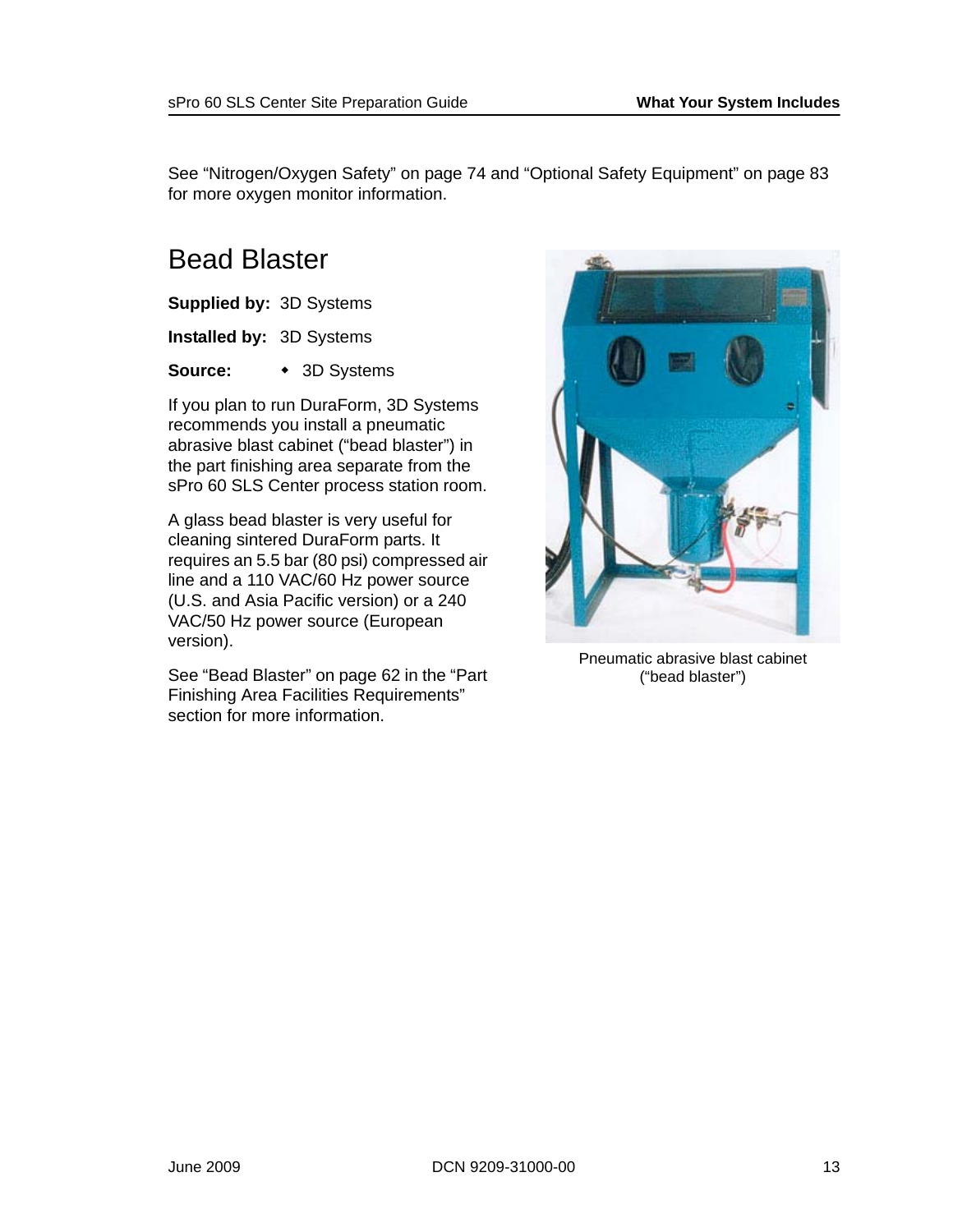See “Nitrogen/Oxygen Safety” on page 74 and “Optional Safety Equipment” on page 83 for more oxygen monitor information.

## Bead Blaster

**Supplied by:** 3D Systems

**Installed by:** 3D Systems

**Source:**

- 3D Systems

If you plan to run DuraForm, 3D Systems recommends you install a pneumatic abrasive blast cabinet (“bead blaster”) in the part finishing area separate from the sPro 60 SLS Center process station room.

A glass bead blaster is very useful for cleaning sintered DuraForm parts. It requires an 5.5 bar (80 psi) compressed air line and a 110 VAC/60 Hz power source (U.S. and Asia Pacific version) or a 240 VAC/50 Hz power source (European version).

See “Bead Blaster” on page 62 in the “Part Finishing Area Facilities Requirements” section for more information.

Pneumatic abrasive blast cabinet (“bead blaster”)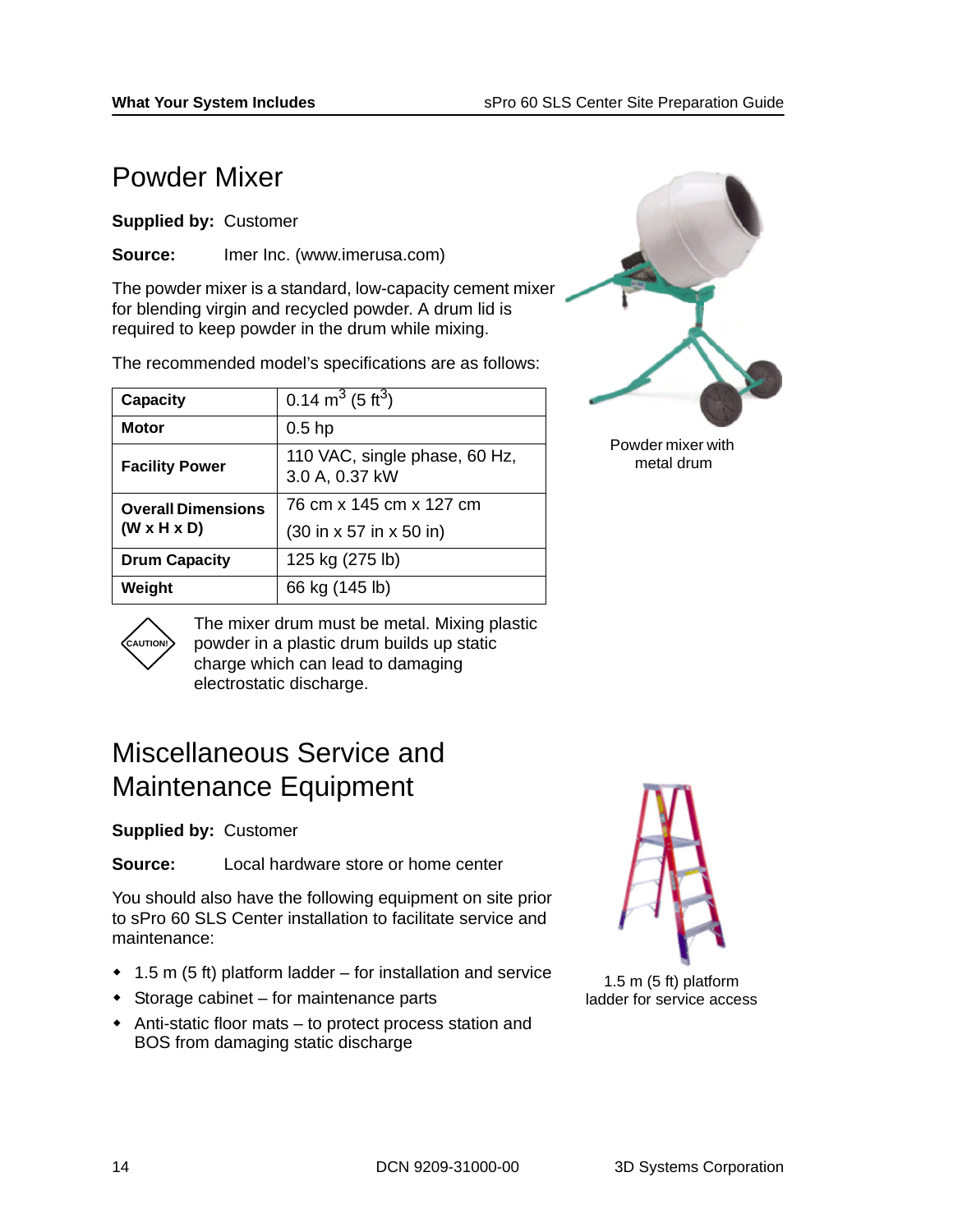# Powder Mixer

**Supplied by:** Customer

**Source:** Imer Inc. (www.imerusa.com)

The powder mixer is a standard, low-capacity cement mixer for blending virgin and recycled powder. A drum lid is required to keep powder in the drum while mixing.

The recommended model's specifications are as follows:

| **Capacity** | 0.14 $m^3$ (5 $ft^3$) |
|---|---|
| **Motor** | 0.5 hp |
| **Facility Power** | 110 VAC, single phase, 60 Hz, 3.0 A, 0.37 kW |
| **Overall Dimensions (W x H x D)** | 76 cm x 145 cm x 127 cm (30 in x 57 in x 50 in) |
| **Drum Capacity** | 125 kg (275 lb) |
| **Weight** | 66 kg (145 lb) |

CAUTION! The mixer drum must be metal. Mixing plastic powder in a plastic drum builds up static charge which can lead to damaging electrostatic discharge.

Powder mixer with metal drum

# Miscellaneous Service and Maintenance Equipment

**Supplied by:** Customer

**Source:** Local hardware store or home center

You should also have the following equipment on site prior to sPro 60 SLS Center installation to facilitate service and maintenance:

- 1.5 m (5 ft) platform ladder – for installation and service
- Storage cabinet – for maintenance parts
- Anti-static floor mats – to protect process station and BOS from damaging static discharge

1.5 m (5 ft) platform ladder for service access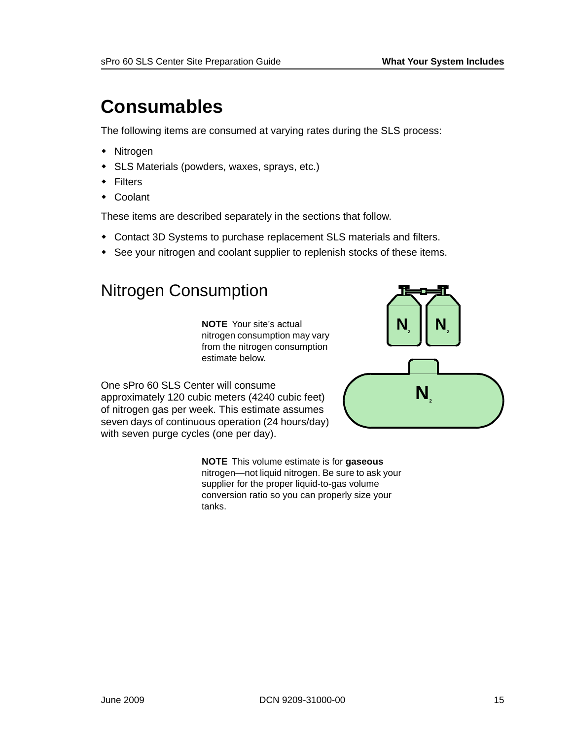# Consumables

The following items are consumed at varying rates during the SLS process:

- Nitrogen
- SLS Materials (powders, waxes, sprays, etc.)
- Filters
- Coolant

These items are described separately in the sections that follow.

- Contact 3D Systems to purchase replacement SLS materials and filters.
- See your nitrogen and coolant supplier to replenish stocks of these items.

## Nitrogen Consumption

**NOTE** Your site's actual nitrogen consumption may vary from the nitrogen consumption estimate below.

One sPro 60 SLS Center will consume approximately 120 cubic meters (4240 cubic feet) of nitrogen gas per week. This estimate assumes seven days of continuous operation (24 hours/day) with seven purge cycles (one per day).

**NOTE** This volume estimate is for **gaseous** nitrogen—not liquid nitrogen. Be sure to ask your supplier for the proper liquid-to-gas volume conversion ratio so you can properly size your tanks.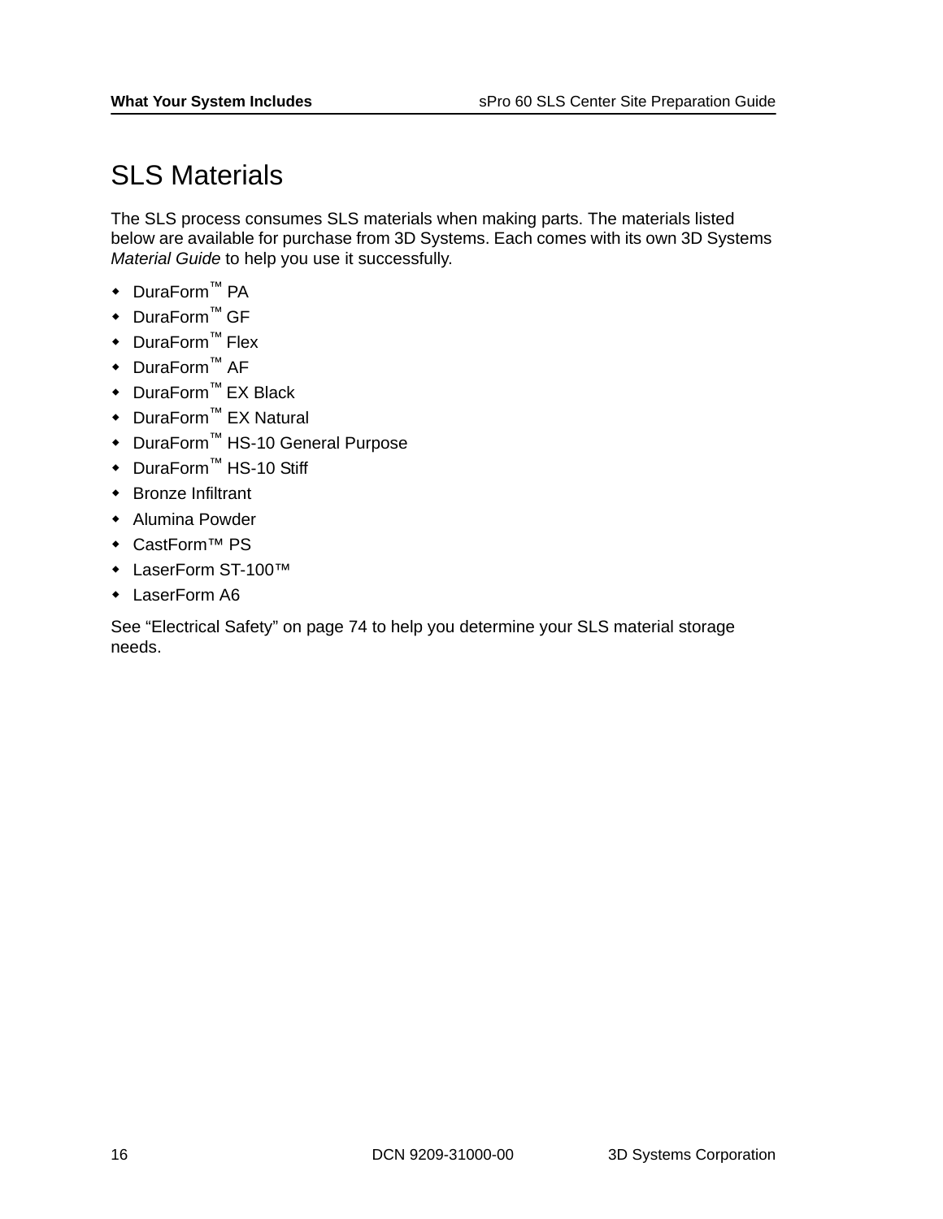# SLS Materials

The SLS process consumes SLS materials when making parts. The materials listed below are available for purchase from 3D Systems. Each comes with its own 3D Systems *Material Guide* to help you use it successfully.

- DuraForm™ PA
- DuraForm™ GF
- DuraForm™ Flex
- DuraForm™ AF
- DuraForm™ EX Black
- DuraForm™ EX Natural
- DuraForm™ HS-10 General Purpose
- DuraForm™ HS-10 Stiff
- Bronze Infiltrant
- Alumina Powder
- CastForm™ PS
- LaserForm ST-100™
- LaserForm A6

See “Electrical Safety” on page 74 to help you determine your SLS material storage needs.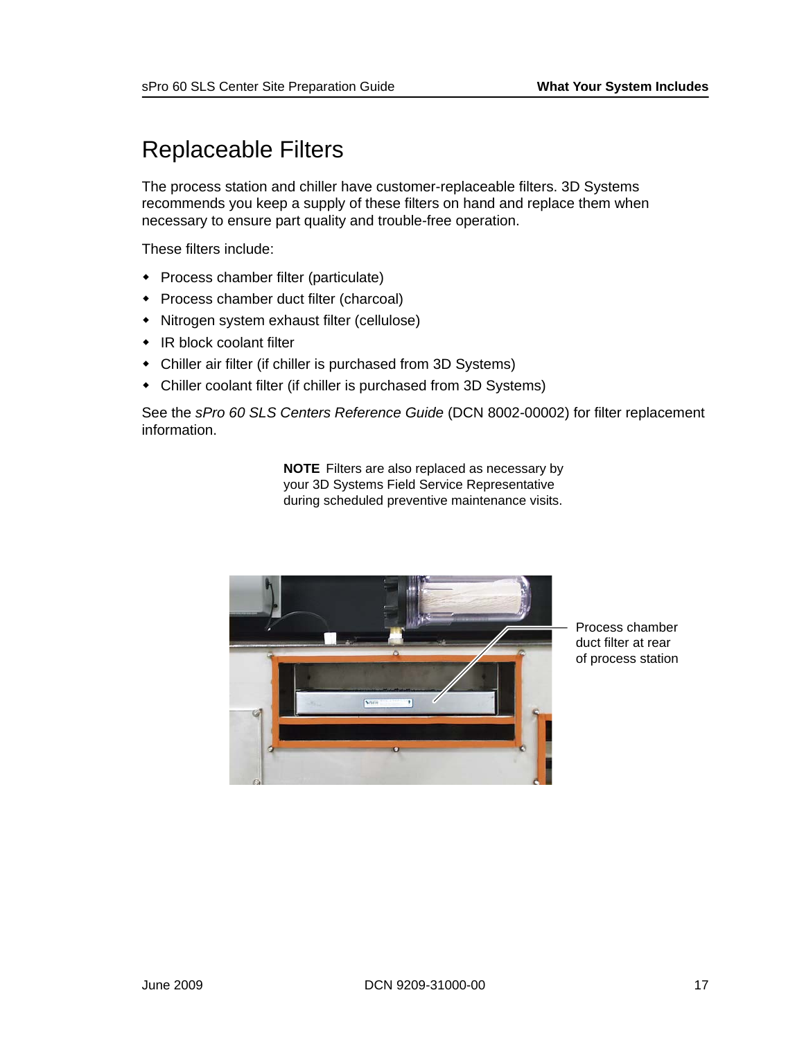# Replaceable Filters

The process station and chiller have customer-replaceable filters. 3D Systems recommends you keep a supply of these filters on hand and replace them when necessary to ensure part quality and trouble-free operation.

These filters include:

- Process chamber filter (particulate)
- Process chamber duct filter (charcoal)
- Nitrogen system exhaust filter (cellulose)
- IR block coolant filter
- Chiller air filter (if chiller is purchased from 3D Systems)
- Chiller coolant filter (if chiller is purchased from 3D Systems)

See the *sPro 60 SLS Centers Reference Guide* (DCN 8002-00002) for filter replacement information.

**NOTE** Filters are also replaced as necessary by your 3D Systems Field Service Representative during scheduled preventive maintenance visits.

Process chamber duct filter at rear of process station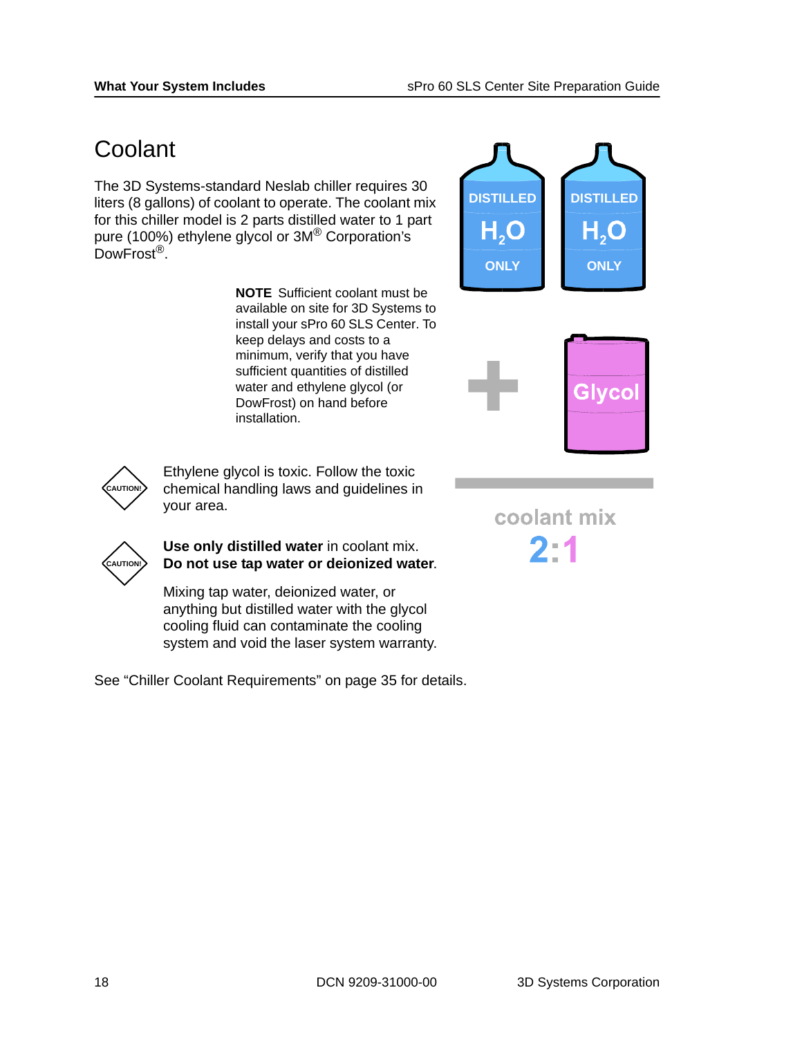# Coolant

The 3D Systems-standard Neslab chiller requires 30 liters (8 gallons) of coolant to operate. The coolant mix for this chiller model is 2 parts distilled water to 1 part pure (100%) ethylene glycol or 3M® Corporation's DowFrost®.

**NOTE** Sufficient coolant must be available on site for 3D Systems to install your sPro 60 SLS Center. To keep delays and costs to a minimum, verify that you have sufficient quantities of distilled water and ethylene glycol (or DowFrost) on hand before installation.

CAUTION! Ethylene glycol is toxic. Follow the toxic chemical handling laws and guidelines in your area.

CAUTION! **Use only distilled water** in coolant mix. **Do not use tap water or deionized water**.

Mixing tap water, deionized water, or anything but distilled water with the glycol cooling fluid can contaminate the cooling system and void the laser system warranty.

DISTILLED $H_2O$ ONLY + Glycol

coolant mix 2:1

See "Chiller Coolant Requirements" on page 35 for details.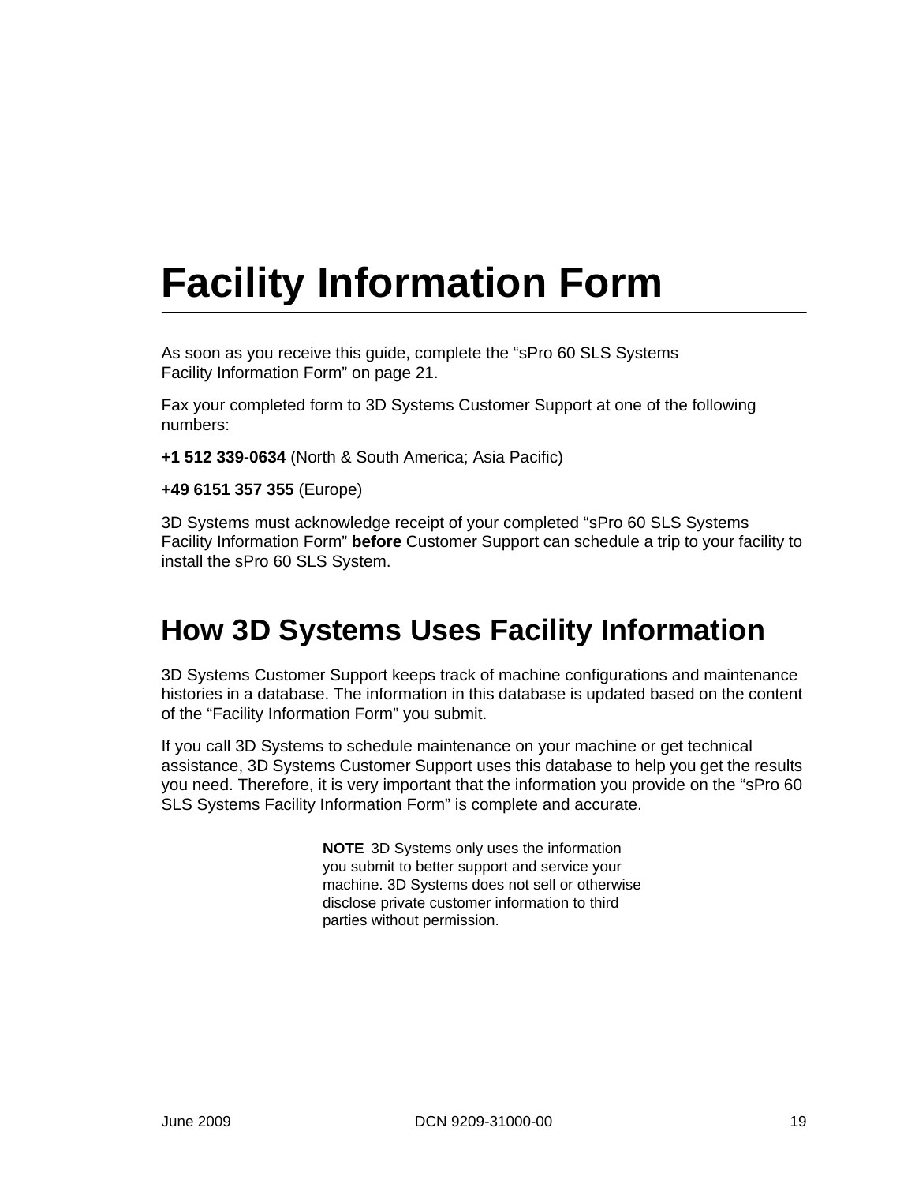# Facility Information Form

As soon as you receive this guide, complete the “sPro 60 SLS Systems Facility Information Form” on page 21.

Fax your completed form to 3D Systems Customer Support at one of the following numbers:

**+1 512 339-0634** (North & South America; Asia Pacific)

**+49 6151 357 355** (Europe)

3D Systems must acknowledge receipt of your completed “sPro 60 SLS Systems Facility Information Form” **before** Customer Support can schedule a trip to your facility to install the sPro 60 SLS System.

## How 3D Systems Uses Facility Information

3D Systems Customer Support keeps track of machine configurations and maintenance histories in a database. The information in this database is updated based on the content of the “Facility Information Form” you submit.

If you call 3D Systems to schedule maintenance on your machine or get technical assistance, 3D Systems Customer Support uses this database to help you get the results you need. Therefore, it is very important that the information you provide on the “sPro 60 SLS Systems Facility Information Form” is complete and accurate.

**NOTE** 3D Systems only uses the information you submit to better support and service your machine. 3D Systems does not sell or otherwise disclose private customer information to third parties without permission.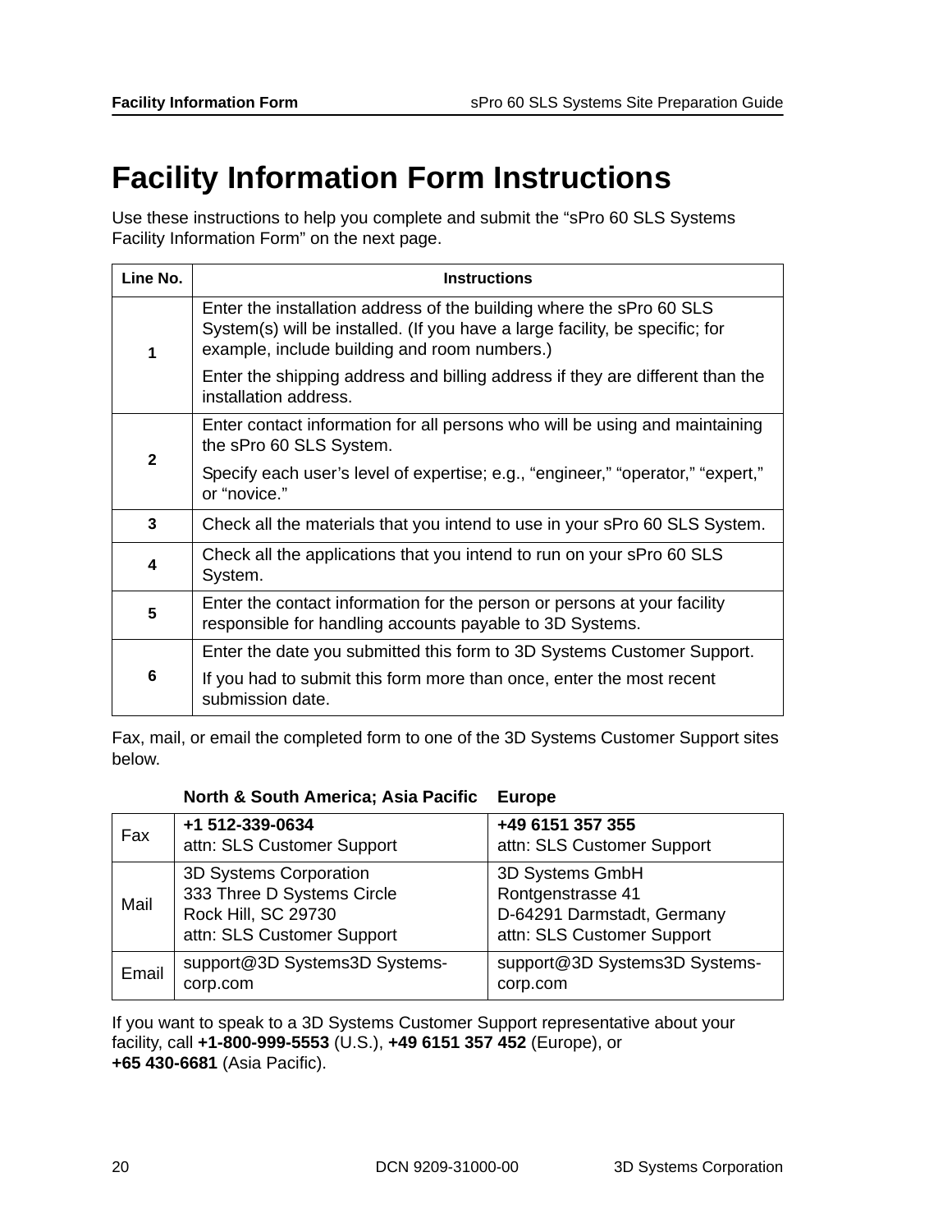# Facility Information Form Instructions

Use these instructions to help you complete and submit the “sPro 60 SLS Systems Facility Information Form” on the next page.

| Line No. | Instructions |
|---|---|
| 1 | Enter the installation address of the building where the sPro 60 SLS System(s) will be installed. (If you have a large facility, be specific; for example, include building and room numbers.)<br><br>Enter the shipping address and billing address if they are different than the installation address. |
| 2 | Enter contact information for all persons who will be using and maintaining the sPro 60 SLS System.<br><br>Specify each user’s level of expertise; e.g., “engineer,” “operator,” “expert,” or “novice.” |
| 3 | Check all the materials that you intend to use in your sPro 60 SLS System. |
| 4 | Check all the applications that you intend to run on your sPro 60 SLS System. |
| 5 | Enter the contact information for the person or persons at your facility responsible for handling accounts payable to 3D Systems. |
| 6 | Enter the date you submitted this form to 3D Systems Customer Support.<br><br>If you had to submit this form more than once, enter the most recent submission date. |

Fax, mail, or email the completed form to one of the 3D Systems Customer Support sites below.

| | **North & South America; Asia Pacific** | **Europe** |
|---|---|---|
| Fax | **+1 512-339-0634**<br>attn: SLS Customer Support | **+49 6151 357 355**<br>attn: SLS Customer Support |
| Mail | 3D Systems Corporation<br>333 Three D Systems Circle<br>Rock Hill, SC 29730<br>attn: SLS Customer Support | 3D Systems GmbH<br>Rontgenstrasse 41<br>D-64291 Darmstadt, Germany<br>attn: SLS Customer Support |
| Email | support@3D Systems3D Systems-corp.com | support@3D Systems3D Systems-corp.com |

If you want to speak to a 3D Systems Customer Support representative about your facility, call **+1-800-999-5553** (U.S.), **+49 6151 357 452** (Europe), or **+65 430-6681** (Asia Pacific).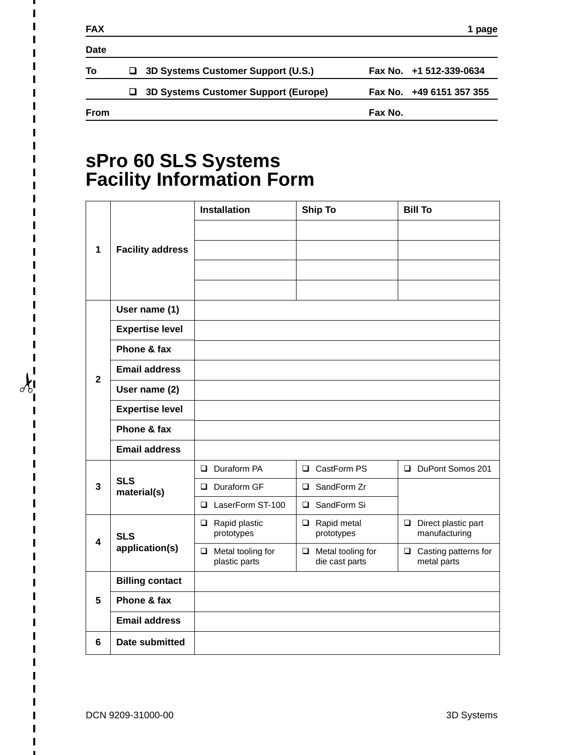| FAX | | | 1 page |
|---|---|---|---|
| Date | | | |
| To | ❑ 3D Systems Customer Support (U.S.) | Fax No. | +1 512-339-0634 |
| | ❑ 3D Systems Customer Support (Europe) | Fax No. | +49 6151 357 355 |
| From | | Fax No. | |

# sPro 60 SLS Systems Facility Information Form

| | | | | |
|---|---|---|---|---|
| 1 | Facility address | **Installation** | **Ship To** | **Bill To** |
| | | | | |
| | | | | |
| | | | | |
| | | | | |
| 2 | User name (1) | | | |
| | Expertise level | | | |
| | Phone & fax | | | |
| | Email address | | | |
| | User name (2) | | | |
| | Expertise level | | | |
| | Phone & fax | | | |
| | Email address | | | |
| 3 | SLS material(s) | ❑ Duraform PA | ❑ CastForm PS | ❑ DuPont Somos 201 |
| | | ❑ Duraform GF | ❑ SandForm Zr | |
| | | ❑ LaserForm ST-100 | ❑ SandForm Si | |
| 4 | SLS application(s) | ❑ Rapid plastic prototypes | ❑ Rapid metal prototypes | ❑ Direct plastic part manufacturing |
| | | ❑ Metal tooling for plastic parts | ❑ Metal tooling for die cast parts | ❑ Casting patterns for metal parts |
| 5 | Billing contact | | | |
| | Phone & fax | | | |
| | Email address | | | |
| 6 | Date submitted | | | |

DCN 9209-31000-00

3D Systems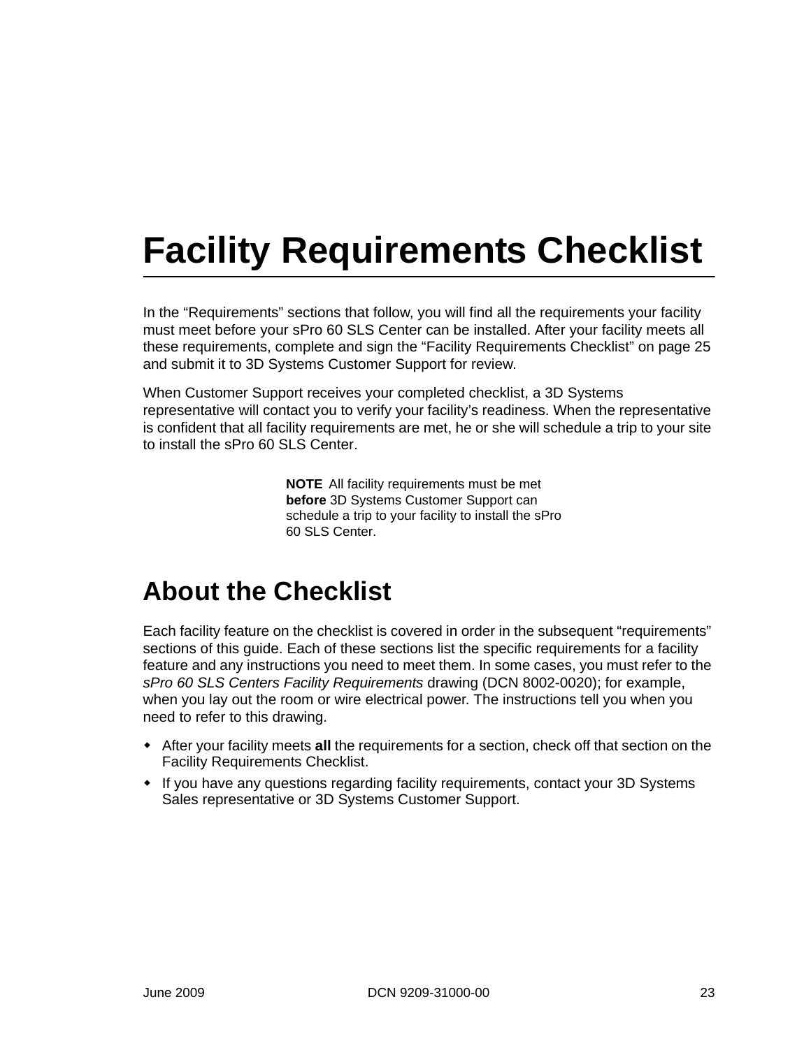# Facility Requirements Checklist

In the “Requirements” sections that follow, you will find all the requirements your facility must meet before your sPro 60 SLS Center can be installed. After your facility meets all these requirements, complete and sign the “Facility Requirements Checklist” on page 25 and submit it to 3D Systems Customer Support for review.

When Customer Support receives your completed checklist, a 3D Systems representative will contact you to verify your facility’s readiness. When the representative is confident that all facility requirements are met, he or she will schedule a trip to your site to install the sPro 60 SLS Center.

> **NOTE** All facility requirements must be met **before** 3D Systems Customer Support can schedule a trip to your facility to install the sPro 60 SLS Center.

## About the Checklist

Each facility feature on the checklist is covered in order in the subsequent “requirements” sections of this guide. Each of these sections list the specific requirements for a facility feature and any instructions you need to meet them. In some cases, you must refer to the *sPro 60 SLS Centers Facility Requirements* drawing (DCN 8002-0020); for example, when you lay out the room or wire electrical power. The instructions tell you when you need to refer to this drawing.

- After your facility meets **all** the requirements for a section, check off that section on the Facility Requirements Checklist.
- If you have any questions regarding facility requirements, contact your 3D Systems Sales representative or 3D Systems Customer Support.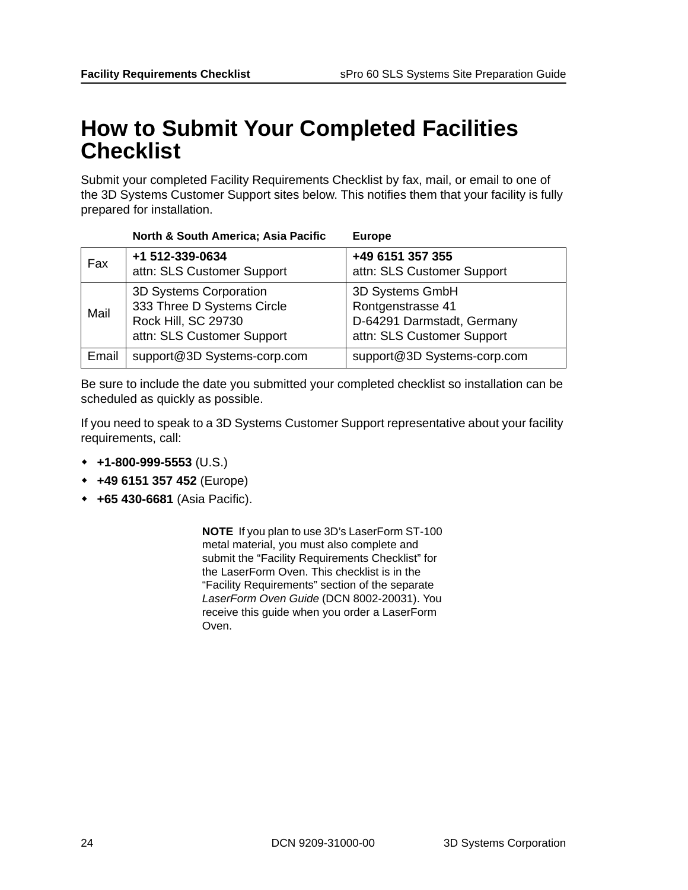# How to Submit Your Completed Facilities Checklist

Submit your completed Facility Requirements Checklist by fax, mail, or email to one of the 3D Systems Customer Support sites below. This notifies them that your facility is fully prepared for installation.

| | North & South America; Asia Pacific | Europe |
|---|---|---|
| Fax | **+1 512-339-0634**<br>attn: SLS Customer Support | **+49 6151 357 355**<br>attn: SLS Customer Support |
| Mail | 3D Systems Corporation<br>333 Three D Systems Circle<br>Rock Hill, SC 29730<br>attn: SLS Customer Support | 3D Systems GmbH<br>Rontgenstrasse 41<br>D-64291 Darmstadt, Germany<br>attn: SLS Customer Support |
| Email | support@3D Systems-corp.com | support@3D Systems-corp.com |

Be sure to include the date you submitted your completed checklist so installation can be scheduled as quickly as possible.

If you need to speak to a 3D Systems Customer Support representative about your facility requirements, call:

- **+1-800-999-5553** (U.S.)
- **+49 6151 357 452** (Europe)
- **+65 430-6681** (Asia Pacific).

**NOTE** If you plan to use 3D's LaserForm ST-100 metal material, you must also complete and submit the "Facility Requirements Checklist" for the LaserForm Oven. This checklist is in the "Facility Requirements" section of the separate *LaserForm Oven Guide* (DCN 8002-20031). You receive this guide when you order a LaserForm Oven.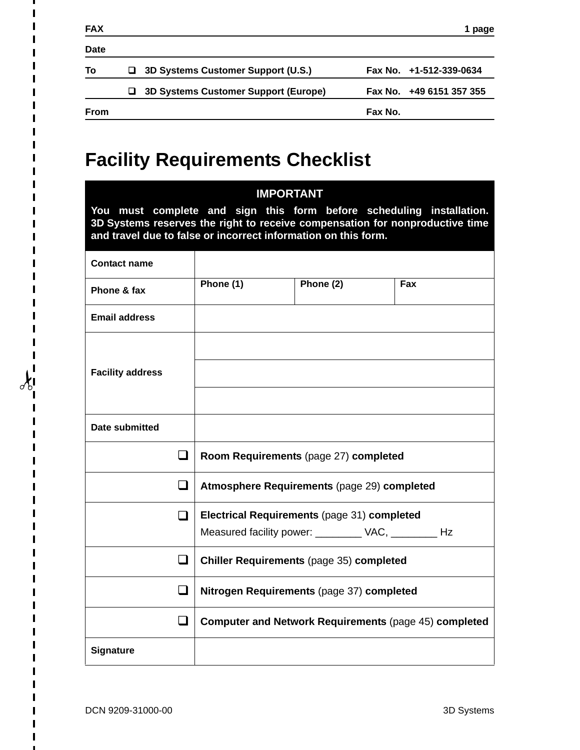| FAX | | | 1 page |
|---|---|---|---|
| Date | | | |
| To | ❑ 3D Systems Customer Support (U.S.) | Fax No. | +1-512-339-0634 |
| | ❑ 3D Systems Customer Support (Europe) | Fax No. | +49 6151 357 355 |
| From | | Fax No. | |

# Facility Requirements Checklist

**IMPORTANT**

**You must complete and sign this form before scheduling installation. 3D Systems reserves the right to receive compensation for nonproductive time and travel due to false or incorrect information on this form.**

| | | | |
|---|---|---|---|
| **Contact name** | | | |
| **Phone & fax** | **Phone (1)** | **Phone (2)** | **Fax** |
| **Email address** | | | |
| **Facility address** | | | |
| | | | |
| | | | |
| **Date submitted** | | | |
| ❑ | **Room Requirements** (page 27) **completed** | | |
| ❑ | **Atmosphere Requirements** (page 29) **completed** | | |
| ❑ | **Electrical Requirements** (page 31) **completed**<br>Measured facility power: ________ VAC, ________ Hz | | |
| ❑ | **Chiller Requirements** (page 35) **completed** | | |
| ❑ | **Nitrogen Requirements** (page 37) **completed** | | |
| ❑ | **Computer and Network Requirements** (page 45) **completed** | | |
| **Signature** | | | |

DCN 9209-31000-00 3D Systems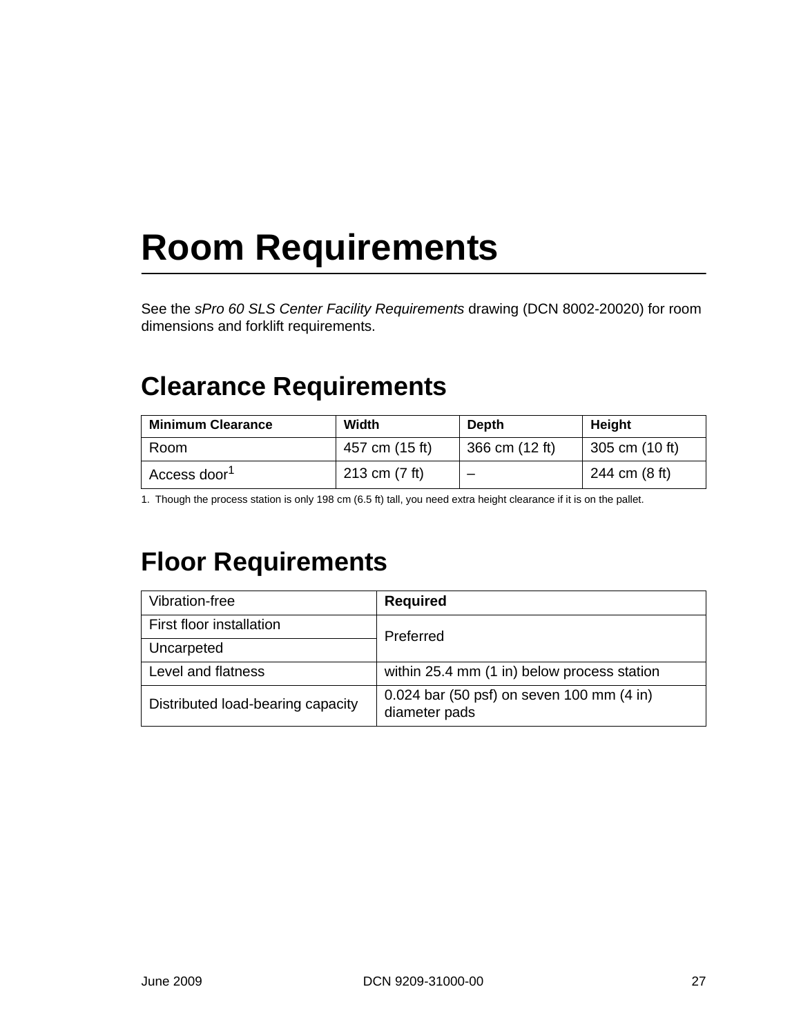# Room Requirements

See the *sPro 60 SLS Center Facility Requirements* drawing (DCN 8002-20020) for room dimensions and forklift requirements.

## Clearance Requirements

| Minimum Clearance | Width | Depth | Height |
|---|---|---|---|
| Room | 457 cm (15 ft) | 366 cm (12 ft) | 305 cm (10 ft) |
| Access door[1] | 213 cm (7 ft) | – | 244 cm (8 ft) |

1. Though the process station is only 198 cm (6.5 ft) tall, you need extra height clearance if it is on the pallet.

## Floor Requirements

| Vibration-free | **Required** |
|---|---|
| First floor installation | Preferred |
| Uncarpeted | Preferred |
| Level and flatness | within 25.4 mm (1 in) below process station |
| Distributed load-bearing capacity | 0.024 bar (50 psf) on seven 100 mm (4 in) diameter pads |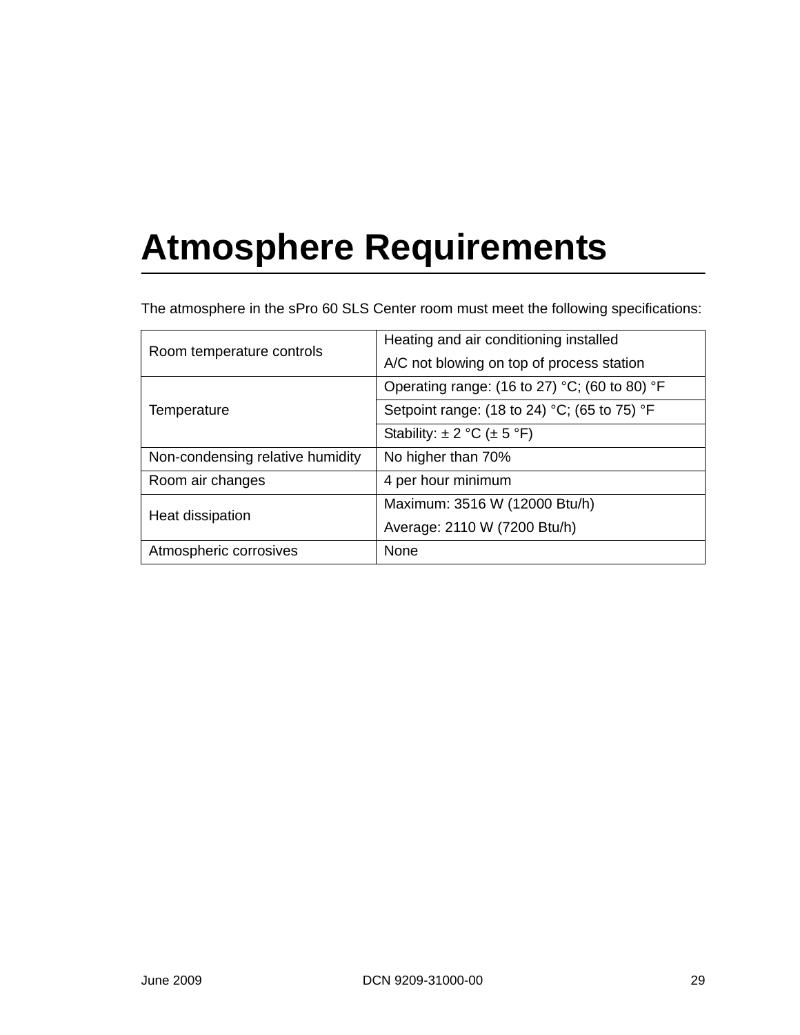# Atmosphere Requirements

The atmosphere in the sPro 60 SLS Center room must meet the following specifications:

| | |
|---|---|
| Room temperature controls | Heating and air conditioning installed<br>A/C not blowing on top of process station |
| Temperature | Operating range: (16 to 27) °C; (60 to 80) °F |
| | Setpoint range: (18 to 24) °C; (65 to 75) °F |
| | Stability: ± 2 °C (± 5 °F) |
| Non-condensing relative humidity | No higher than 70% |
| Room air changes | 4 per hour minimum |
| Heat dissipation | Maximum: 3516 W (12000 Btu/h)<br>Average: 2110 W (7200 Btu/h) |
| Atmospheric corrosives | None |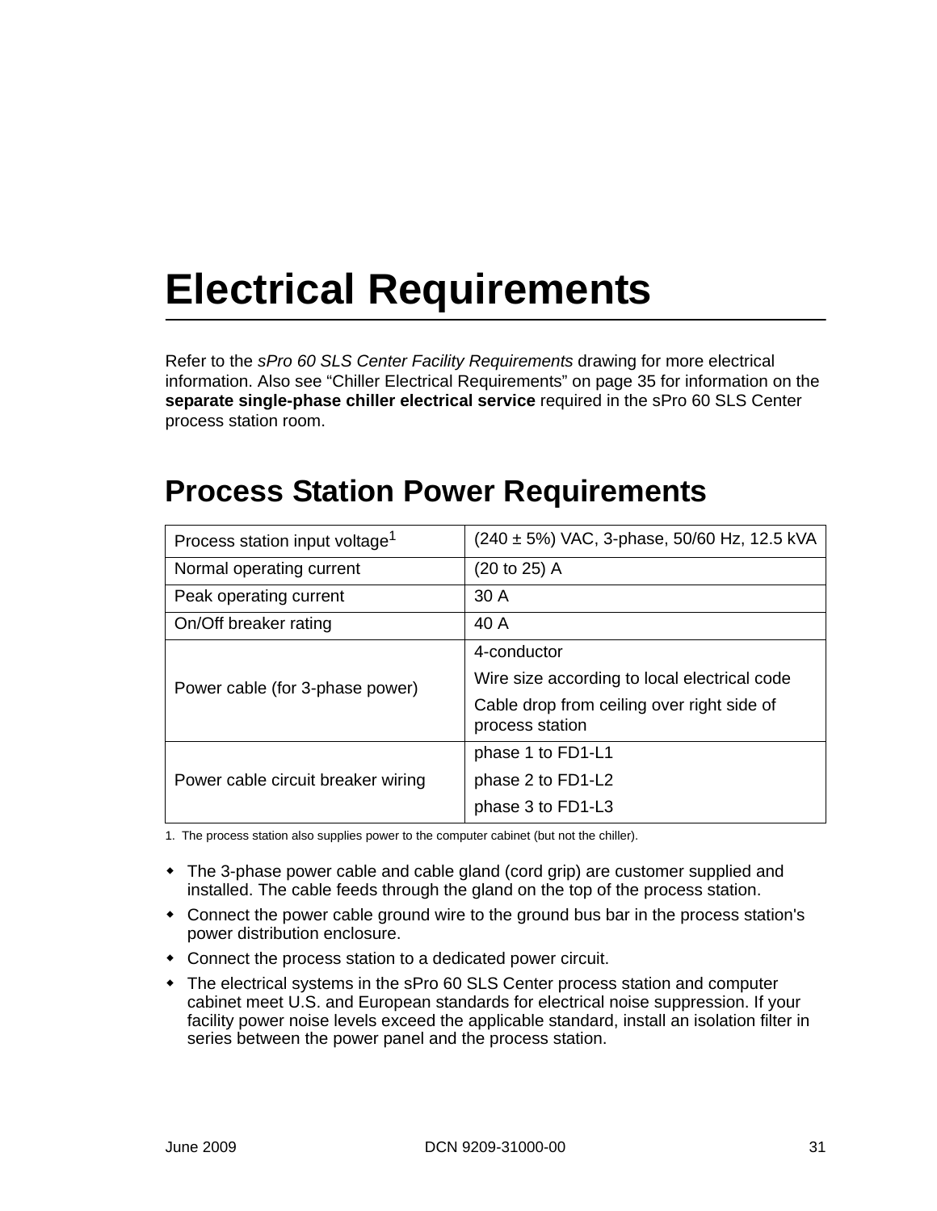# Electrical Requirements

Refer to the *sPro 60 SLS Center Facility Requirements* drawing for more electrical information. Also see “Chiller Electrical Requirements” on page 35 for information on the **separate single-phase chiller electrical service** required in the sPro 60 SLS Center process station room.

## Process Station Power Requirements

| | |
|---|---|
| Process station input voltage[1] | (240 ± 5%) VAC, 3-phase, 50/60 Hz, 12.5 kVA |
| Normal operating current | (20 to 25) A |
| Peak operating current | 30 A |
| On/Off breaker rating | 40 A |
| Power cable (for 3-phase power) | 4-conductor<br>Wire size according to local electrical code<br>Cable drop from ceiling over right side of process station |
| Power cable circuit breaker wiring | phase 1 to FD1-L1<br>phase 2 to FD1-L2<br>phase 3 to FD1-L3 |

1. The process station also supplies power to the computer cabinet (but not the chiller).

- The 3-phase power cable and cable gland (cord grip) are customer supplied and installed. The cable feeds through the gland on the top of the process station.
- Connect the power cable ground wire to the ground bus bar in the process station's power distribution enclosure.
- Connect the process station to a dedicated power circuit.
- The electrical systems in the sPro 60 SLS Center process station and computer cabinet meet U.S. and European standards for electrical noise suppression. If your facility power noise levels exceed the applicable standard, install an isolation filter in series between the power panel and the process station.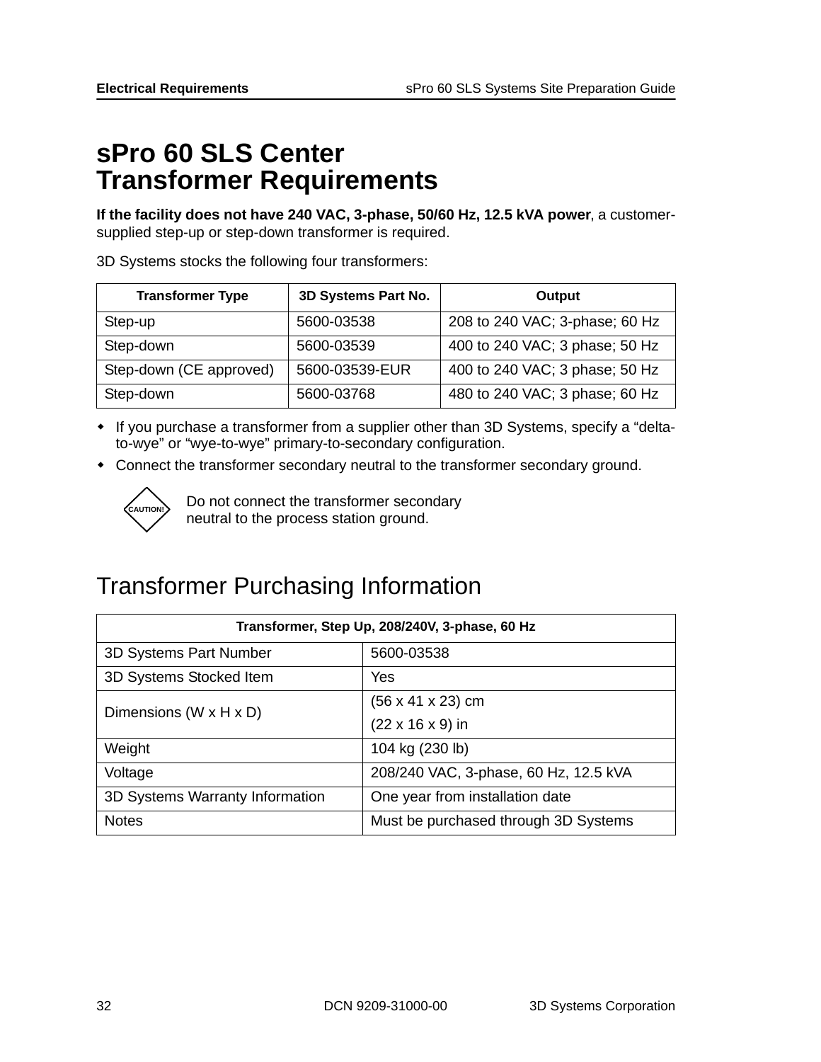# sPro 60 SLS Center Transformer Requirements

**If the facility does not have 240 VAC, 3-phase, 50/60 Hz, 12.5 kVA power**, a customer-supplied step-up or step-down transformer is required.

3D Systems stocks the following four transformers:

| Transformer Type | 3D Systems Part No. | Output |
|---|---|---|
| Step-up | 5600-03538 | 208 to 240 VAC; 3-phase; 60 Hz |
| Step-down | 5600-03539 | 400 to 240 VAC; 3 phase; 50 Hz |
| Step-down (CE approved) | 5600-03539-EUR | 400 to 240 VAC; 3 phase; 50 Hz |
| Step-down | 5600-03768 | 480 to 240 VAC; 3 phase; 60 Hz |

- If you purchase a transformer from a supplier other than 3D Systems, specify a “delta-to-wye” or “wye-to-wye” primary-to-secondary configuration.
- Connect the transformer secondary neutral to the transformer secondary ground.

CAUTION! Do not connect the transformer secondary neutral to the process station ground.

## Transformer Purchasing Information

| Transformer, Step Up, 208/240V, 3-phase, 60 Hz | |
|---|---|
| 3D Systems Part Number | 5600-03538 |
| 3D Systems Stocked Item | Yes |
| Dimensions (W x H x D) | (56 x 41 x 23) cm<br>(22 x 16 x 9) in |
| Weight | 104 kg (230 lb) |
| Voltage | 208/240 VAC, 3-phase, 60 Hz, 12.5 kVA |
| 3D Systems Warranty Information | One year from installation date |
| Notes | Must be purchased through 3D Systems |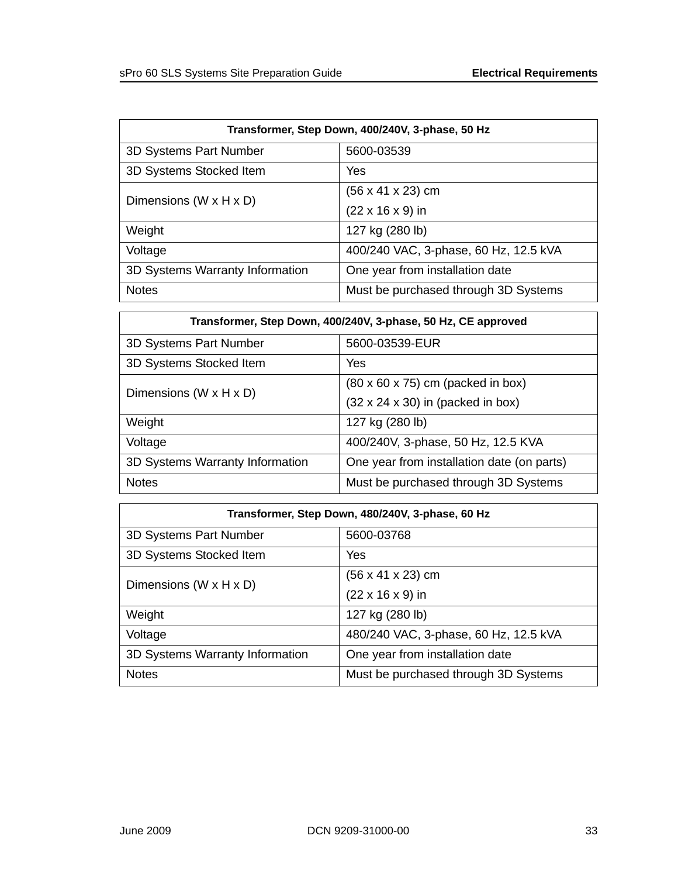| Transformer, Step Down, 400/240V, 3-phase, 50 Hz | |
|---|---|
| 3D Systems Part Number | 5600-03539 |
| 3D Systems Stocked Item | Yes |
| Dimensions (W x H x D) | (56 x 41 x 23) cm<br>(22 x 16 x 9) in |
| Weight | 127 kg (280 lb) |
| Voltage | 400/240 VAC, 3-phase, 60 Hz, 12.5 kVA |
| 3D Systems Warranty Information | One year from installation date |
| Notes | Must be purchased through 3D Systems |

| Transformer, Step Down, 400/240V, 3-phase, 50 Hz, CE approved | |
|---|---|
| 3D Systems Part Number | 5600-03539-EUR |
| 3D Systems Stocked Item | Yes |
| Dimensions (W x H x D) | (80 x 60 x 75) cm (packed in box)<br>(32 x 24 x 30) in (packed in box) |
| Weight | 127 kg (280 lb) |
| Voltage | 400/240V, 3-phase, 50 Hz, 12.5 KVA |
| 3D Systems Warranty Information | One year from installation date (on parts) |
| Notes | Must be purchased through 3D Systems |

| Transformer, Step Down, 480/240V, 3-phase, 60 Hz | |
|---|---|
| 3D Systems Part Number | 5600-03768 |
| 3D Systems Stocked Item | Yes |
| Dimensions (W x H x D) | (56 x 41 x 23) cm<br>(22 x 16 x 9) in |
| Weight | 127 kg (280 lb) |
| Voltage | 480/240 VAC, 3-phase, 60 Hz, 12.5 kVA |
| 3D Systems Warranty Information | One year from installation date |
| Notes | Must be purchased through 3D Systems |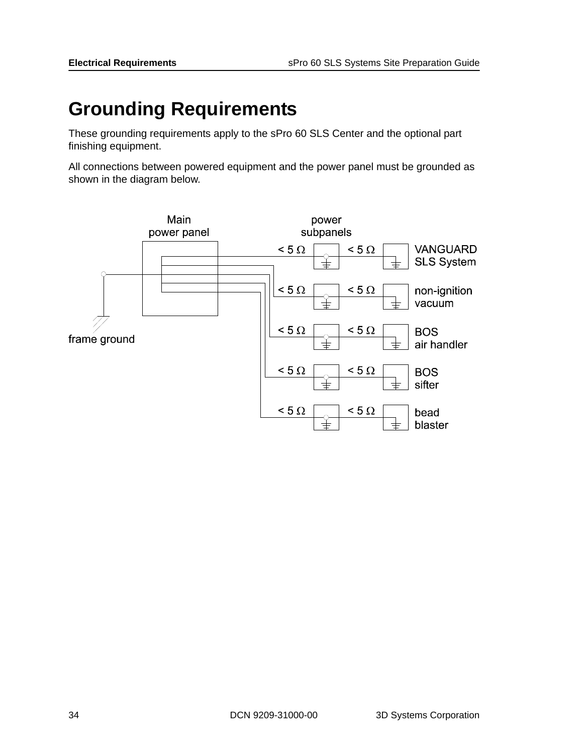# Grounding Requirements

These grounding requirements apply to the sPro 60 SLS Center and the optional part finishing equipment.

All connections between powered equipment and the power panel must be grounded as shown in the diagram below.

Main power panel

power subpanels

< 5 Ω &nbsp;&nbsp; < 5 Ω &nbsp;&nbsp; VANGUARD SLS System

< 5 Ω &nbsp;&nbsp; < 5 Ω &nbsp;&nbsp; non-ignition vacuum

< 5 Ω &nbsp;&nbsp; < 5 Ω &nbsp;&nbsp; BOS air handler

< 5 Ω &nbsp;&nbsp; < 5 Ω &nbsp;&nbsp; BOS sifter

< 5 Ω &nbsp;&nbsp; < 5 Ω &nbsp;&nbsp; bead blaster

frame ground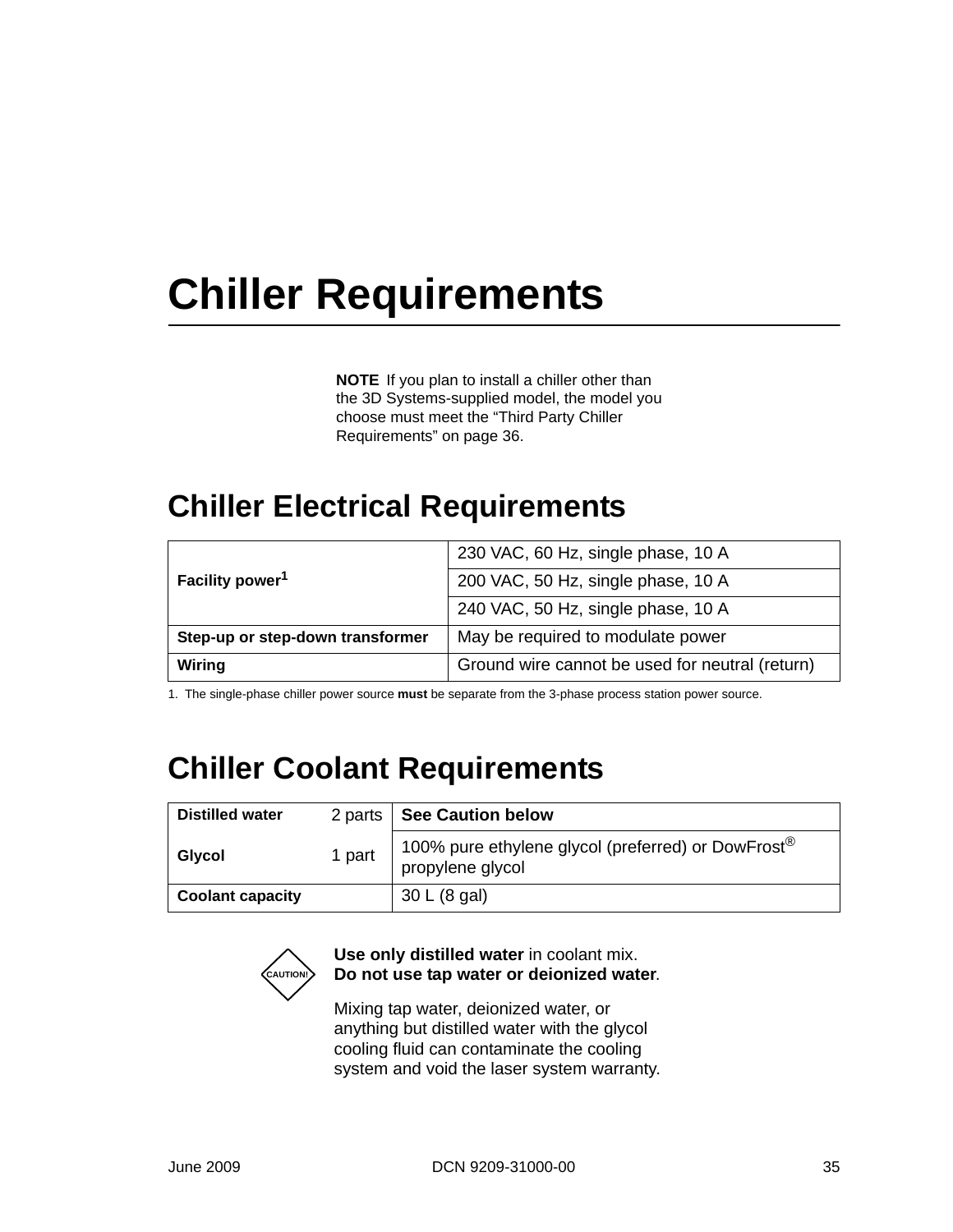# Chiller Requirements

**NOTE** If you plan to install a chiller other than the 3D Systems-supplied model, the model you choose must meet the “Third Party Chiller Requirements” on page 36.

## Chiller Electrical Requirements

| | |
|---|---|
| **Facility power**[1] | 230 VAC, 60 Hz, single phase, 10 A |
| | 200 VAC, 50 Hz, single phase, 10 A |
| | 240 VAC, 50 Hz, single phase, 10 A |
| **Step-up or step-down transformer** | May be required to modulate power |
| **Wiring** | Ground wire cannot be used for neutral (return) |

1. The single-phase chiller power source **must** be separate from the 3-phase process station power source.

## Chiller Coolant Requirements

| | | |
|---|---|---|
| **Distilled water** | 2 parts | **See Caution below** |
| **Glycol** | 1 part | 100% pure ethylene glycol (preferred) or DowFrost® propylene glycol |
| **Coolant capacity** | | 30 L (8 gal) |

CAUTION!

**Use only distilled water** in coolant mix.
**Do not use tap water or deionized water**.

Mixing tap water, deionized water, or anything but distilled water with the glycol cooling fluid can contaminate the cooling system and void the laser system warranty.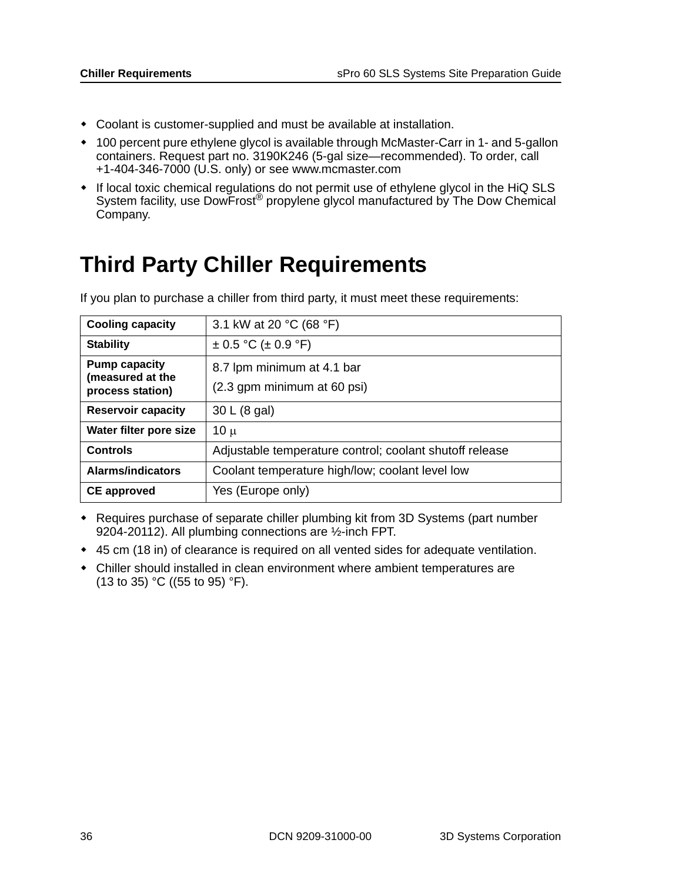- Coolant is customer-supplied and must be available at installation.
- 100 percent pure ethylene glycol is available through McMaster-Carr in 1- and 5-gallon containers. Request part no. 3190K246 (5-gal size—recommended). To order, call +1-404-346-7000 (U.S. only) or see www.mcmaster.com
- If local toxic chemical regulations do not permit use of ethylene glycol in the HiQ SLS System facility, use DowFrost® propylene glycol manufactured by The Dow Chemical Company.

# Third Party Chiller Requirements

If you plan to purchase a chiller from third party, it must meet these requirements:

| | |
|---|---|
| **Cooling capacity** | 3.1 kW at 20 °C (68 °F) |
| **Stability** | ± 0.5 °C (± 0.9 °F) |
| **Pump capacity (measured at the process station)** | 8.7 lpm minimum at 4.1 bar<br>(2.3 gpm minimum at 60 psi) |
| **Reservoir capacity** | 30 L (8 gal) |
| **Water filter pore size** | 10 μ |
| **Controls** | Adjustable temperature control; coolant shutoff release |
| **Alarms/indicators** | Coolant temperature high/low; coolant level low |
| **CE approved** | Yes (Europe only) |

- Requires purchase of separate chiller plumbing kit from 3D Systems (part number 9204-20112). All plumbing connections are ½-inch FPT.
- 45 cm (18 in) of clearance is required on all vented sides for adequate ventilation.
- Chiller should installed in clean environment where ambient temperatures are (13 to 35) °C ((55 to 95) °F).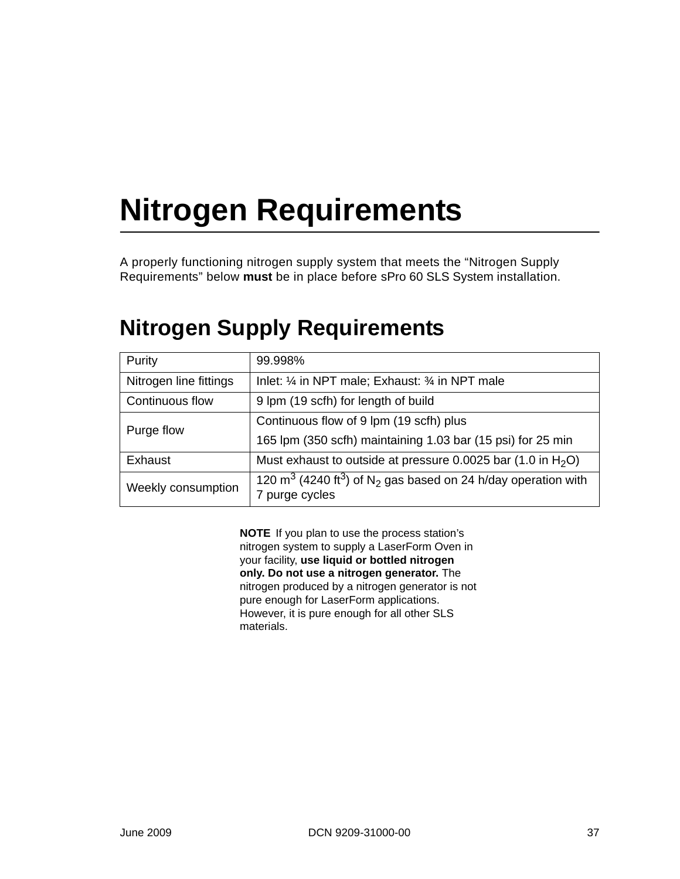# Nitrogen Requirements

A properly functioning nitrogen supply system that meets the “Nitrogen Supply Requirements” below **must** be in place before sPro 60 SLS System installation.

## Nitrogen Supply Requirements

| | |
|---|---|
| Purity | 99.998% |
| Nitrogen line fittings | Inlet: ¼ in NPT male; Exhaust: ¾ in NPT male |
| Continuous flow | 9 lpm (19 scfh) for length of build |
| Purge flow | Continuous flow of 9 lpm (19 scfh) plus<br>165 lpm (350 scfh) maintaining 1.03 bar (15 psi) for 25 min |
| Exhaust | Must exhaust to outside at pressure 0.0025 bar (1.0 in $H_2O$) |
| Weekly consumption | 120 $m^3$ (4240 $ft^3$) of $N_2$ gas based on 24 h/day operation with 7 purge cycles |

**NOTE** If you plan to use the process station’s nitrogen system to supply a LaserForm Oven in your facility, **use liquid or bottled nitrogen only. Do not use a nitrogen generator.** The nitrogen produced by a nitrogen generator is not pure enough for LaserForm applications. However, it is pure enough for all other SLS materials.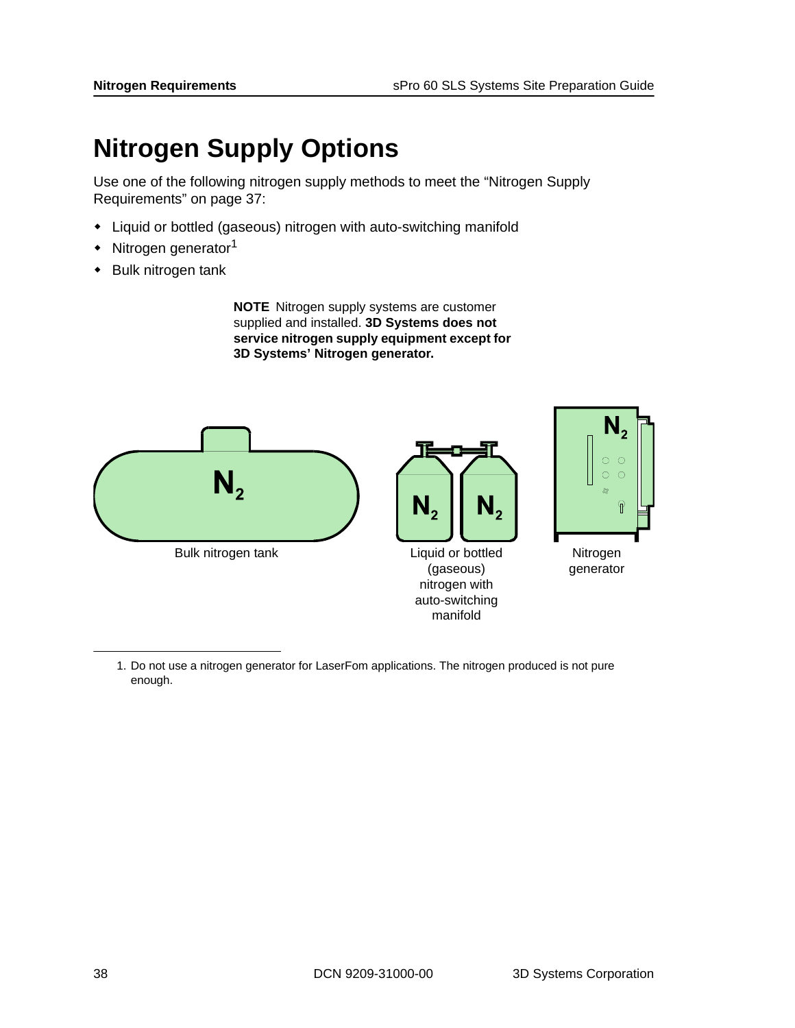# Nitrogen Supply Options

Use one of the following nitrogen supply methods to meet the “Nitrogen Supply Requirements” on page 37:

- Liquid or bottled (gaseous) nitrogen with auto-switching manifold
- Nitrogen generator[1]
- Bulk nitrogen tank

**NOTE** Nitrogen supply systems are customer supplied and installed. **3D Systems does not service nitrogen supply equipment except for 3D Systems’ Nitrogen generator.**

Bulk nitrogen tank

Liquid or bottled (gaseous) nitrogen with auto-switching manifold

Nitrogen generator

1. Do not use a nitrogen generator for LaserFom applications. The nitrogen produced is not pure enough.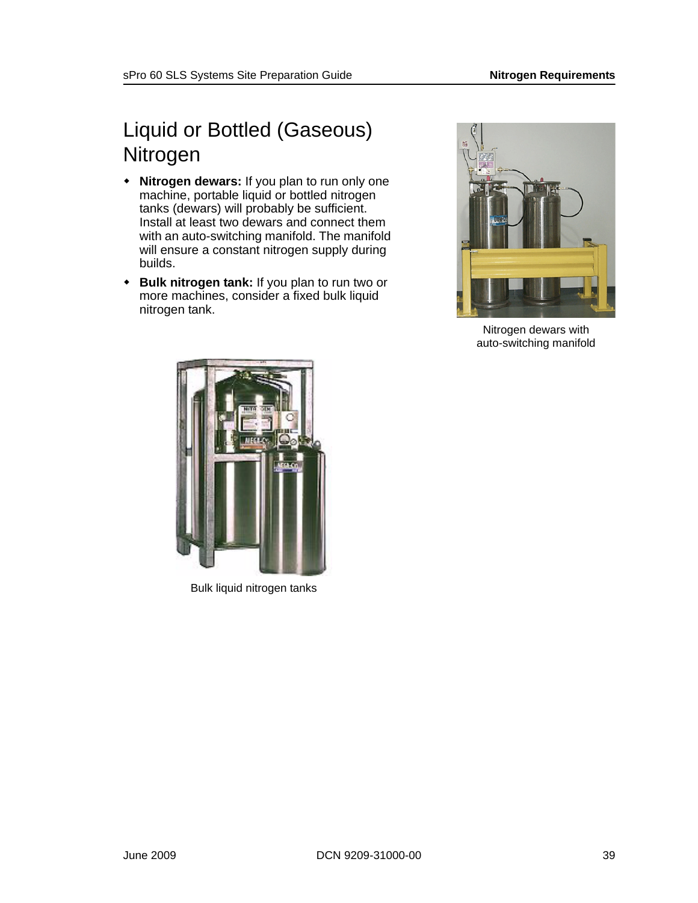# Liquid or Bottled (Gaseous) Nitrogen

- **Nitrogen dewars:** If you plan to run only one machine, portable liquid or bottled nitrogen tanks (dewars) will probably be sufficient. Install at least two dewars and connect them with an auto-switching manifold. The manifold will ensure a constant nitrogen supply during builds.
- **Bulk nitrogen tank:** If you plan to run two or more machines, consider a fixed bulk liquid nitrogen tank.

Nitrogen dewars with auto-switching manifold

Bulk liquid nitrogen tanks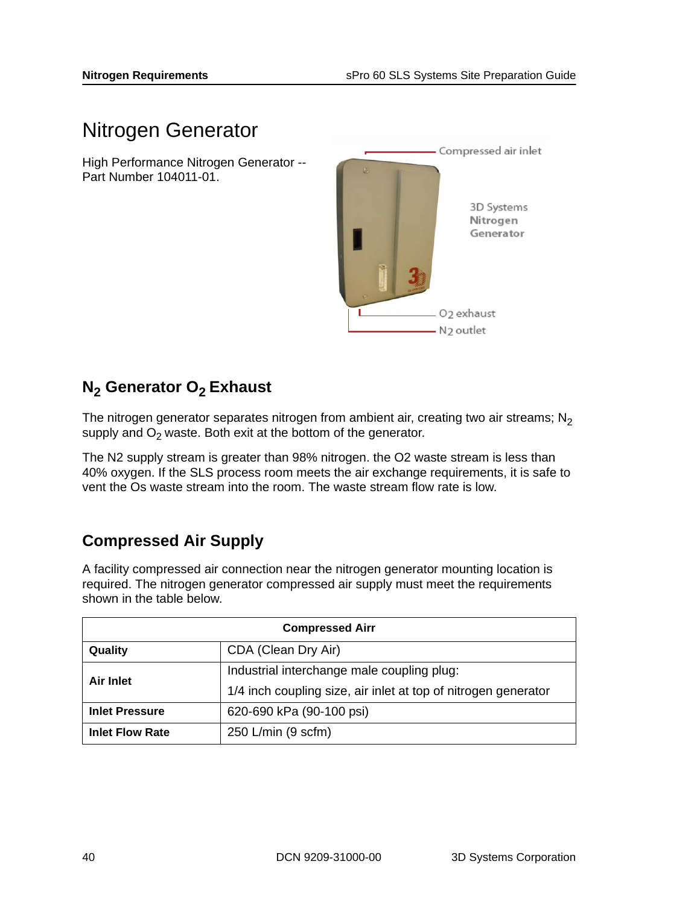# Nitrogen Generator

High Performance Nitrogen Generator -- Part Number 104011-01.

## $N_2$ Generator $O_2$ Exhaust

The nitrogen generator separates nitrogen from ambient air, creating two air streams; $N_2$ supply and $O_2$ waste. Both exit at the bottom of the generator.

The N2 supply stream is greater than 98% nitrogen. the O2 waste stream is less than 40% oxygen. If the SLS process room meets the air exchange requirements, it is safe to vent the Os waste stream into the room. The waste stream flow rate is low.

## Compressed Air Supply

A facility compressed air connection near the nitrogen generator mounting location is required. The nitrogen generator compressed air supply must meet the requirements shown in the table below.

| Compressed Airr | |
|---|---|
| **Quality** | CDA (Clean Dry Air) |
| **Air Inlet** | Industrial interchange male coupling plug:<br>1/4 inch coupling size, air inlet at top of nitrogen generator |
| **Inlet Pressure** | 620-690 kPa (90-100 psi) |
| **Inlet Flow Rate** | 250 L/min (9 scfm) |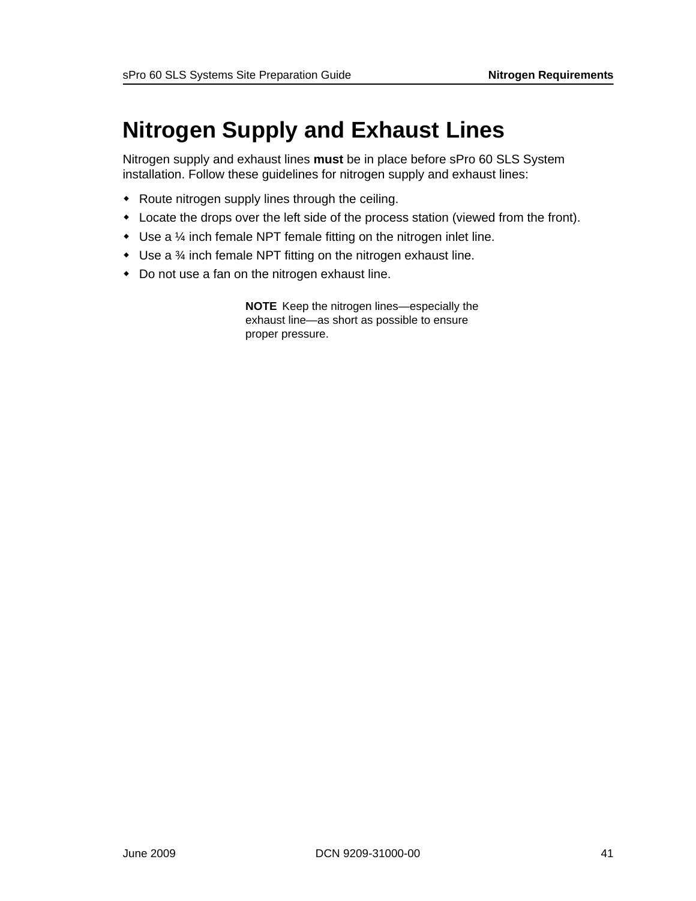# Nitrogen Supply and Exhaust Lines

Nitrogen supply and exhaust lines **must** be in place before sPro 60 SLS System installation. Follow these guidelines for nitrogen supply and exhaust lines:

- Route nitrogen supply lines through the ceiling.
- Locate the drops over the left side of the process station (viewed from the front).
- Use a ¼ inch female NPT female fitting on the nitrogen inlet line.
- Use a ¾ inch female NPT fitting on the nitrogen exhaust line.
- Do not use a fan on the nitrogen exhaust line.

**NOTE** Keep the nitrogen lines—especially the exhaust line—as short as possible to ensure proper pressure.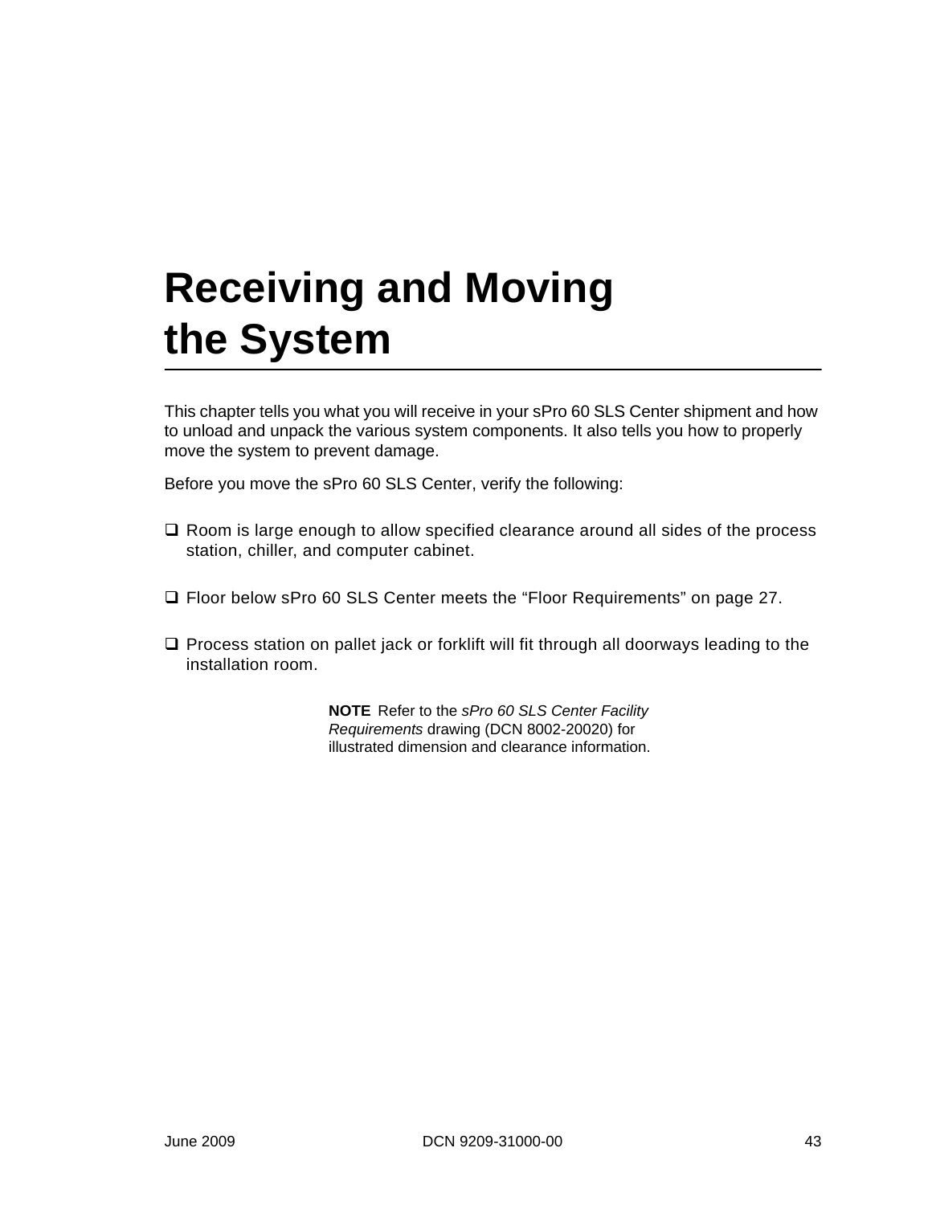# Receiving and Moving the System

This chapter tells you what you will receive in your sPro 60 SLS Center shipment and how to unload and unpack the various system components. It also tells you how to properly move the system to prevent damage.

Before you move the sPro 60 SLS Center, verify the following:

- ❑ Room is large enough to allow specified clearance around all sides of the process station, chiller, and computer cabinet.
- ❑ Floor below sPro 60 SLS Center meets the “Floor Requirements” on page 27.
- ❑ Process station on pallet jack or forklift will fit through all doorways leading to the installation room.

**NOTE** Refer to the *sPro 60 SLS Center Facility Requirements* drawing (DCN 8002-20020) for illustrated dimension and clearance information.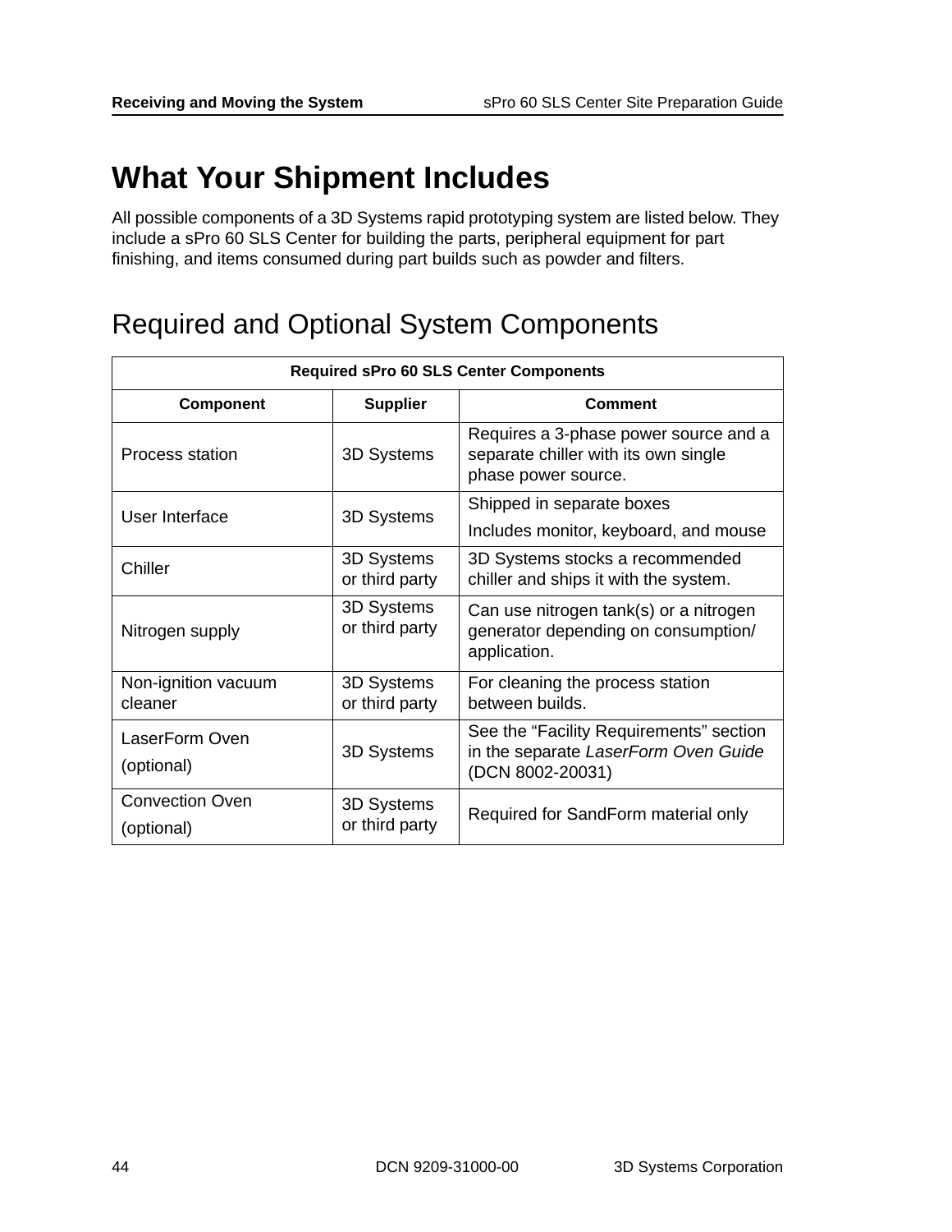# What Your Shipment Includes

All possible components of a 3D Systems rapid prototyping system are listed below. They include a sPro 60 SLS Center for building the parts, peripheral equipment for part finishing, and items consumed during part builds such as powder and filters.

## Required and Optional System Components

| Required sPro 60 SLS Center Components | | |
|---|---|---|
| **Component** | **Supplier** | **Comment** |
| Process station | 3D Systems | Requires a 3-phase power source and a separate chiller with its own single phase power source. |
| User Interface | 3D Systems | Shipped in separate boxes<br>Includes monitor, keyboard, and mouse |
| Chiller | 3D Systems or third party | 3D Systems stocks a recommended chiller and ships it with the system. |
| Nitrogen supply | 3D Systems or third party | Can use nitrogen tank(s) or a nitrogen generator depending on consumption/ application. |
| Non-ignition vacuum cleaner | 3D Systems or third party | For cleaning the process station between builds. |
| LaserForm Oven<br>(optional) | 3D Systems | See the "Facility Requirements" section in the separate *LaserForm Oven Guide* (DCN 8002-20031) |
| Convection Oven<br>(optional) | 3D Systems or third party | Required for SandForm material only |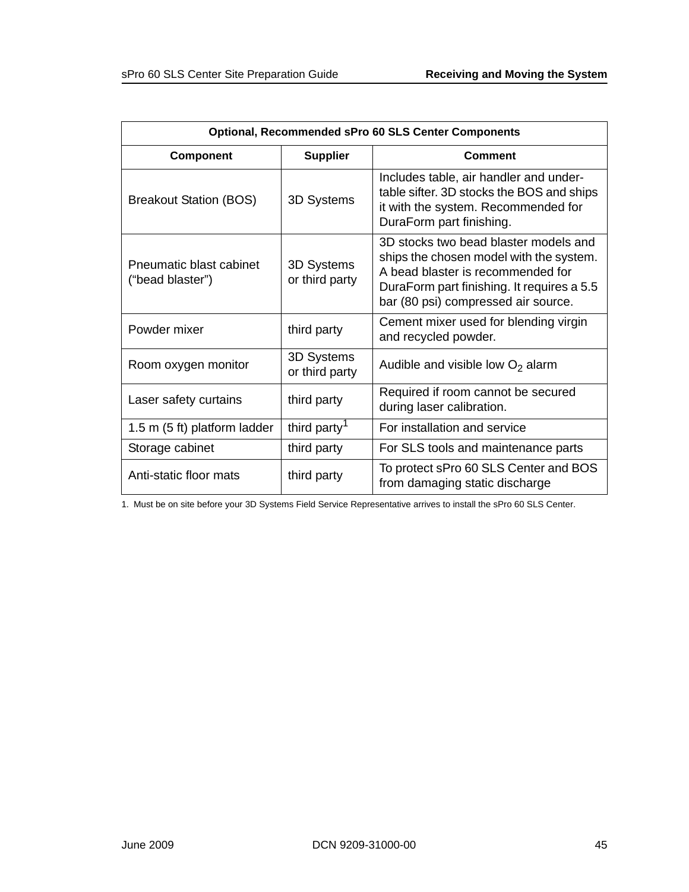| Optional, Recommended sPro 60 SLS Center Components | | |
|---|---|---|
| **Component** | **Supplier** | **Comment** |
| Breakout Station (BOS) | 3D Systems | Includes table, air handler and under-table sifter. 3D stocks the BOS and ships it with the system. Recommended for DuraForm part finishing. |
| Pneumatic blast cabinet ("bead blaster") | 3D Systems or third party | 3D stocks two bead blaster models and ships the chosen model with the system. A bead blaster is recommended for DuraForm part finishing. It requires a 5.5 bar (80 psi) compressed air source. |
| Powder mixer | third party | Cement mixer used for blending virgin and recycled powder. |
| Room oxygen monitor | 3D Systems or third party | Audible and visible low $O_2$ alarm |
| Laser safety curtains | third party | Required if room cannot be secured during laser calibration. |
| 1.5 m (5 ft) platform ladder | third party[1] | For installation and service |
| Storage cabinet | third party | For SLS tools and maintenance parts |
| Anti-static floor mats | third party | To protect sPro 60 SLS Center and BOS from damaging static discharge |

1. Must be on site before your 3D Systems Field Service Representative arrives to install the sPro 60 SLS Center.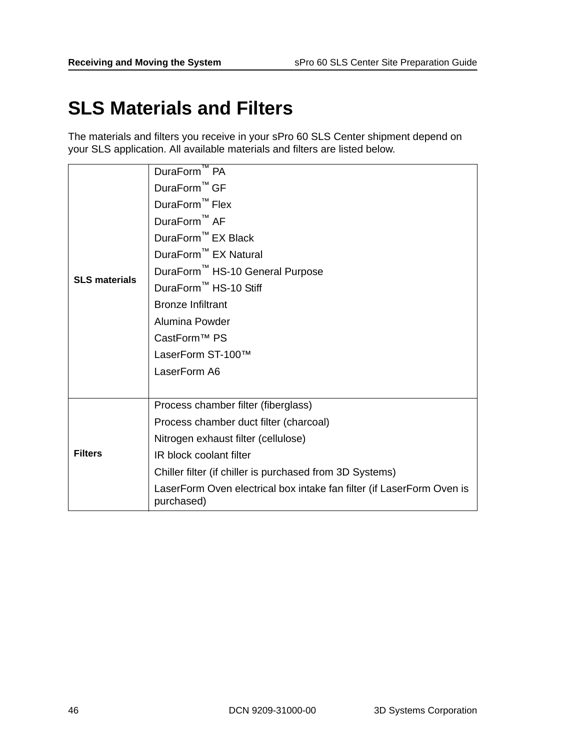# SLS Materials and Filters

The materials and filters you receive in your sPro 60 SLS Center shipment depend on your SLS application. All available materials and filters are listed below.

| | |
|---|---|
| **SLS materials** | DuraForm™ PA<br>DuraForm™ GF<br>DuraForm™ Flex<br>DuraForm™ AF<br>DuraForm™ EX Black<br>DuraForm™ EX Natural<br>DuraForm™ HS-10 General Purpose<br>DuraForm™ HS-10 Stiff<br>Bronze Infiltrant<br>Alumina Powder<br>CastForm™ PS<br>LaserForm ST-100™<br>LaserForm A6 |
| **Filters** | Process chamber filter (fiberglass)<br>Process chamber duct filter (charcoal)<br>Nitrogen exhaust filter (cellulose)<br>IR block coolant filter<br>Chiller filter (if chiller is purchased from 3D Systems)<br>LaserForm Oven electrical box intake fan filter (if LaserForm Oven is purchased) |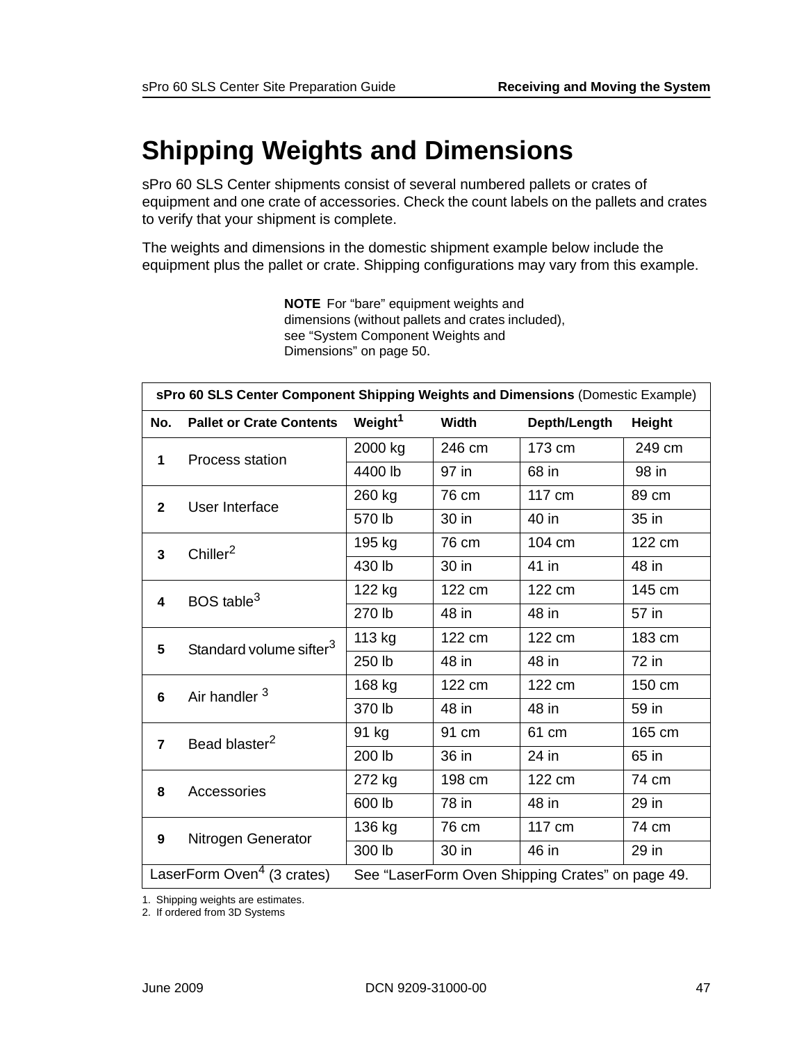# Shipping Weights and Dimensions

sPro 60 SLS Center shipments consist of several numbered pallets or crates of equipment and one crate of accessories. Check the count labels on the pallets and crates to verify that your shipment is complete.

The weights and dimensions in the domestic shipment example below include the equipment plus the pallet or crate. Shipping configurations may vary from this example.

**NOTE** For "bare" equipment weights and dimensions (without pallets and crates included), see "System Component Weights and Dimensions" on page 50.

| **sPro 60 SLS Center Component Shipping Weights and Dimensions** (Domestic Example) | | | | | |
|---|---|---|---|---|---|
| **No.** | **Pallet or Crate Contents** | **Weight[1]** | **Width** | **Depth/Length** | **Height** |
| **1** | Process station | 2000 kg | 246 cm | 173 cm | 249 cm |
| | | 4400 lb | 97 in | 68 in | 98 in |
| **2** | User Interface | 260 kg | 76 cm | 117 cm | 89 cm |
| | | 570 lb | 30 in | 40 in | 35 in |
| **3** | Chiller[2] | 195 kg | 76 cm | 104 cm | 122 cm |
| | | 430 lb | 30 in | 41 in | 48 in |
| **4** | BOS table[3] | 122 kg | 122 cm | 122 cm | 145 cm |
| | | 270 lb | 48 in | 48 in | 57 in |
| **5** | Standard volume sifter[3] | 113 kg | 122 cm | 122 cm | 183 cm |
| | | 250 lb | 48 in | 48 in | 72 in |
| **6** | Air handler [3] | 168 kg | 122 cm | 122 cm | 150 cm |
| | | 370 lb | 48 in | 48 in | 59 in |
| **7** | Bead blaster[2] | 91 kg | 91 cm | 61 cm | 165 cm |
| | | 200 lb | 36 in | 24 in | 65 in |
| **8** | Accessories | 272 kg | 198 cm | 122 cm | 74 cm |
| | | 600 lb | 78 in | 48 in | 29 in |
| **9** | Nitrogen Generator | 136 kg | 76 cm | 117 cm | 74 cm |
| | | 300 lb | 30 in | 46 in | 29 in |
| LaserForm Oven[4] (3 crates) | | See "LaserForm Oven Shipping Crates" on page 49. | | | |

1. Shipping weights are estimates.
2. If ordered from 3D Systems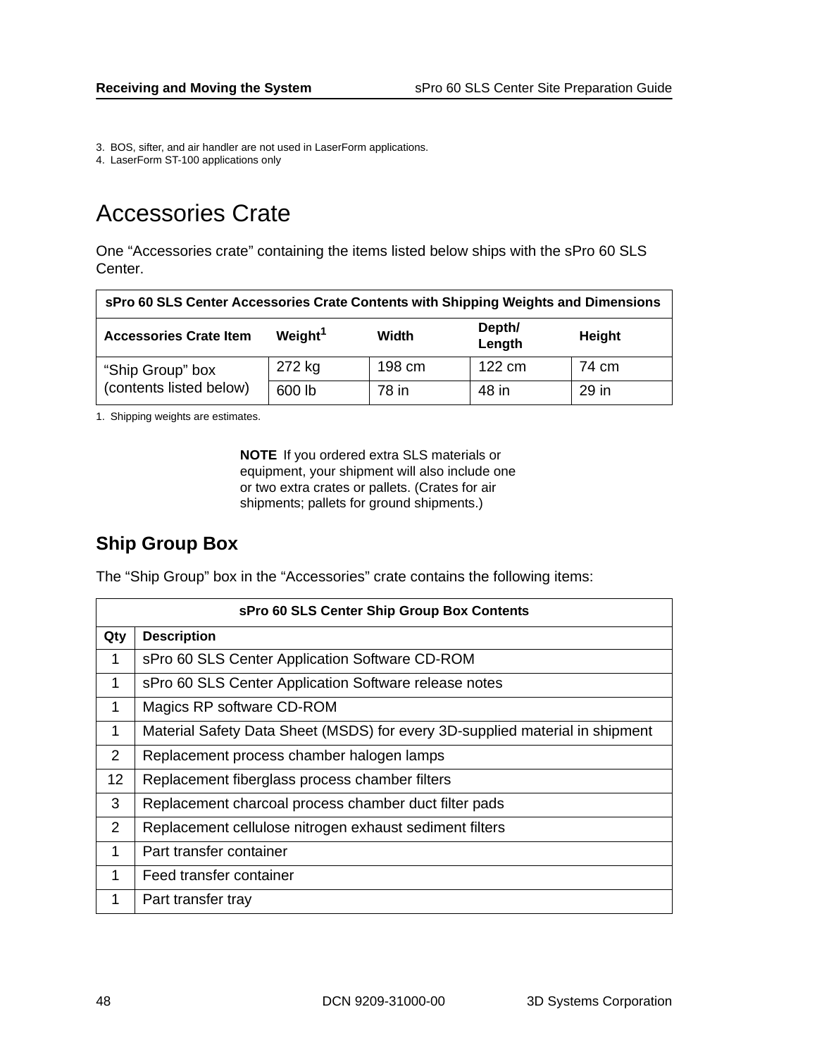3. BOS, sifter, and air handler are not used in LaserForm applications.
4. LaserForm ST-100 applications only

# Accessories Crate

One "Accessories crate" containing the items listed below ships with the sPro 60 SLS Center.

| sPro 60 SLS Center Accessories Crate Contents with Shipping Weights and Dimensions | | | | |
|---|---|---|---|---|
| **Accessories Crate Item** | **Weight[1]** | **Width** | **Depth/ Length** | **Height** |
| "Ship Group" box (contents listed below) | 272 kg | 198 cm | 122 cm | 74 cm |
| | 600 lb | 78 in | 48 in | 29 in |

1. Shipping weights are estimates.

**NOTE** If you ordered extra SLS materials or equipment, your shipment will also include one or two extra crates or pallets. (Crates for air shipments; pallets for ground shipments.)

## Ship Group Box

The "Ship Group" box in the "Accessories" crate contains the following items:

| sPro 60 SLS Center Ship Group Box Contents | |
|---|---|
| **Qty** | **Description** |
| 1 | sPro 60 SLS Center Application Software CD-ROM |
| 1 | sPro 60 SLS Center Application Software release notes |
| 1 | Magics RP software CD-ROM |
| 1 | Material Safety Data Sheet (MSDS) for every 3D-supplied material in shipment |
| 2 | Replacement process chamber halogen lamps |
| 12 | Replacement fiberglass process chamber filters |
| 3 | Replacement charcoal process chamber duct filter pads |
| 2 | Replacement cellulose nitrogen exhaust sediment filters |
| 1 | Part transfer container |
| 1 | Feed transfer container |
| 1 | Part transfer tray |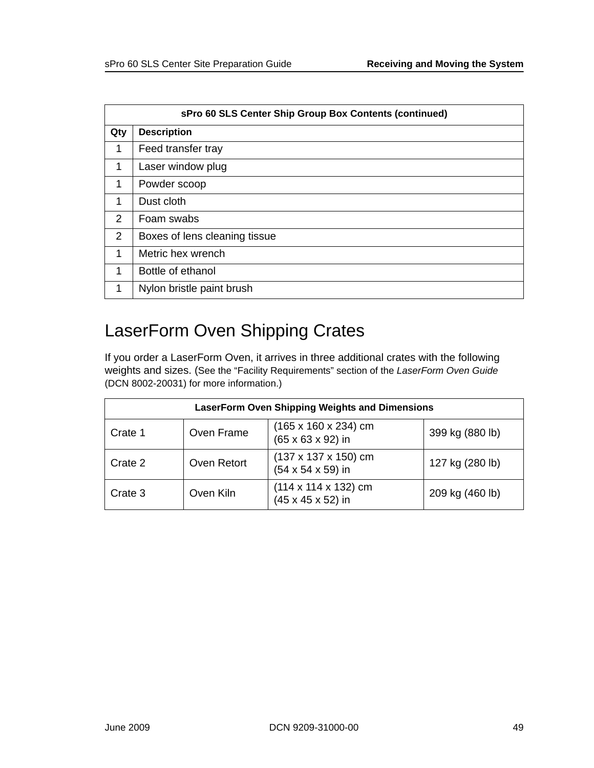| sPro 60 SLS Center Ship Group Box Contents (continued) | |
|---|---|
| **Qty** | **Description** |
| 1 | Feed transfer tray |
| 1 | Laser window plug |
| 1 | Powder scoop |
| 1 | Dust cloth |
| 2 | Foam swabs |
| 2 | Boxes of lens cleaning tissue |
| 1 | Metric hex wrench |
| 1 | Bottle of ethanol |
| 1 | Nylon bristle paint brush |

# LaserForm Oven Shipping Crates

If you order a LaserForm Oven, it arrives in three additional crates with the following weights and sizes. (See the “Facility Requirements” section of the *LaserForm Oven Guide* (DCN 8002-20031) for more information.)

| LaserForm Oven Shipping Weights and Dimensions | | | |
|---|---|---|---|
| Crate 1 | Oven Frame | (165 x 160 x 234) cm<br>(65 x 63 x 92) in | 399 kg (880 lb) |
| Crate 2 | Oven Retort | (137 x 137 x 150) cm<br>(54 x 54 x 59) in | 127 kg (280 lb) |
| Crate 3 | Oven Kiln | (114 x 114 x 132) cm<br>(45 x 45 x 52) in | 209 kg (460 lb) |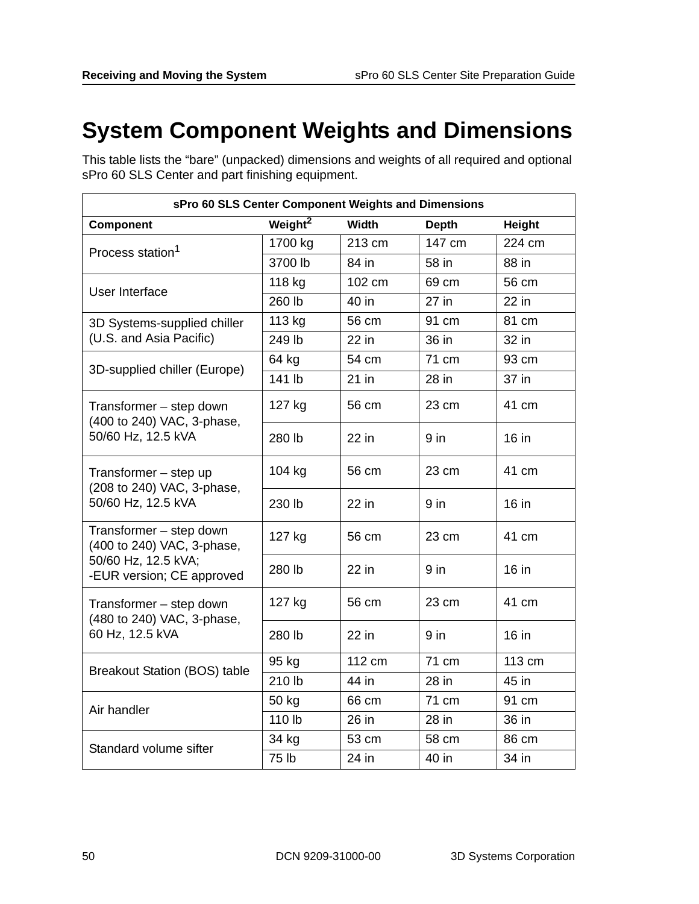# System Component Weights and Dimensions

This table lists the “bare” (unpacked) dimensions and weights of all required and optional sPro 60 SLS Center and part finishing equipment.

| sPro 60 SLS Center Component Weights and Dimensions | | | | |
|---|---|---|---|---|
| **Component** | **Weight[2]** | **Width** | **Depth** | **Height** |
| Process station[1] | 1700 kg | 213 cm | 147 cm | 224 cm |
| | 3700 lb | 84 in | 58 in | 88 in |
| User Interface | 118 kg | 102 cm | 69 cm | 56 cm |
| | 260 lb | 40 in | 27 in | 22 in |
| 3D Systems-supplied chiller (U.S. and Asia Pacific) | 113 kg | 56 cm | 91 cm | 81 cm |
| | 249 lb | 22 in | 36 in | 32 in |
| 3D-supplied chiller (Europe) | 64 kg | 54 cm | 71 cm | 93 cm |
| | 141 lb | 21 in | 28 in | 37 in |
| Transformer – step down (400 to 240) VAC, 3-phase, 50/60 Hz, 12.5 kVA | 127 kg | 56 cm | 23 cm | 41 cm |
| | 280 lb | 22 in | 9 in | 16 in |
| Transformer – step up (208 to 240) VAC, 3-phase, 50/60 Hz, 12.5 kVA | 104 kg | 56 cm | 23 cm | 41 cm |
| | 230 lb | 22 in | 9 in | 16 in |
| Transformer – step down (400 to 240) VAC, 3-phase, 50/60 Hz, 12.5 kVA; -EUR version; CE approved | 127 kg | 56 cm | 23 cm | 41 cm |
| | 280 lb | 22 in | 9 in | 16 in |
| Transformer – step down (480 to 240) VAC, 3-phase, 60 Hz, 12.5 kVA | 127 kg | 56 cm | 23 cm | 41 cm |
| | 280 lb | 22 in | 9 in | 16 in |
| Breakout Station (BOS) table | 95 kg | 112 cm | 71 cm | 113 cm |
| | 210 lb | 44 in | 28 in | 45 in |
| Air handler | 50 kg | 66 cm | 71 cm | 91 cm |
| | 110 lb | 26 in | 28 in | 36 in |
| Standard volume sifter | 34 kg | 53 cm | 58 cm | 86 cm |
| | 75 lb | 24 in | 40 in | 34 in |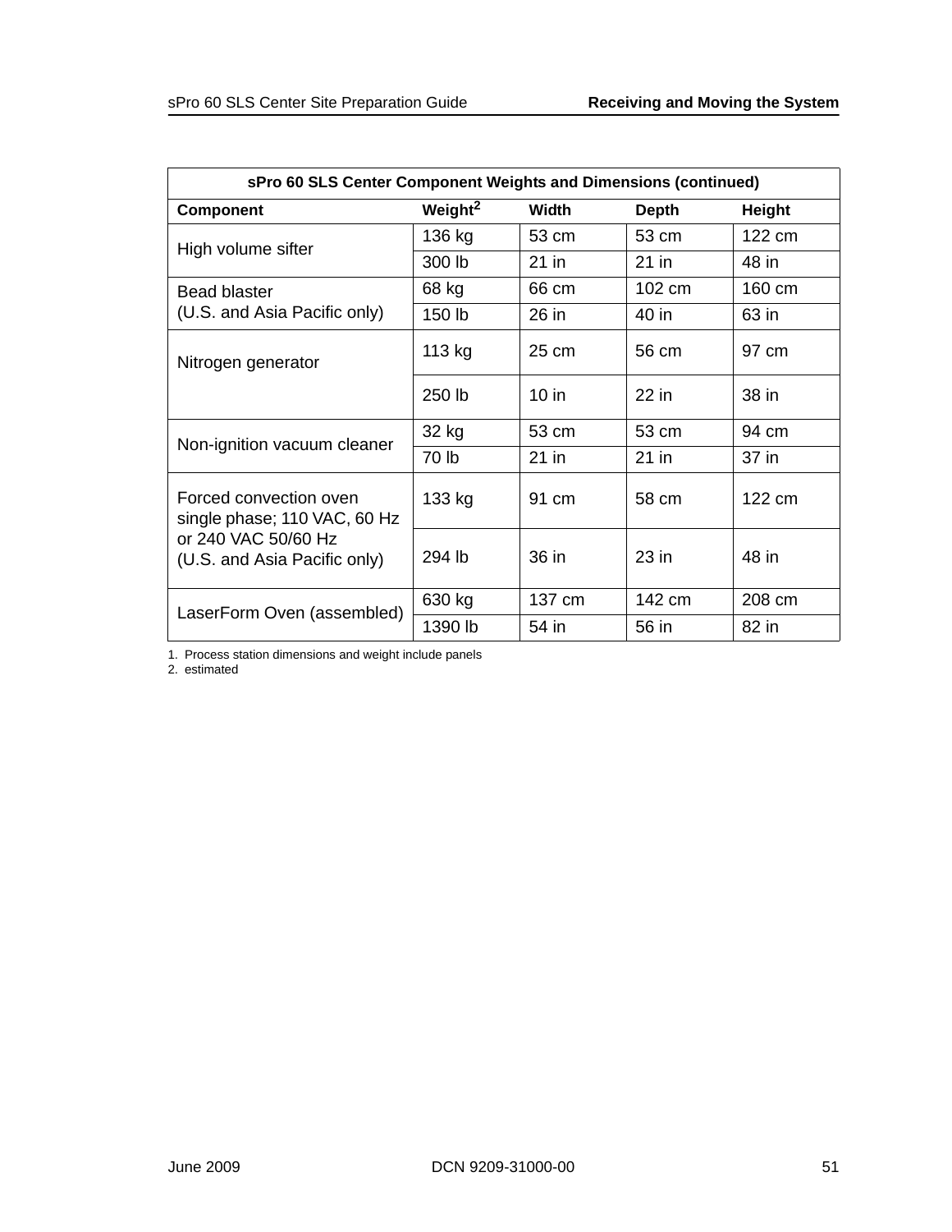| sPro 60 SLS Center Component Weights and Dimensions (continued) | | | | |
|---|---|---|---|---|
| **Component** | **Weight[2]** | **Width** | **Depth** | **Height** |
| High volume sifter | 136 kg | 53 cm | 53 cm | 122 cm |
| | 300 lb | 21 in | 21 in | 48 in |
| Bead blaster (U.S. and Asia Pacific only) | 68 kg | 66 cm | 102 cm | 160 cm |
| | 150 lb | 26 in | 40 in | 63 in |
| Nitrogen generator | 113 kg | 25 cm | 56 cm | 97 cm |
| | 250 lb | 10 in | 22 in | 38 in |
| Non-ignition vacuum cleaner | 32 kg | 53 cm | 53 cm | 94 cm |
| | 70 lb | 21 in | 21 in | 37 in |
| Forced convection oven single phase; 110 VAC, 60 Hz or 240 VAC 50/60 Hz (U.S. and Asia Pacific only) | 133 kg | 91 cm | 58 cm | 122 cm |
| | 294 lb | 36 in | 23 in | 48 in |
| LaserForm Oven (assembled) | 630 kg | 137 cm | 142 cm | 208 cm |
| | 1390 lb | 54 in | 56 in | 82 in |

1. Process station dimensions and weight include panels
2. estimated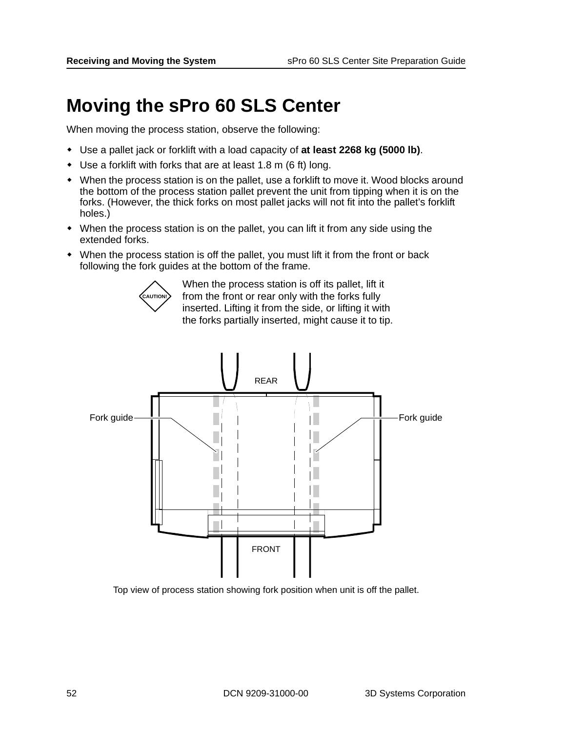# Moving the sPro 60 SLS Center

When moving the process station, observe the following:

- Use a pallet jack or forklift with a load capacity of **at least 2268 kg (5000 lb)**.
- Use a forklift with forks that are at least 1.8 m (6 ft) long.
- When the process station is on the pallet, use a forklift to move it. Wood blocks around the bottom of the process station pallet prevent the unit from tipping when it is on the forks. (However, the thick forks on most pallet jacks will not fit into the pallet's forklift holes.)
- When the process station is on the pallet, you can lift it from any side using the extended forks.
- When the process station is off the pallet, you must lift it from the front or back following the fork guides at the bottom of the frame.

CAUTION! When the process station is off its pallet, lift it from the front or rear only with the forks fully inserted. Lifting it from the side, or lifting it with the forks partially inserted, might cause it to tip.

REAR

Fork guide

Fork guide

FRONT

Top view of process station showing fork position when unit is off the pallet.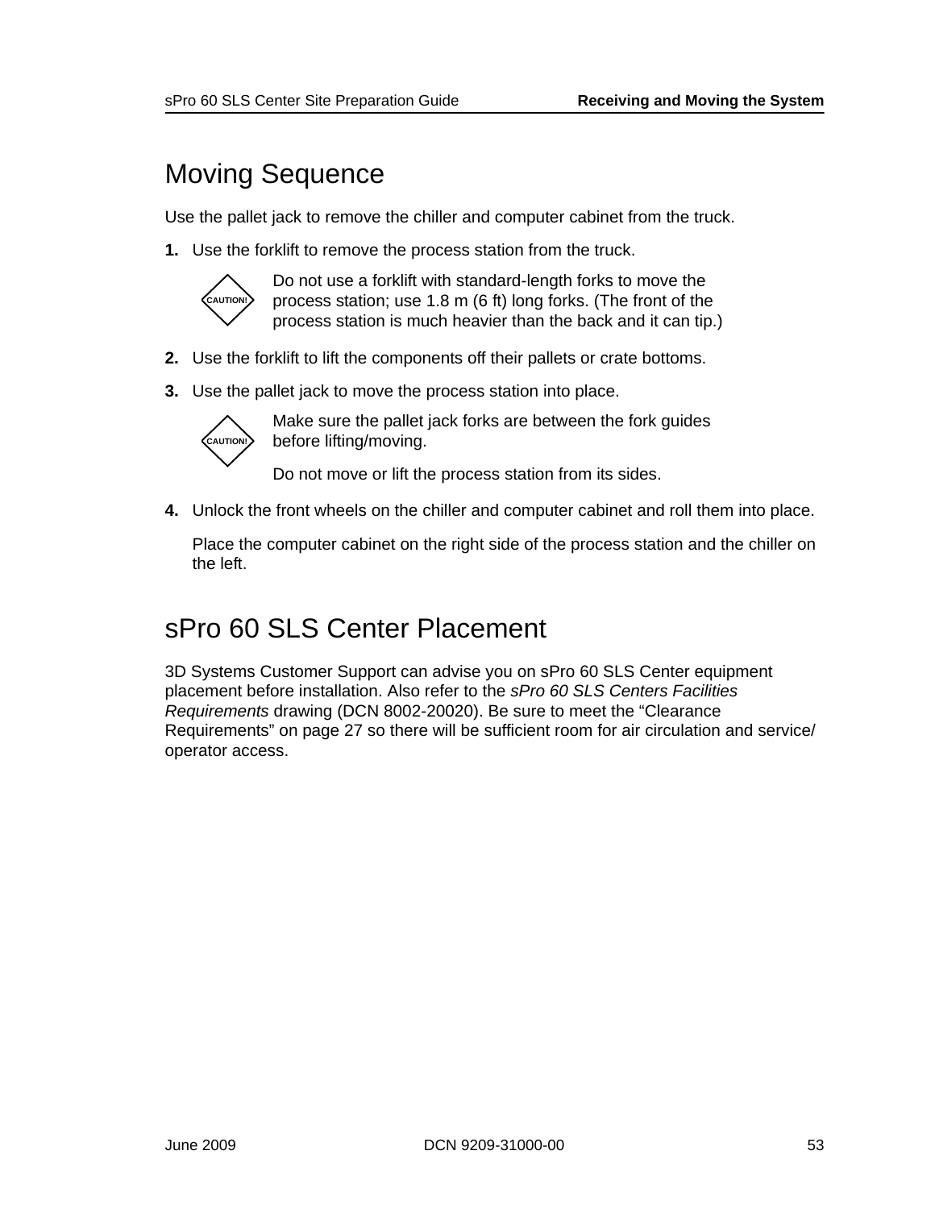# Moving Sequence

Use the pallet jack to remove the chiller and computer cabinet from the truck.

1. Use the forklift to remove the process station from the truck.

   **CAUTION!** Do not use a forklift with standard-length forks to move the process station; use 1.8 m (6 ft) long forks. (The front of the process station is much heavier than the back and it can tip.)

2. Use the forklift to lift the components off their pallets or crate bottoms.

3. Use the pallet jack to move the process station into place.

   **CAUTION!** Make sure the pallet jack forks are between the fork guides before lifting/moving.

   Do not move or lift the process station from its sides.

4. Unlock the front wheels on the chiller and computer cabinet and roll them into place.

   Place the computer cabinet on the right side of the process station and the chiller on the left.

# sPro 60 SLS Center Placement

3D Systems Customer Support can advise you on sPro 60 SLS Center equipment placement before installation. Also refer to the *sPro 60 SLS Centers Facilities Requirements* drawing (DCN 8002-20020). Be sure to meet the "Clearance Requirements" on page 27 so there will be sufficient room for air circulation and service/operator access.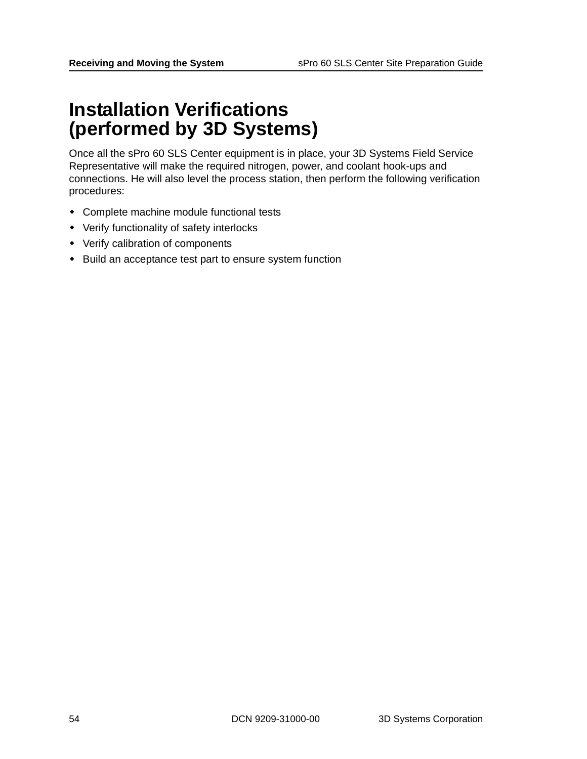# Installation Verifications (performed by 3D Systems)

Once all the sPro 60 SLS Center equipment is in place, your 3D Systems Field Service Representative will make the required nitrogen, power, and coolant hook-ups and connections. He will also level the process station, then perform the following verification procedures:

- Complete machine module functional tests
- Verify functionality of safety interlocks
- Verify calibration of components
- Build an acceptance test part to ensure system function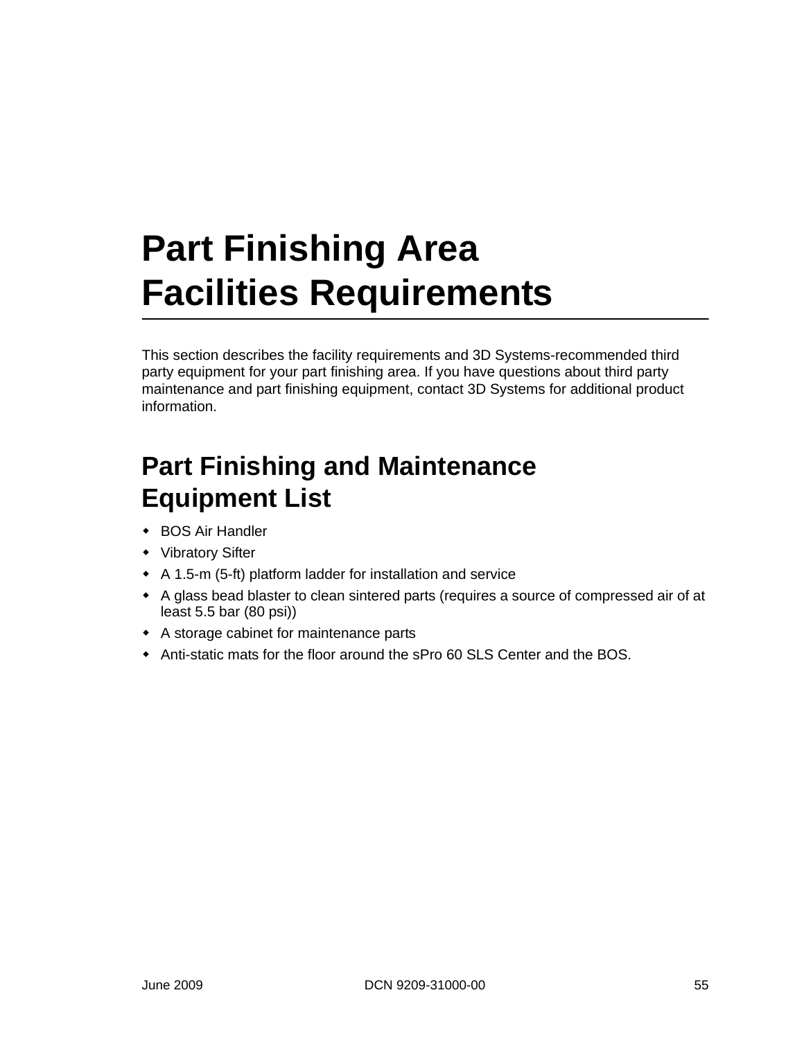# Part Finishing Area Facilities Requirements

This section describes the facility requirements and 3D Systems-recommended third party equipment for your part finishing area. If you have questions about third party maintenance and part finishing equipment, contact 3D Systems for additional product information.

## Part Finishing and Maintenance Equipment List

- BOS Air Handler
- Vibratory Sifter
- A 1.5-m (5-ft) platform ladder for installation and service
- A glass bead blaster to clean sintered parts (requires a source of compressed air of at least 5.5 bar (80 psi))
- A storage cabinet for maintenance parts
- Anti-static mats for the floor around the sPro 60 SLS Center and the BOS.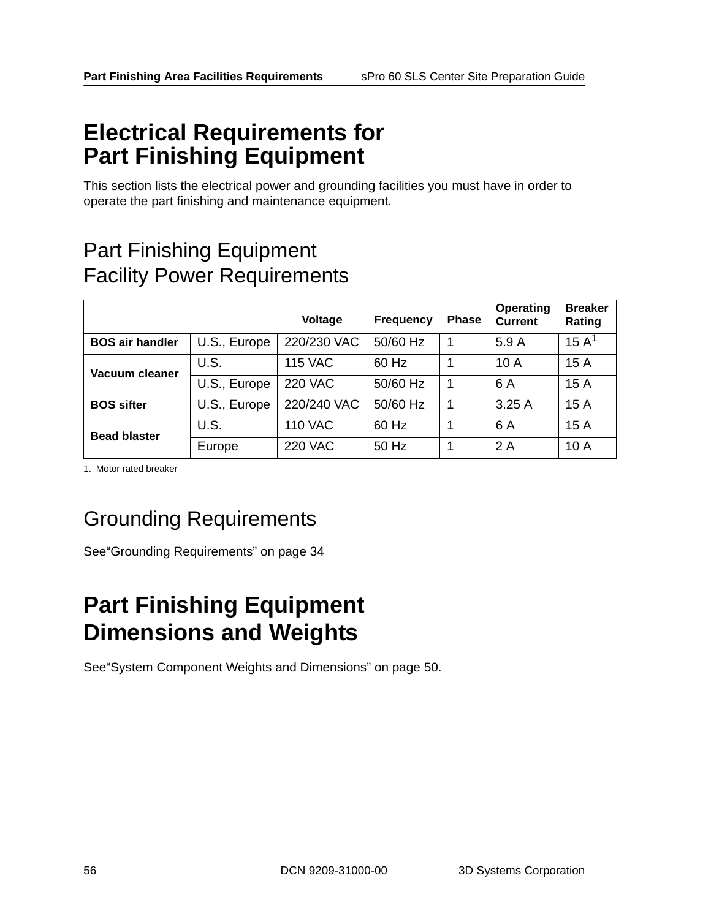# Electrical Requirements for Part Finishing Equipment

This section lists the electrical power and grounding facilities you must have in order to operate the part finishing and maintenance equipment.

## Part Finishing Equipment Facility Power Requirements

| | | Voltage | Frequency | Phase | Operating Current | Breaker Rating |
|---|---|---|---|---|---|---|
| **BOS air handler** | U.S., Europe | 220/230 VAC | 50/60 Hz | 1 | 5.9 A | 15 A[1] |
| **Vacuum cleaner** | U.S. | 115 VAC | 60 Hz | 1 | 10 A | 15 A |
| | U.S., Europe | 220 VAC | 50/60 Hz | 1 | 6 A | 15 A |
| **BOS sifter** | U.S., Europe | 220/240 VAC | 50/60 Hz | 1 | 3.25 A | 15 A |
| **Bead blaster** | U.S. | 110 VAC | 60 Hz | 1 | 6 A | 15 A |
| | Europe | 220 VAC | 50 Hz | 1 | 2 A | 10 A |

1. Motor rated breaker

## Grounding Requirements

See“Grounding Requirements” on page 34

# Part Finishing Equipment Dimensions and Weights

See“System Component Weights and Dimensions” on page 50.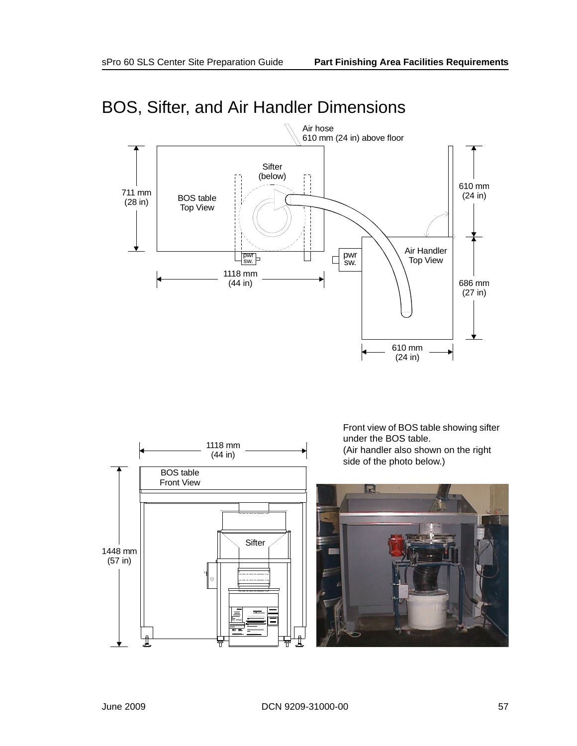# BOS, Sifter, and Air Handler Dimensions

Air hose
610 mm (24 in) above floor

Sifter
(below)

711 mm
(28 in)

BOS table
Top View

610 mm
(24 in)

pwr
sw.

pwr
sw.

Air Handler
Top View

1118 mm
(44 in)

686 mm
(27 in)

610 mm
(24 in)

Front view of BOS table showing sifter under the BOS table.
(Air handler also shown on the right side of the photo below.)

1118 mm
(44 in)

BOS table
Front View

Sifter

1448 mm
(57 in)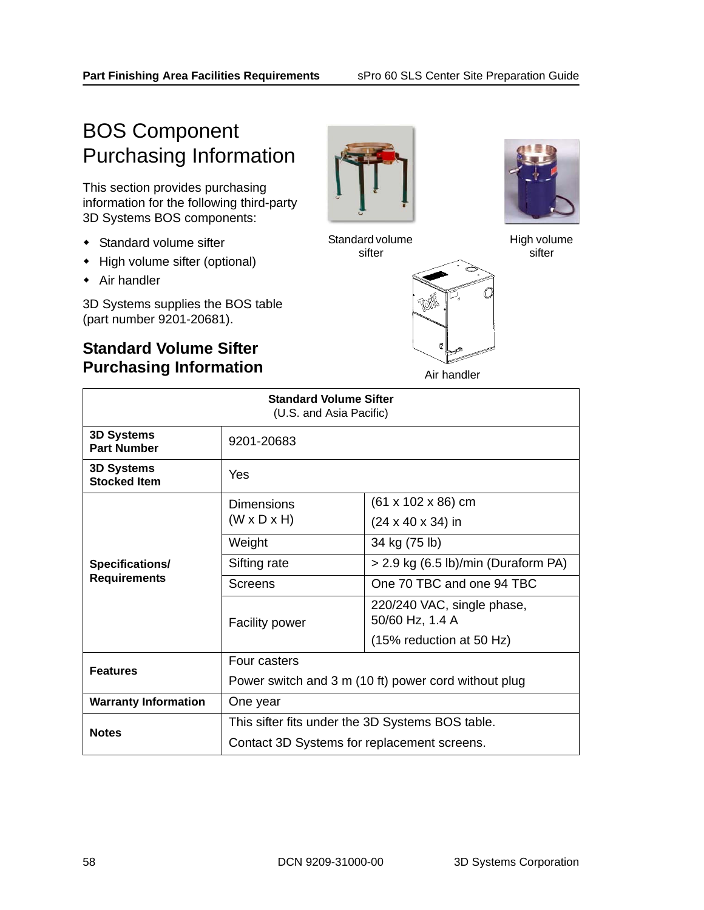# BOS Component Purchasing Information

This section provides purchasing information for the following third-party 3D Systems BOS components:

- Standard volume sifter
- High volume sifter (optional)
- Air handler

3D Systems supplies the BOS table (part number 9201-20681).

Standard volume sifter

High volume sifter

Air handler

## Standard Volume Sifter Purchasing Information

| **Standard Volume Sifter** (U.S. and Asia Pacific) | | |
|---|---|---|
| **3D Systems Part Number** | 9201-20683 | |
| **3D Systems Stocked Item** | Yes | |
| **Specifications/ Requirements** | Dimensions (W x D x H) | (61 x 102 x 86) cm<br>(24 x 40 x 34) in |
| | Weight | 34 kg (75 lb) |
| | Sifting rate | > 2.9 kg (6.5 lb)/min (Duraform PA) |
| | Screens | One 70 TBC and one 94 TBC |
| | Facility power | 220/240 VAC, single phase, 50/60 Hz, 1.4 A<br>(15% reduction at 50 Hz) |
| **Features** | Four casters<br>Power switch and 3 m (10 ft) power cord without plug | |
| **Warranty Information** | One year | |
| **Notes** | This sifter fits under the 3D Systems BOS table.<br>Contact 3D Systems for replacement screens. | |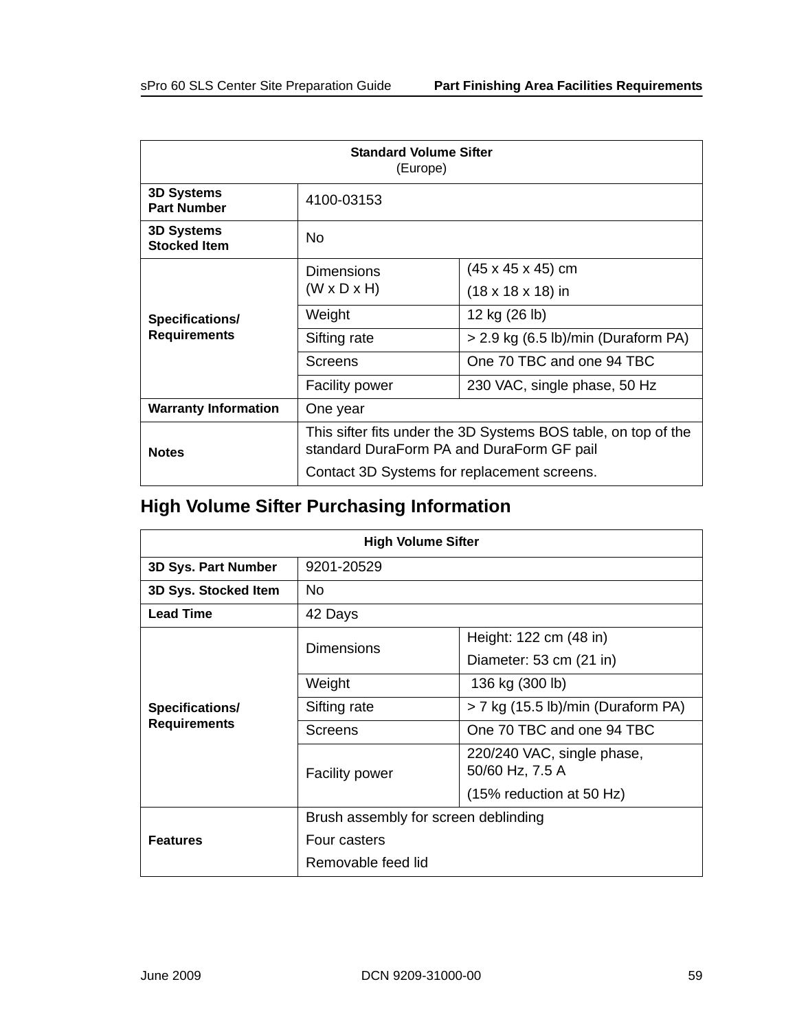| Standard Volume Sifter (Europe) | | |
|---|---|---|
| **3D Systems Part Number** | 4100-03153 | |
| **3D Systems Stocked Item** | No | |
| **Specifications/ Requirements** | Dimensions (W x D x H) | (45 x 45 x 45) cm<br>(18 x 18 x 18) in |
| | Weight | 12 kg (26 lb) |
| | Sifting rate | > 2.9 kg (6.5 lb)/min (Duraform PA) |
| | Screens | One 70 TBC and one 94 TBC |
| | Facility power | 230 VAC, single phase, 50 Hz |
| **Warranty Information** | One year | |
| **Notes** | This sifter fits under the 3D Systems BOS table, on top of the standard DuraForm PA and DuraForm GF pail<br>Contact 3D Systems for replacement screens. | |

## High Volume Sifter Purchasing Information

| High Volume Sifter | | |
|---|---|---|
| **3D Sys. Part Number** | 9201-20529 | |
| **3D Sys. Stocked Item** | No | |
| **Lead Time** | 42 Days | |
| **Specifications/ Requirements** | Dimensions | Height: 122 cm (48 in)<br>Diameter: 53 cm (21 in) |
| | Weight | 136 kg (300 lb) |
| | Sifting rate | > 7 kg (15.5 lb)/min (Duraform PA) |
| | Screens | One 70 TBC and one 94 TBC |
| | Facility power | 220/240 VAC, single phase, 50/60 Hz, 7.5 A<br>(15% reduction at 50 Hz) |
| **Features** | Brush assembly for screen deblinding<br>Four casters<br>Removable feed lid | |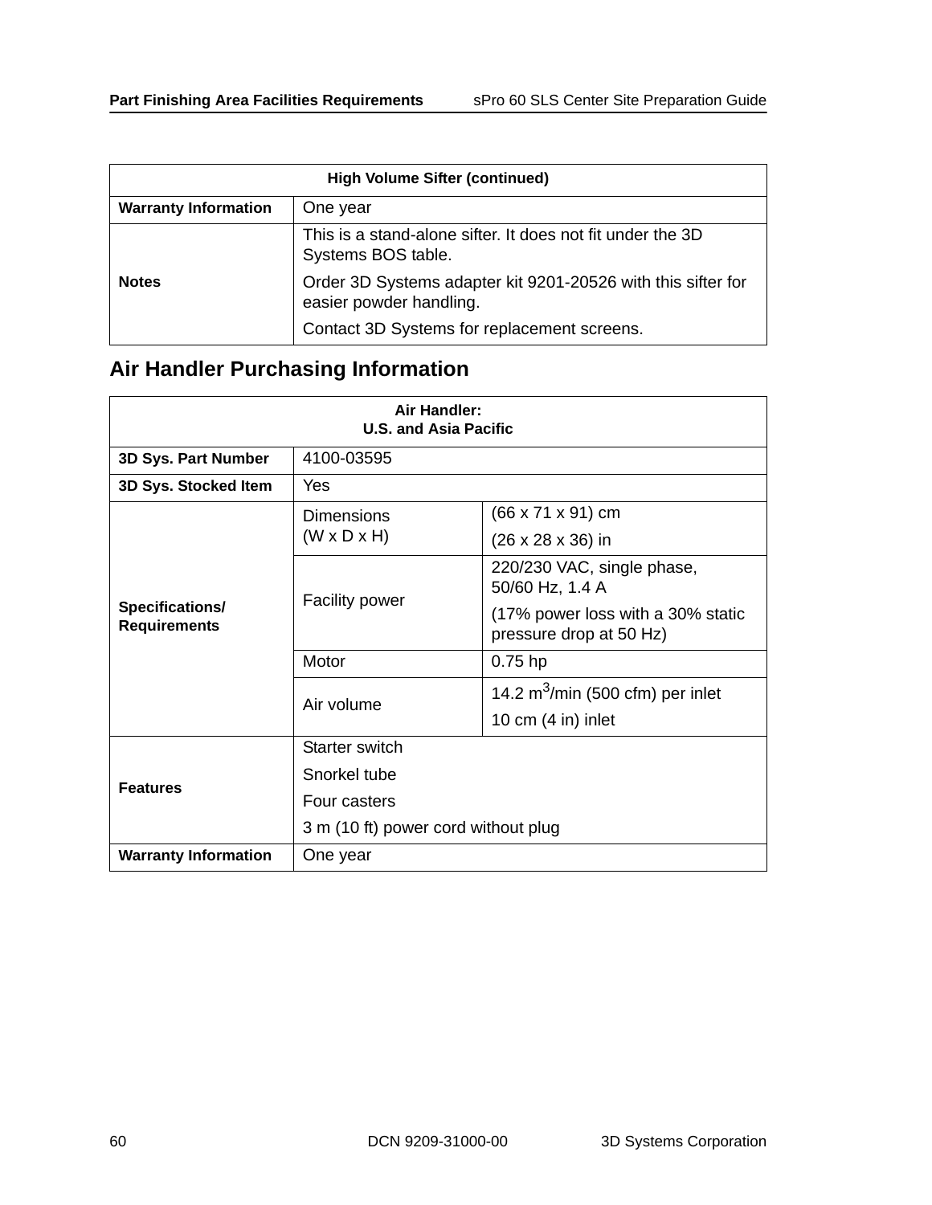| High Volume Sifter (continued) | |
|---|---|
| **Warranty Information** | One year |
| **Notes** | This is a stand-alone sifter. It does not fit under the 3D Systems BOS table.<br>Order 3D Systems adapter kit 9201-20526 with this sifter for easier powder handling.<br>Contact 3D Systems for replacement screens. |

## Air Handler Purchasing Information

| Air Handler: U.S. and Asia Pacific | | |
|---|---|---|
| **3D Sys. Part Number** | 4100-03595 | |
| **3D Sys. Stocked Item** | Yes | |
| **Specifications/ Requirements** | Dimensions (W x D x H) | (66 x 71 x 91) cm<br>(26 x 28 x 36) in |
| | Facility power | 220/230 VAC, single phase, 50/60 Hz, 1.4 A<br>(17% power loss with a 30% static pressure drop at 50 Hz) |
| | Motor | 0.75 hp |
| | Air volume | 14.2 $m^3$/min (500 cfm) per inlet<br>10 cm (4 in) inlet |
| **Features** | Starter switch<br>Snorkel tube<br>Four casters<br>3 m (10 ft) power cord without plug | |
| **Warranty Information** | One year | |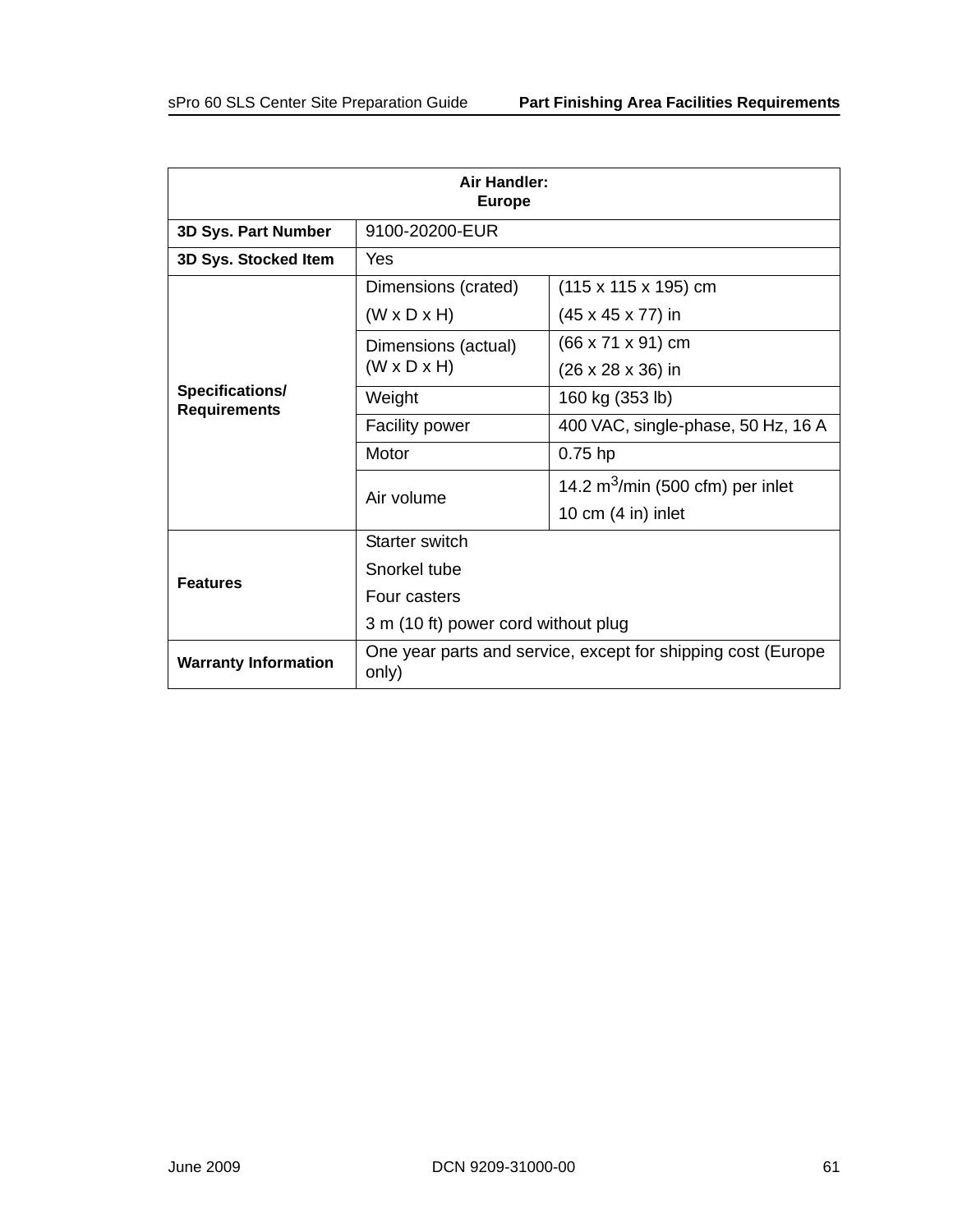| Air Handler: Europe | | |
|---|---|---|
| **3D Sys. Part Number** | 9100-20200-EUR | |
| **3D Sys. Stocked Item** | Yes | |
| **Specifications/ Requirements** | Dimensions (crated) (W x D x H) | (115 x 115 x 195) cm (45 x 45 x 77) in |
| | Dimensions (actual) (W x D x H) | (66 x 71 x 91) cm (26 x 28 x 36) in |
| | Weight | 160 kg (353 lb) |
| | Facility power | 400 VAC, single-phase, 50 Hz, 16 A |
| | Motor | 0.75 hp |
| | Air volume | 14.2 $m^3$/min (500 cfm) per inlet 10 cm (4 in) inlet |
| **Features** | Starter switch Snorkel tube Four casters 3 m (10 ft) power cord without plug | |
| **Warranty Information** | One year parts and service, except for shipping cost (Europe only) | |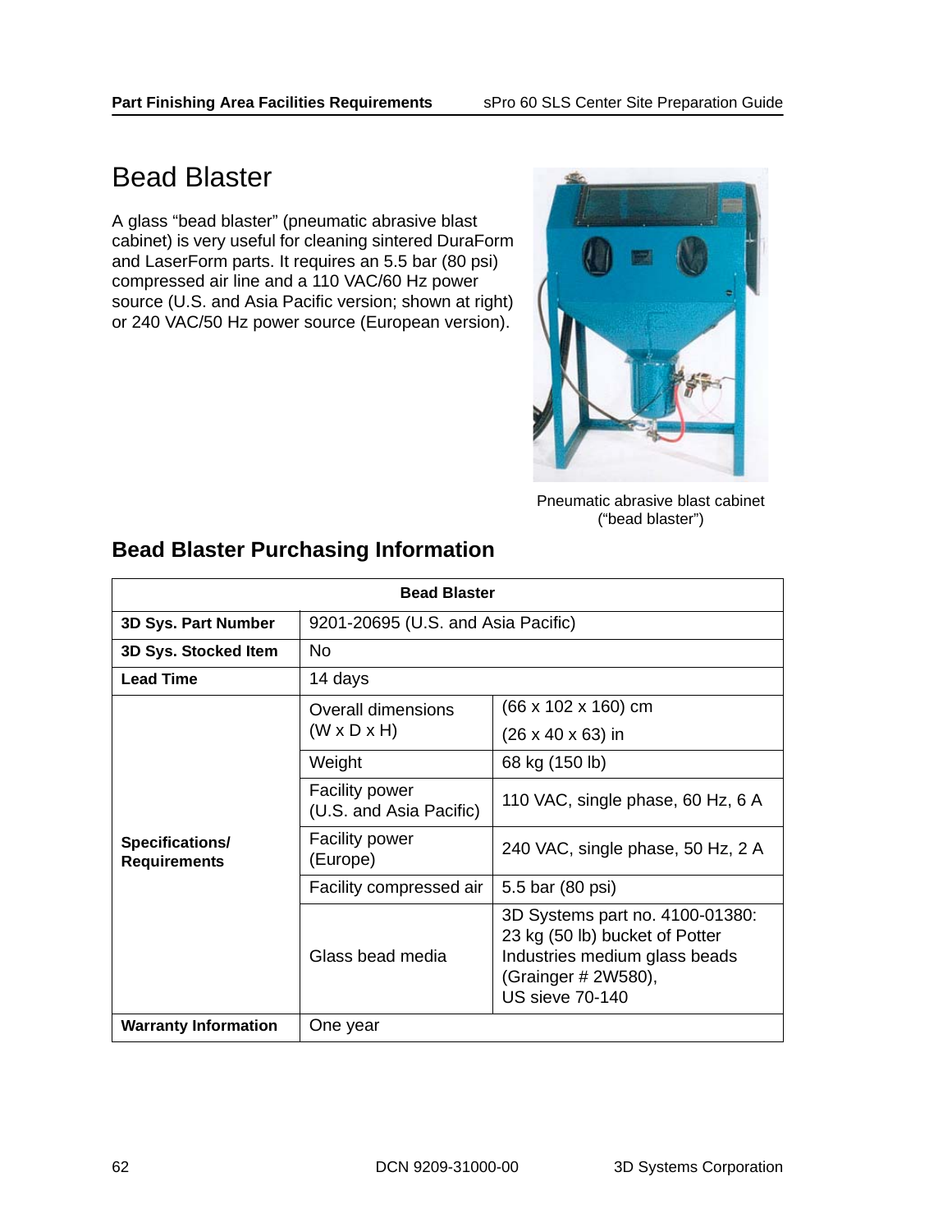# Bead Blaster

A glass "bead blaster" (pneumatic abrasive blast cabinet) is very useful for cleaning sintered DuraForm and LaserForm parts. It requires an 5.5 bar (80 psi) compressed air line and a 110 VAC/60 Hz power source (U.S. and Asia Pacific version; shown at right) or 240 VAC/50 Hz power source (European version).

Pneumatic abrasive blast cabinet ("bead blaster")

## Bead Blaster Purchasing Information

| Bead Blaster | | |
|---|---|---|
| **3D Sys. Part Number** | 9201-20695 (U.S. and Asia Pacific) | |
| **3D Sys. Stocked Item** | No | |
| **Lead Time** | 14 days | |
| **Specifications/ Requirements** | Overall dimensions (W x D x H) | (66 x 102 x 160) cm<br>(26 x 40 x 63) in |
| | Weight | 68 kg (150 lb) |
| | Facility power (U.S. and Asia Pacific) | 110 VAC, single phase, 60 Hz, 6 A |
| | Facility power (Europe) | 240 VAC, single phase, 50 Hz, 2 A |
| | Facility compressed air | 5.5 bar (80 psi) |
| | Glass bead media | 3D Systems part no. 4100-01380: 23 kg (50 lb) bucket of Potter Industries medium glass beads (Grainger # 2W580), US sieve 70-140 |
| **Warranty Information** | One year | |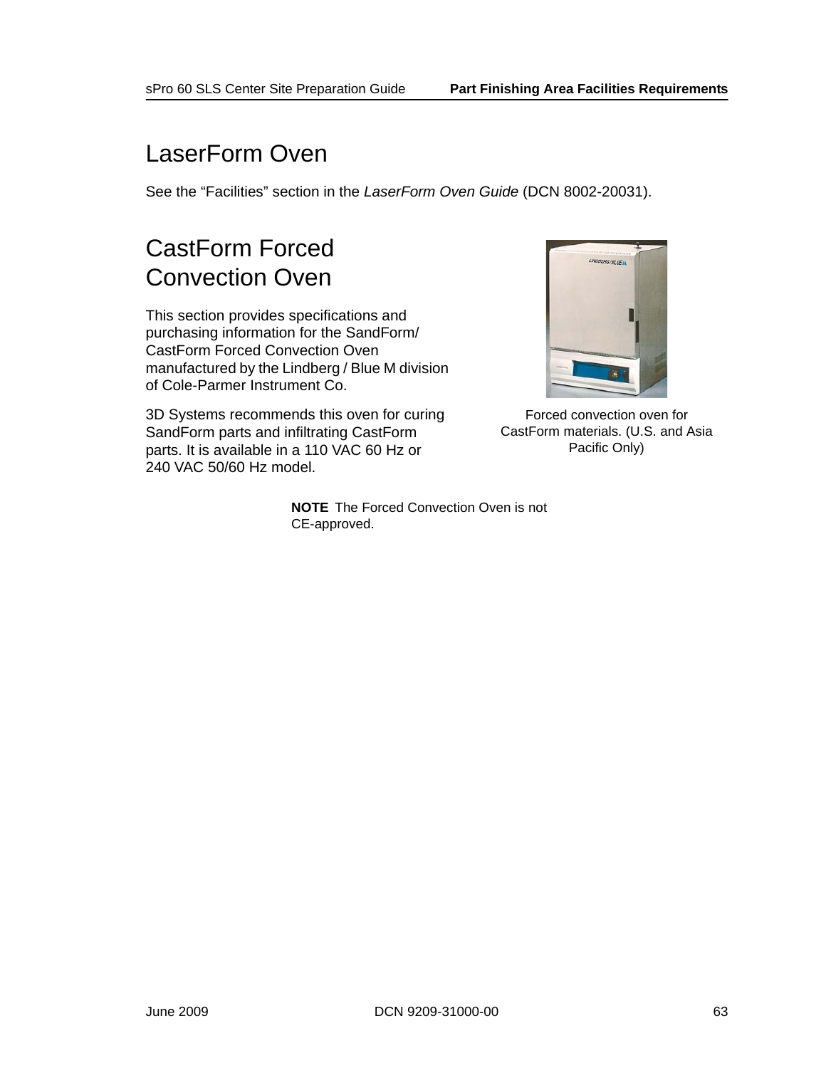# LaserForm Oven

See the "Facilities" section in the *LaserForm Oven Guide* (DCN 8002-20031).

# CastForm Forced Convection Oven

This section provides specifications and purchasing information for the SandForm/ CastForm Forced Convection Oven manufactured by the Lindberg / Blue M division of Cole-Parmer Instrument Co.

3D Systems recommends this oven for curing SandForm parts and infiltrating CastForm parts. It is available in a 110 VAC 60 Hz or 240 VAC 50/60 Hz model.

Forced convection oven for CastForm materials. (U.S. and Asia Pacific Only)

**NOTE** The Forced Convection Oven is not CE-approved.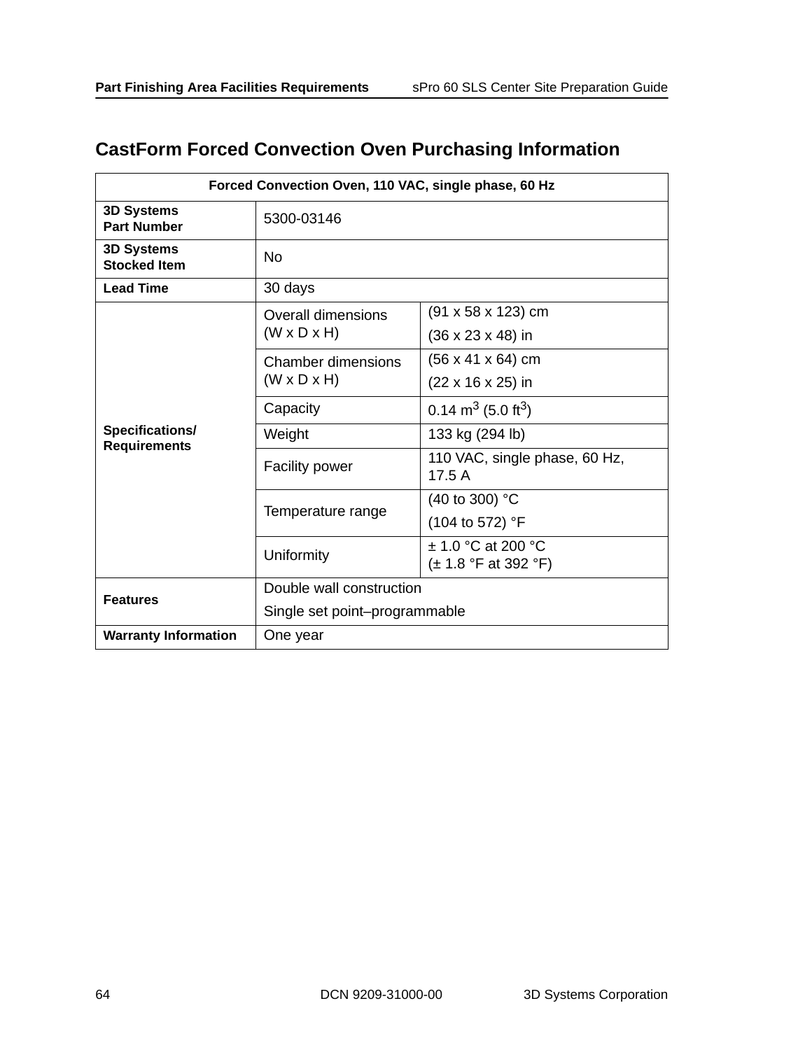## CastForm Forced Convection Oven Purchasing Information

| Forced Convection Oven, 110 VAC, single phase, 60 Hz | | |
|---|---|---|
| **3D Systems Part Number** | 5300-03146 | |
| **3D Systems Stocked Item** | No | |
| **Lead Time** | 30 days | |
| **Specifications/ Requirements** | Overall dimensions (W x D x H) | (91 x 58 x 123) cm<br>(36 x 23 x 48) in |
| | Chamber dimensions (W x D x H) | (56 x 41 x 64) cm<br>(22 x 16 x 25) in |
| | Capacity | 0.14 $m^3$ (5.0 $ft^3$) |
| | Weight | 133 kg (294 lb) |
| | Facility power | 110 VAC, single phase, 60 Hz, 17.5 A |
| | Temperature range | (40 to 300) °C<br>(104 to 572) °F |
| | Uniformity | ± 1.0 °C at 200 °C<br>(± 1.8 °F at 392 °F) |
| **Features** | Double wall construction<br>Single set point–programmable | |
| **Warranty Information** | One year | |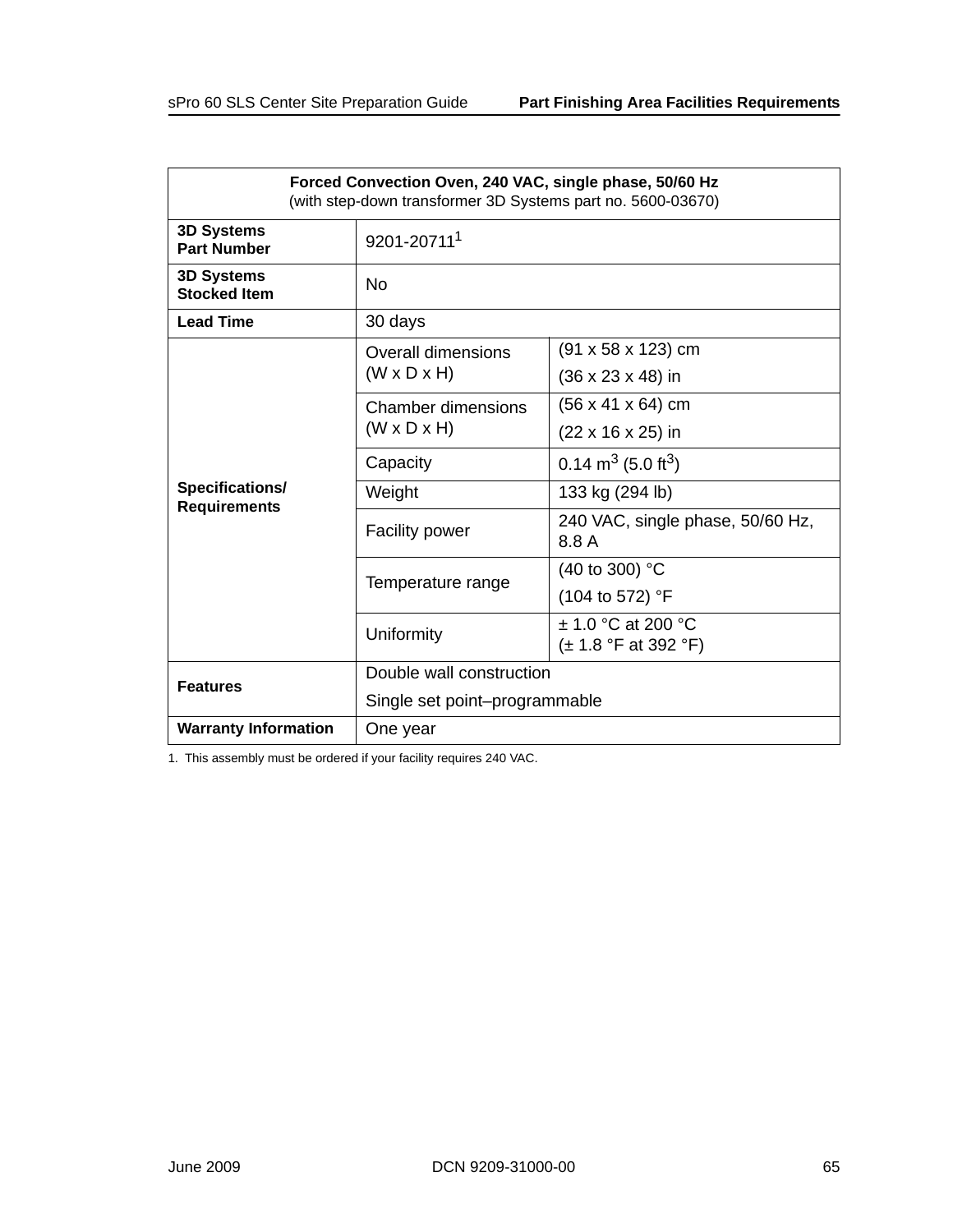| Forced Convection Oven, 240 VAC, single phase, 50/60 Hz (with step-down transformer 3D Systems part no. 5600-03670) | | |
|---|---|---|
| **3D Systems Part Number** | 9201-20711[1] | |
| **3D Systems Stocked Item** | No | |
| **Lead Time** | 30 days | |
| **Specifications/ Requirements** | Overall dimensions (W x D x H) | (91 x 58 x 123) cm<br>(36 x 23 x 48) in |
| | Chamber dimensions (W x D x H) | (56 x 41 x 64) cm<br>(22 x 16 x 25) in |
| | Capacity | 0.14 $m^3$ (5.0 $ft^3$) |
| | Weight | 133 kg (294 lb) |
| | Facility power | 240 VAC, single phase, 50/60 Hz, 8.8 A |
| | Temperature range | (40 to 300) °C<br>(104 to 572) °F |
| | Uniformity | ± 1.0 °C at 200 °C<br>(± 1.8 °F at 392 °F) |
| **Features** | Double wall construction<br>Single set point–programmable | |
| **Warranty Information** | One year | |

1. This assembly must be ordered if your facility requires 240 VAC.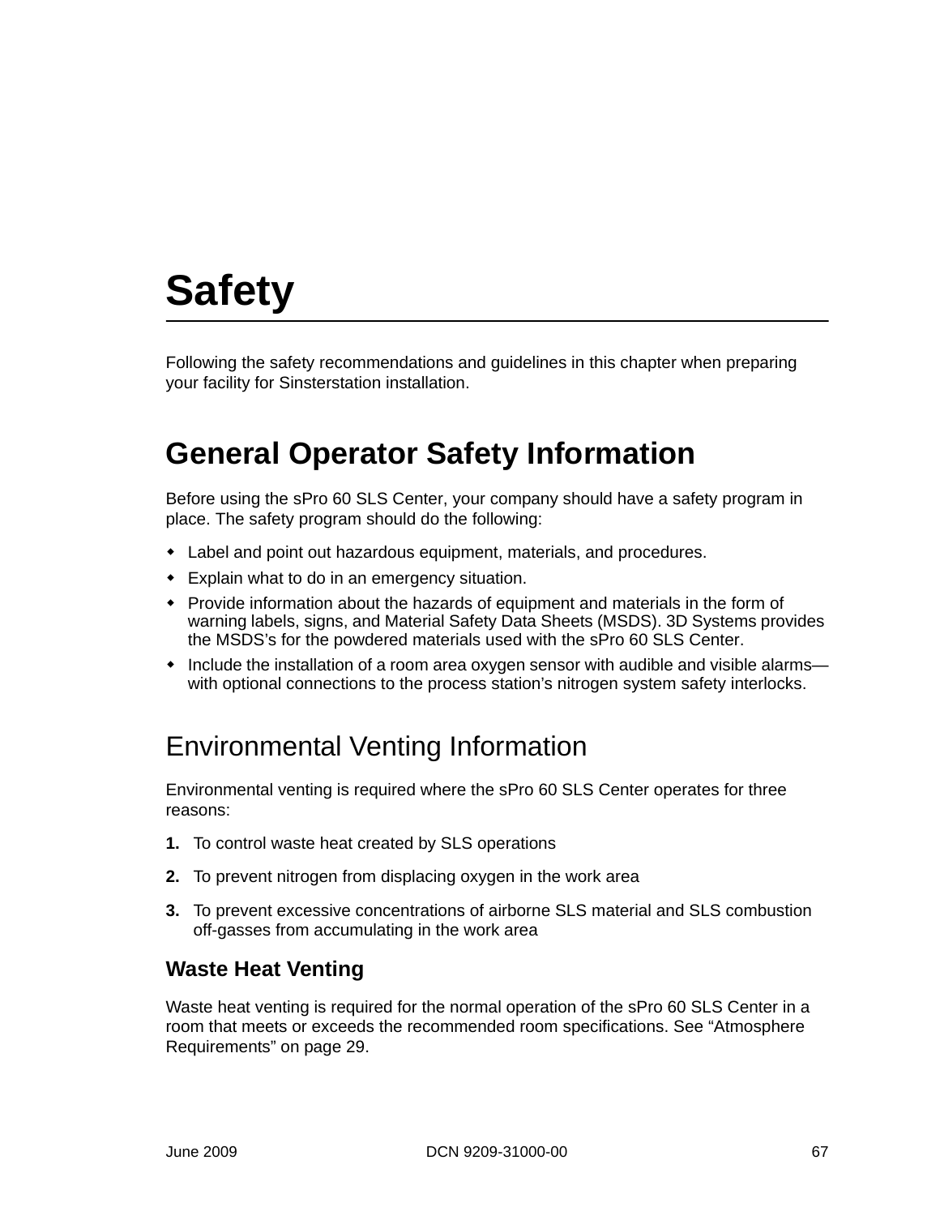# Safety

Following the safety recommendations and guidelines in this chapter when preparing your facility for Sinsterstation installation.

## General Operator Safety Information

Before using the sPro 60 SLS Center, your company should have a safety program in place. The safety program should do the following:

- Label and point out hazardous equipment, materials, and procedures.
- Explain what to do in an emergency situation.
- Provide information about the hazards of equipment and materials in the form of warning labels, signs, and Material Safety Data Sheets (MSDS). 3D Systems provides the MSDS's for the powdered materials used with the sPro 60 SLS Center.
- Include the installation of a room area oxygen sensor with audible and visible alarms—with optional connections to the process station's nitrogen system safety interlocks.

## Environmental Venting Information

Environmental venting is required where the sPro 60 SLS Center operates for three reasons:

1. To control waste heat created by SLS operations
2. To prevent nitrogen from displacing oxygen in the work area
3. To prevent excessive concentrations of airborne SLS material and SLS combustion off-gasses from accumulating in the work area

### Waste Heat Venting

Waste heat venting is required for the normal operation of the sPro 60 SLS Center in a room that meets or exceeds the recommended room specifications. See "Atmosphere Requirements" on page 29.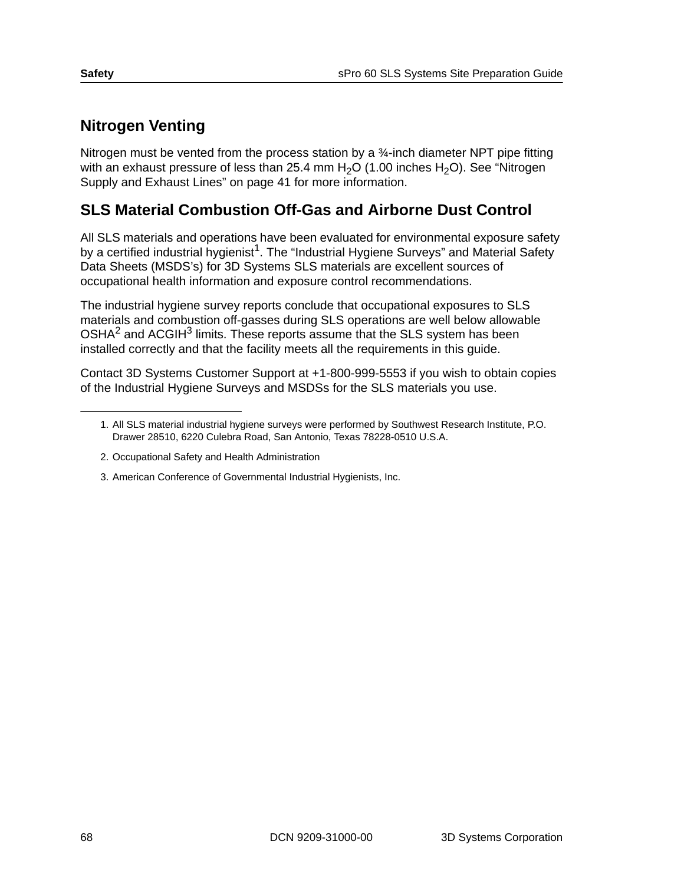## Nitrogen Venting

Nitrogen must be vented from the process station by a ¾-inch diameter NPT pipe fitting with an exhaust pressure of less than 25.4 mm $H_2O$ (1.00 inches $H_2O$). See "Nitrogen Supply and Exhaust Lines" on page 41 for more information.

## SLS Material Combustion Off-Gas and Airborne Dust Control

All SLS materials and operations have been evaluated for environmental exposure safety by a certified industrial hygienist[1]. The "Industrial Hygiene Surveys" and Material Safety Data Sheets (MSDS's) for 3D Systems SLS materials are excellent sources of occupational health information and exposure control recommendations.

The industrial hygiene survey reports conclude that occupational exposures to SLS materials and combustion off-gasses during SLS operations are well below allowable OSHA[2] and ACGIH[3] limits. These reports assume that the SLS system has been installed correctly and that the facility meets all the requirements in this guide.

Contact 3D Systems Customer Support at +1-800-999-5553 if you wish to obtain copies of the Industrial Hygiene Surveys and MSDSs for the SLS materials you use.

---

1. All SLS material industrial hygiene surveys were performed by Southwest Research Institute, P.O. Drawer 28510, 6220 Culebra Road, San Antonio, Texas 78228-0510 U.S.A.
2. Occupational Safety and Health Administration
3. American Conference of Governmental Industrial Hygienists, Inc.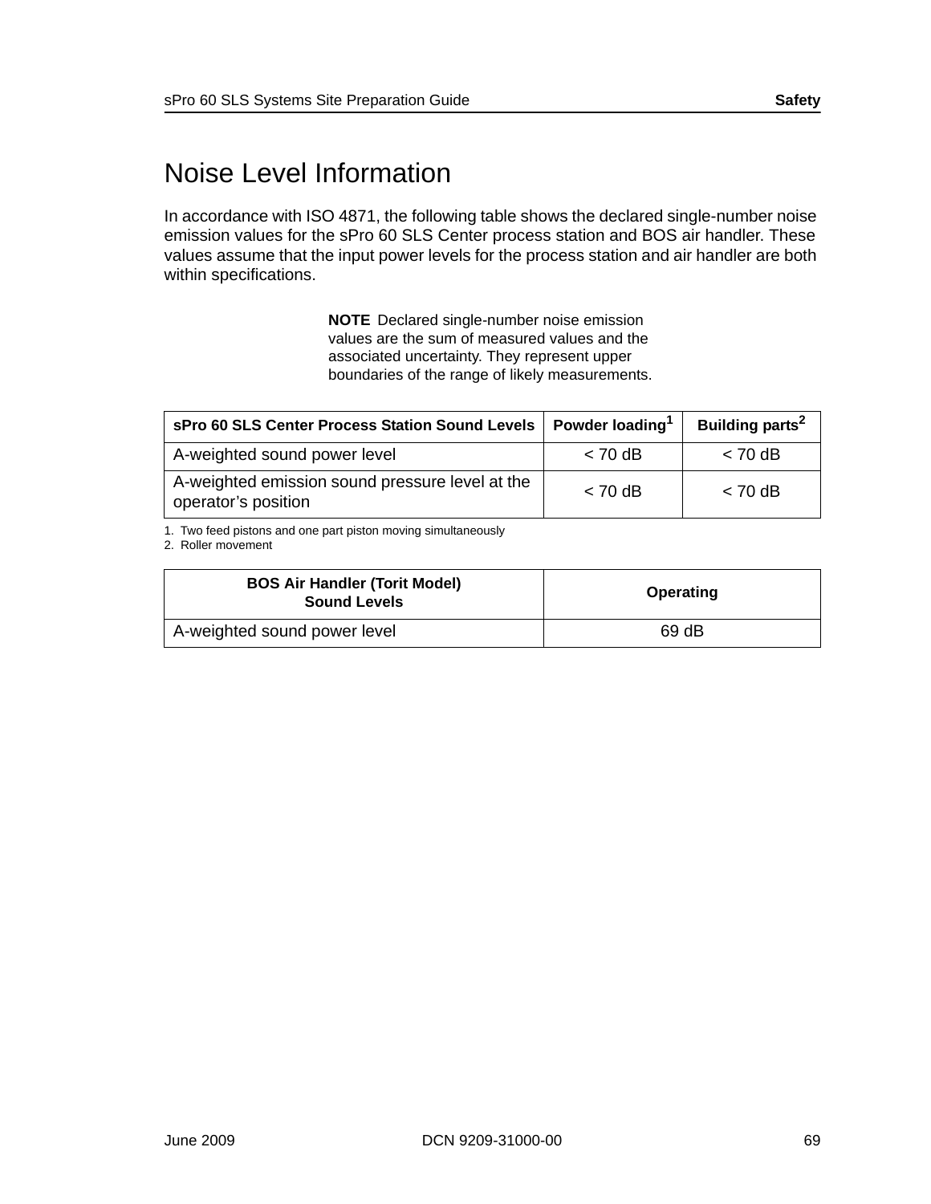# Noise Level Information

In accordance with ISO 4871, the following table shows the declared single-number noise emission values for the sPro 60 SLS Center process station and BOS air handler. These values assume that the input power levels for the process station and air handler are both within specifications.

**NOTE** Declared single-number noise emission values are the sum of measured values and the associated uncertainty. They represent upper boundaries of the range of likely measurements.

| sPro 60 SLS Center Process Station Sound Levels | Powder loading[1] | Building parts[2] |
|---|---|---|
| A-weighted sound power level | < 70 dB | < 70 dB |
| A-weighted emission sound pressure level at the operator's position | < 70 dB | < 70 dB |

1. Two feed pistons and one part piston moving simultaneously
2. Roller movement

| BOS Air Handler (Torit Model) Sound Levels | Operating |
|---|---|
| A-weighted sound power level | 69 dB |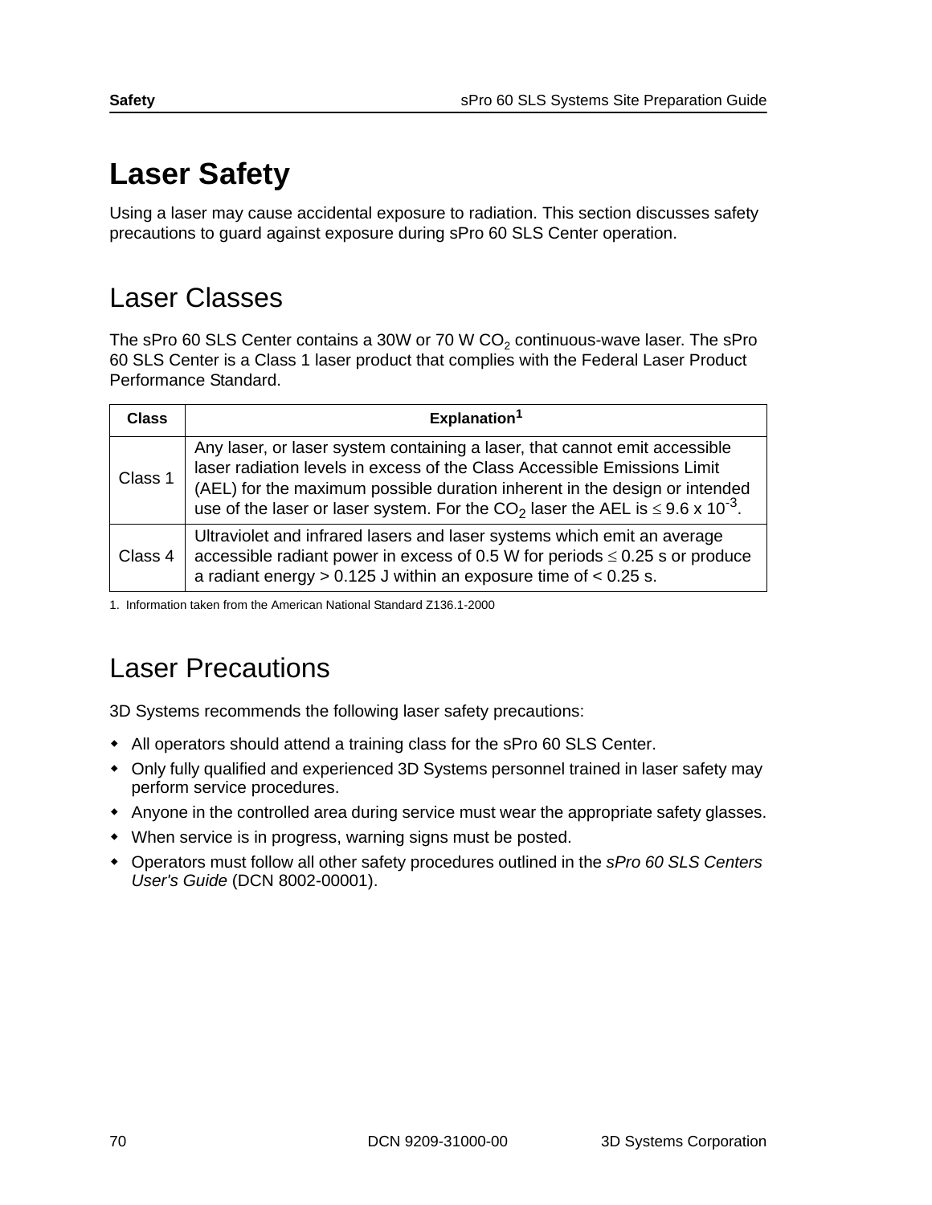# Laser Safety

Using a laser may cause accidental exposure to radiation. This section discusses safety precautions to guard against exposure during sPro 60 SLS Center operation.

## Laser Classes

The sPro 60 SLS Center contains a 30W or 70 W $CO_2$ continuous-wave laser. The sPro 60 SLS Center is a Class 1 laser product that complies with the Federal Laser Product Performance Standard.

| Class | Explanation[1] |
|---|---|
| Class 1 | Any laser, or laser system containing a laser, that cannot emit accessible laser radiation levels in excess of the Class Accessible Emissions Limit (AEL) for the maximum possible duration inherent in the design or intended use of the laser or laser system. For the $CO_2$ laser the AEL is $\leq 9.6 \times 10^{-3}$. |
| Class 4 | Ultraviolet and infrared lasers and laser systems which emit an average accessible radiant power in excess of 0.5 W for periods $\leq$ 0.25 s or produce a radiant energy > 0.125 J within an exposure time of < 0.25 s. |

1. Information taken from the American National Standard Z136.1-2000

## Laser Precautions

3D Systems recommends the following laser safety precautions:

- All operators should attend a training class for the sPro 60 SLS Center.
- Only fully qualified and experienced 3D Systems personnel trained in laser safety may perform service procedures.
- Anyone in the controlled area during service must wear the appropriate safety glasses.
- When service is in progress, warning signs must be posted.
- Operators must follow all other safety procedures outlined in the *sPro 60 SLS Centers User's Guide* (DCN 8002-00001).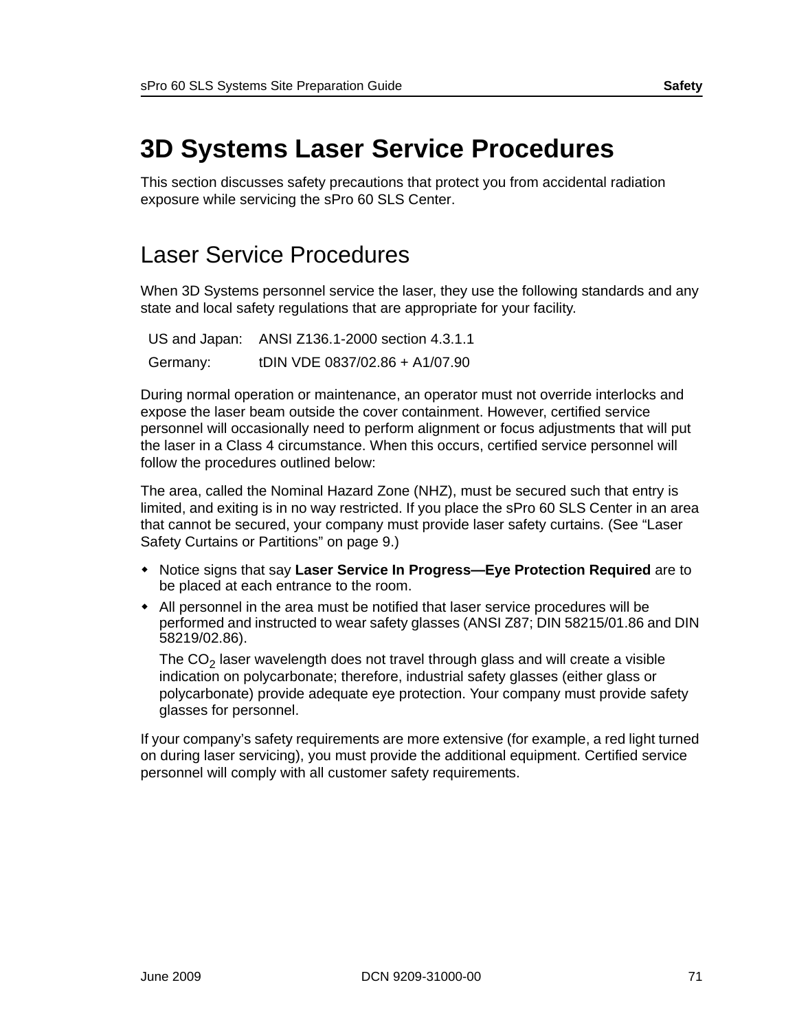# 3D Systems Laser Service Procedures

This section discusses safety precautions that protect you from accidental radiation exposure while servicing the sPro 60 SLS Center.

## Laser Service Procedures

When 3D Systems personnel service the laser, they use the following standards and any state and local safety regulations that are appropriate for your facility.

| | |
|---|---|
| US and Japan: | ANSI Z136.1-2000 section 4.3.1.1 |
| Germany: | tDIN VDE 0837/02.86 + A1/07.90 |

During normal operation or maintenance, an operator must not override interlocks and expose the laser beam outside the cover containment. However, certified service personnel will occasionally need to perform alignment or focus adjustments that will put the laser in a Class 4 circumstance. When this occurs, certified service personnel will follow the procedures outlined below:

The area, called the Nominal Hazard Zone (NHZ), must be secured such that entry is limited, and exiting is in no way restricted. If you place the sPro 60 SLS Center in an area that cannot be secured, your company must provide laser safety curtains. (See “Laser Safety Curtains or Partitions” on page 9.)

- Notice signs that say **Laser Service In Progress—Eye Protection Required** are to be placed at each entrance to the room.
- All personnel in the area must be notified that laser service procedures will be performed and instructed to wear safety glasses (ANSI Z87; DIN 58215/01.86 and DIN 58219/02.86).

  The $CO_2$ laser wavelength does not travel through glass and will create a visible indication on polycarbonate; therefore, industrial safety glasses (either glass or polycarbonate) provide adequate eye protection. Your company must provide safety glasses for personnel.

If your company’s safety requirements are more extensive (for example, a red light turned on during laser servicing), you must provide the additional equipment. Certified service personnel will comply with all customer safety requirements.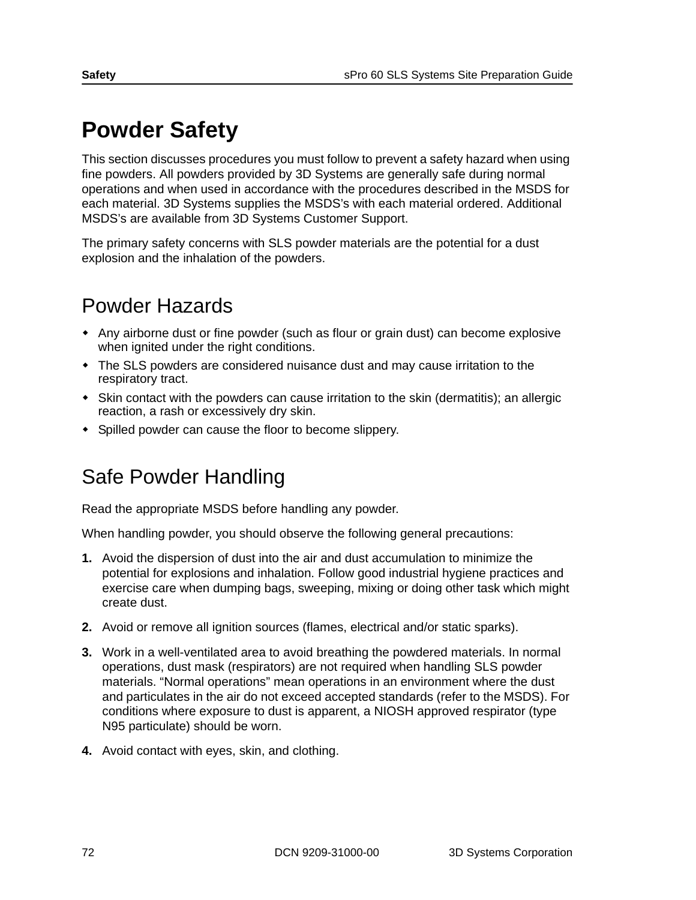# Powder Safety

This section discusses procedures you must follow to prevent a safety hazard when using fine powders. All powders provided by 3D Systems are generally safe during normal operations and when used in accordance with the procedures described in the MSDS for each material. 3D Systems supplies the MSDS's with each material ordered. Additional MSDS's are available from 3D Systems Customer Support.

The primary safety concerns with SLS powder materials are the potential for a dust explosion and the inhalation of the powders.

## Powder Hazards

- Any airborne dust or fine powder (such as flour or grain dust) can become explosive when ignited under the right conditions.
- The SLS powders are considered nuisance dust and may cause irritation to the respiratory tract.
- Skin contact with the powders can cause irritation to the skin (dermatitis); an allergic reaction, a rash or excessively dry skin.
- Spilled powder can cause the floor to become slippery.

## Safe Powder Handling

Read the appropriate MSDS before handling any powder.

When handling powder, you should observe the following general precautions:

1. Avoid the dispersion of dust into the air and dust accumulation to minimize the potential for explosions and inhalation. Follow good industrial hygiene practices and exercise care when dumping bags, sweeping, mixing or doing other task which might create dust.
2. Avoid or remove all ignition sources (flames, electrical and/or static sparks).
3. Work in a well-ventilated area to avoid breathing the powdered materials. In normal operations, dust mask (respirators) are not required when handling SLS powder materials. "Normal operations" mean operations in an environment where the dust and particulates in the air do not exceed accepted standards (refer to the MSDS). For conditions where exposure to dust is apparent, a NIOSH approved respirator (type N95 particulate) should be worn.
4. Avoid contact with eyes, skin, and clothing.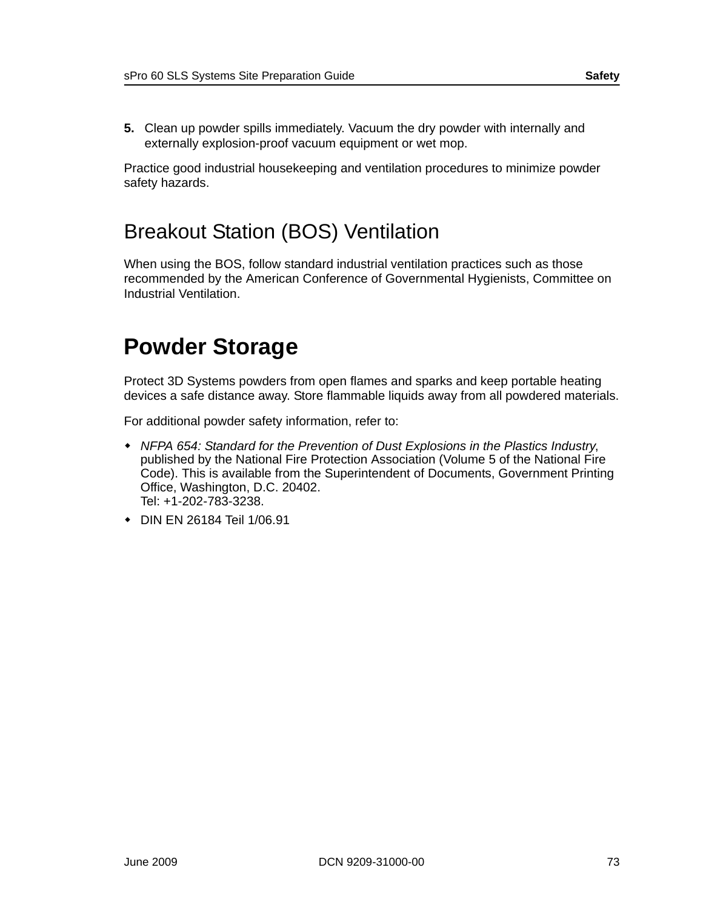5. Clean up powder spills immediately. Vacuum the dry powder with internally and externally explosion-proof vacuum equipment or wet mop.

Practice good industrial housekeeping and ventilation procedures to minimize powder safety hazards.

## Breakout Station (BOS) Ventilation

When using the BOS, follow standard industrial ventilation practices such as those recommended by the American Conference of Governmental Hygienists, Committee on Industrial Ventilation.

# Powder Storage

Protect 3D Systems powders from open flames and sparks and keep portable heating devices a safe distance away. Store flammable liquids away from all powdered materials.

For additional powder safety information, refer to:

- *NFPA 654: Standard for the Prevention of Dust Explosions in the Plastics Industry*, published by the National Fire Protection Association (Volume 5 of the National Fire Code). This is available from the Superintendent of Documents, Government Printing Office, Washington, D.C. 20402.
  Tel: +1-202-783-3238.
- DIN EN 26184 Teil 1/06.91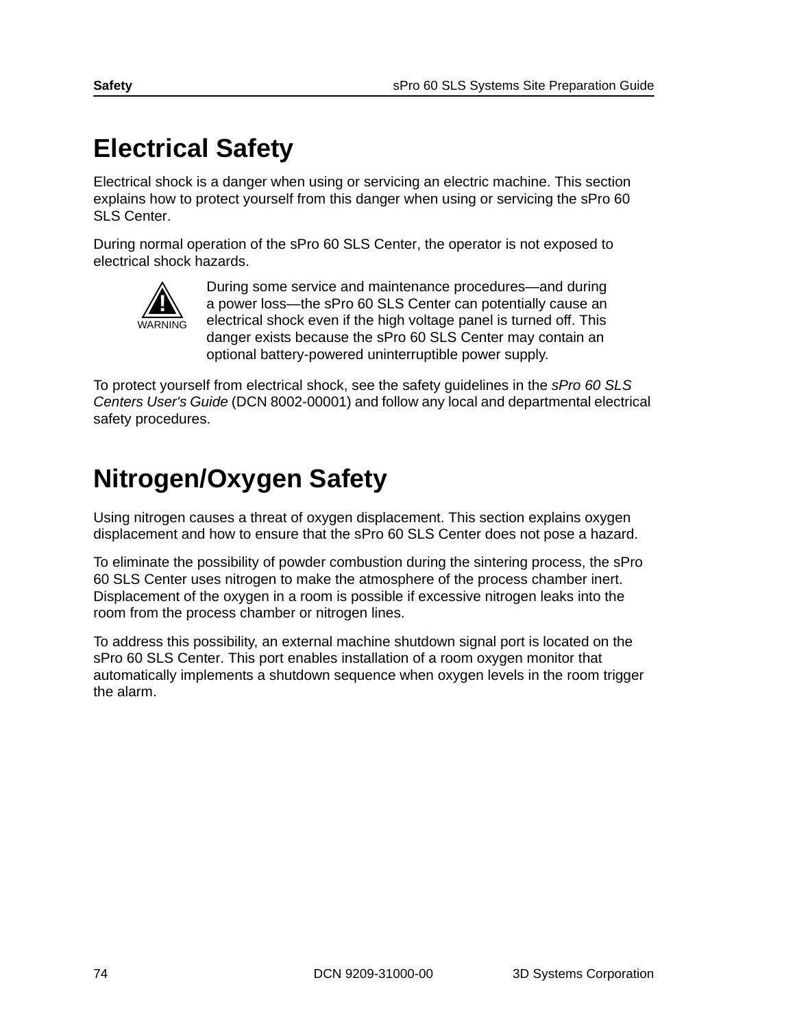# Electrical Safety

Electrical shock is a danger when using or servicing an electric machine. This section explains how to protect yourself from this danger when using or servicing the sPro 60 SLS Center.

During normal operation of the sPro 60 SLS Center, the operator is not exposed to electrical shock hazards.

WARNING

During some service and maintenance procedures—and during a power loss—the sPro 60 SLS Center can potentially cause an electrical shock even if the high voltage panel is turned off. This danger exists because the sPro 60 SLS Center may contain an optional battery-powered uninterruptible power supply.

To protect yourself from electrical shock, see the safety guidelines in the *sPro 60 SLS Centers User's Guide* (DCN 8002-00001) and follow any local and departmental electrical safety procedures.

# Nitrogen/Oxygen Safety

Using nitrogen causes a threat of oxygen displacement. This section explains oxygen displacement and how to ensure that the sPro 60 SLS Center does not pose a hazard.

To eliminate the possibility of powder combustion during the sintering process, the sPro 60 SLS Center uses nitrogen to make the atmosphere of the process chamber inert. Displacement of the oxygen in a room is possible if excessive nitrogen leaks into the room from the process chamber or nitrogen lines.

To address this possibility, an external machine shutdown signal port is located on the sPro 60 SLS Center. This port enables installation of a room oxygen monitor that automatically implements a shutdown sequence when oxygen levels in the room trigger the alarm.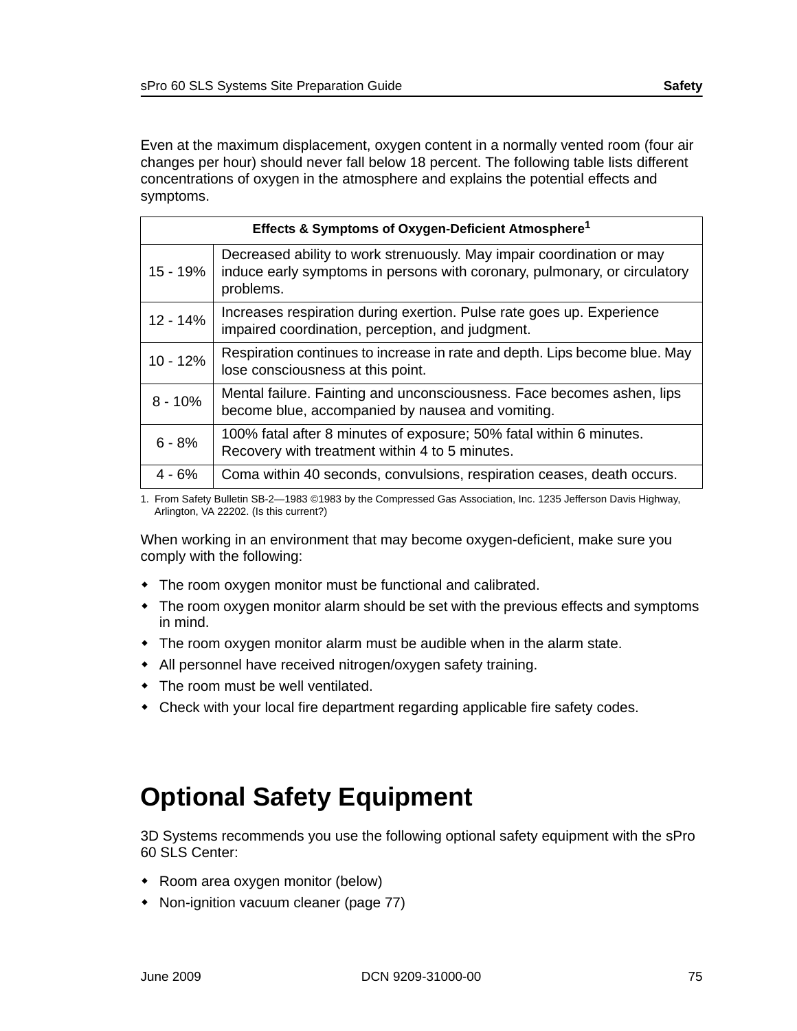Even at the maximum displacement, oxygen content in a normally vented room (four air changes per hour) should never fall below 18 percent. The following table lists different concentrations of oxygen in the atmosphere and explains the potential effects and symptoms.

| Effects & Symptoms of Oxygen-Deficient Atmosphere[1] | |
|---|---|
| 15 - 19% | Decreased ability to work strenuously. May impair coordination or may induce early symptoms in persons with coronary, pulmonary, or circulatory problems. |
| 12 - 14% | Increases respiration during exertion. Pulse rate goes up. Experience impaired coordination, perception, and judgment. |
| 10 - 12% | Respiration continues to increase in rate and depth. Lips become blue. May lose consciousness at this point. |
| 8 - 10% | Mental failure. Fainting and unconsciousness. Face becomes ashen, lips become blue, accompanied by nausea and vomiting. |
| 6 - 8% | 100% fatal after 8 minutes of exposure; 50% fatal within 6 minutes. Recovery with treatment within 4 to 5 minutes. |
| 4 - 6% | Coma within 40 seconds, convulsions, respiration ceases, death occurs. |

1. From Safety Bulletin SB-2—1983 ©1983 by the Compressed Gas Association, Inc. 1235 Jefferson Davis Highway, Arlington, VA 22202. (Is this current?)

When working in an environment that may become oxygen-deficient, make sure you comply with the following:

- The room oxygen monitor must be functional and calibrated.
- The room oxygen monitor alarm should be set with the previous effects and symptoms in mind.
- The room oxygen monitor alarm must be audible when in the alarm state.
- All personnel have received nitrogen/oxygen safety training.
- The room must be well ventilated.
- Check with your local fire department regarding applicable fire safety codes.

# Optional Safety Equipment

3D Systems recommends you use the following optional safety equipment with the sPro 60 SLS Center:

- Room area oxygen monitor (below)
- Non-ignition vacuum cleaner (page 77)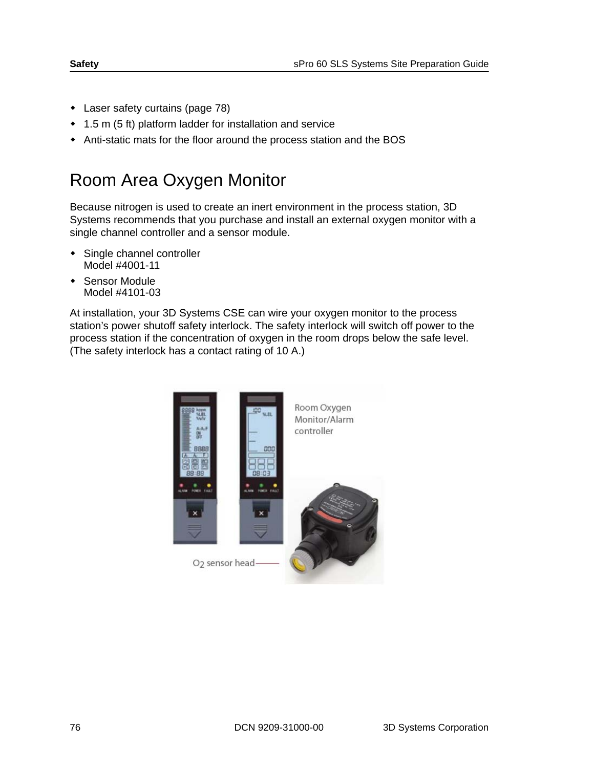- Laser safety curtains (page 78)
- 1.5 m (5 ft) platform ladder for installation and service
- Anti-static mats for the floor around the process station and the BOS

# Room Area Oxygen Monitor

Because nitrogen is used to create an inert environment in the process station, 3D Systems recommends that you purchase and install an external oxygen monitor with a single channel controller and a sensor module.

- Single channel controller  
  Model #4001-11
- Sensor Module  
  Model #4101-03

At installation, your 3D Systems CSE can wire your oxygen monitor to the process station's power shutoff safety interlock. The safety interlock will switch off power to the process station if the concentration of oxygen in the room drops below the safe level. (The safety interlock has a contact rating of 10 A.)

Room Oxygen Monitor/Alarm controller

$O_2$ sensor head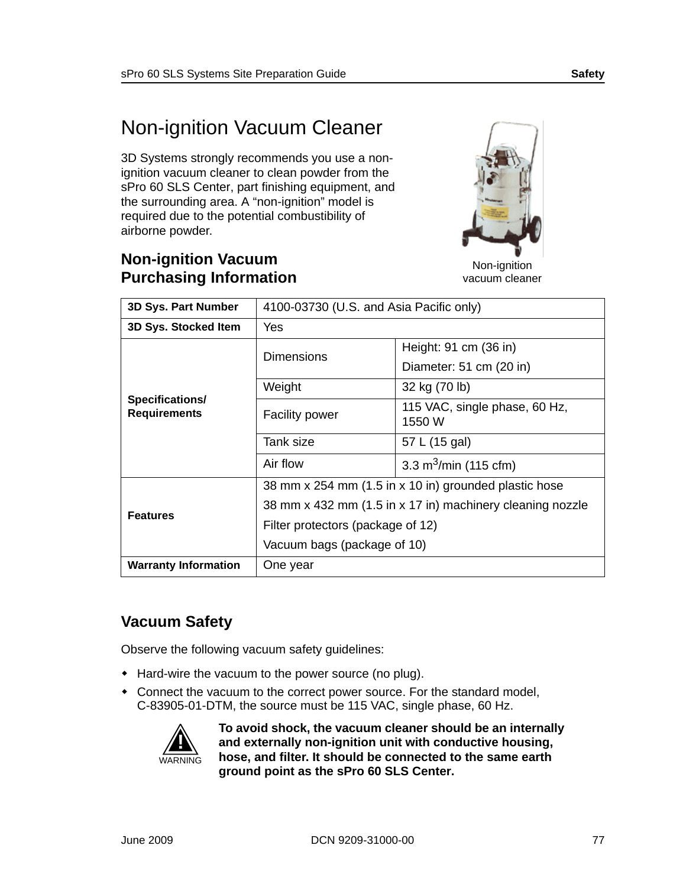# Non-ignition Vacuum Cleaner

3D Systems strongly recommends you use a non-ignition vacuum cleaner to clean powder from the sPro 60 SLS Center, part finishing equipment, and the surrounding area. A “non-ignition” model is required due to the potential combustibility of airborne powder.

Non-ignition vacuum cleaner

## Non-ignition Vacuum Purchasing Information

| 3D Sys. Part Number | 4100-03730 (U.S. and Asia Pacific only) | |
|---|---|---|
| 3D Sys. Stocked Item | Yes | |
| Specifications/ Requirements | Dimensions | Height: 91 cm (36 in) Diameter: 51 cm (20 in) |
| | Weight | 32 kg (70 lb) |
| | Facility power | 115 VAC, single phase, 60 Hz, 1550 W |
| | Tank size | 57 L (15 gal) |
| | Air flow | 3.3 $m^3$/min (115 cfm) |
| Features | 38 mm x 254 mm (1.5 in x 10 in) grounded plastic hose<br>38 mm x 432 mm (1.5 in x 17 in) machinery cleaning nozzle<br>Filter protectors (package of 12)<br>Vacuum bags (package of 10) | |
| Warranty Information | One year | |

## Vacuum Safety

Observe the following vacuum safety guidelines:

- Hard-wire the vacuum to the power source (no plug).
- Connect the vacuum to the correct power source. For the standard model, C-83905-01-DTM, the source must be 115 VAC, single phase, 60 Hz.

WARNING

**To avoid shock, the vacuum cleaner should be an internally and externally non-ignition unit with conductive housing, hose, and filter. It should be connected to the same earth ground point as the sPro 60 SLS Center.**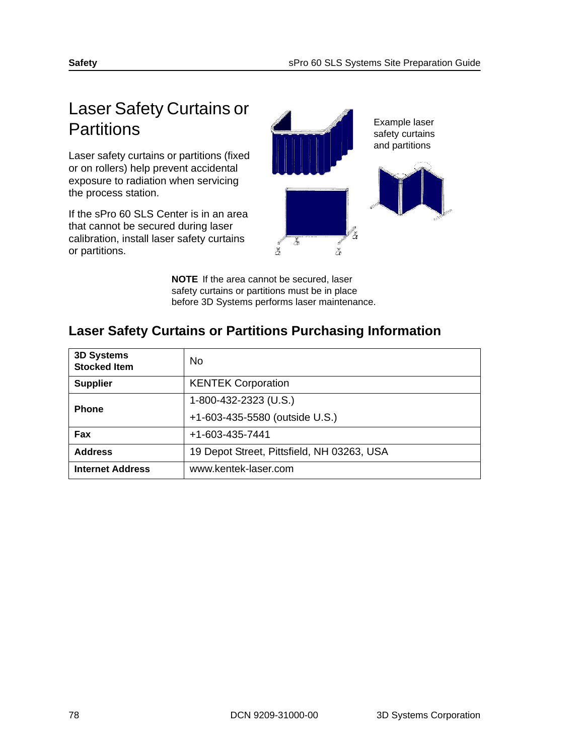# Laser Safety Curtains or Partitions

Laser safety curtains or partitions (fixed or on rollers) help prevent accidental exposure to radiation when servicing the process station.

If the sPro 60 SLS Center is in an area that cannot be secured during laser calibration, install laser safety curtains or partitions.

Example laser safety curtains and partitions

**NOTE** If the area cannot be secured, laser safety curtains or partitions must be in place before 3D Systems performs laser maintenance.

## Laser Safety Curtains or Partitions Purchasing Information

| | |
|---|---|
| **3D Systems Stocked Item** | No |
| **Supplier** | KENTEK Corporation |
| **Phone** | 1-800-432-2323 (U.S.)<br>+1-603-435-5580 (outside U.S.) |
| **Fax** | +1-603-435-7441 |
| **Address** | 19 Depot Street, Pittsfield, NH 03263, USA |
| **Internet Address** | www.kentek-laser.com |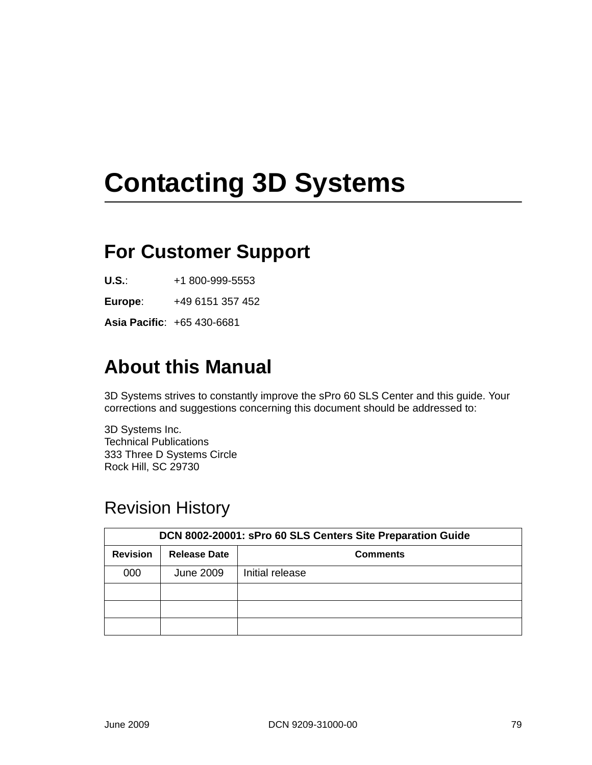# Contacting 3D Systems

## For Customer Support

**U.S.**: +1 800-999-5553

**Europe**: +49 6151 357 452

**Asia Pacific**: +65 430-6681

## About this Manual

3D Systems strives to constantly improve the sPro 60 SLS Center and this guide. Your corrections and suggestions concerning this document should be addressed to:

3D Systems Inc.
Technical Publications
333 Three D Systems Circle
Rock Hill, SC 29730

### Revision History

| DCN 8002-20001: sPro 60 SLS Centers Site Preparation Guide | | |
|---|---|---|
| **Revision** | **Release Date** | **Comments** |
| 000 | June 2009 | Initial release |
| | | |
| | | |
| | | |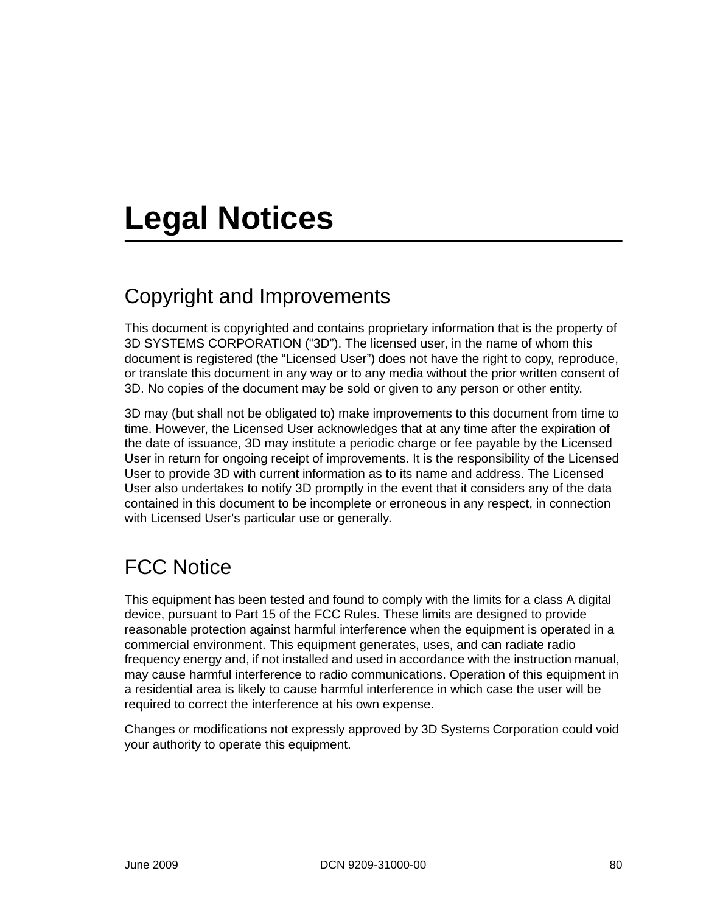# Legal Notices

## Copyright and Improvements

This document is copyrighted and contains proprietary information that is the property of 3D SYSTEMS CORPORATION (“3D”). The licensed user, in the name of whom this document is registered (the “Licensed User”) does not have the right to copy, reproduce, or translate this document in any way or to any media without the prior written consent of 3D. No copies of the document may be sold or given to any person or other entity.

3D may (but shall not be obligated to) make improvements to this document from time to time. However, the Licensed User acknowledges that at any time after the expiration of the date of issuance, 3D may institute a periodic charge or fee payable by the Licensed User in return for ongoing receipt of improvements. It is the responsibility of the Licensed User to provide 3D with current information as to its name and address. The Licensed User also undertakes to notify 3D promptly in the event that it considers any of the data contained in this document to be incomplete or erroneous in any respect, in connection with Licensed User's particular use or generally.

## FCC Notice

This equipment has been tested and found to comply with the limits for a class A digital device, pursuant to Part 15 of the FCC Rules. These limits are designed to provide reasonable protection against harmful interference when the equipment is operated in a commercial environment. This equipment generates, uses, and can radiate radio frequency energy and, if not installed and used in accordance with the instruction manual, may cause harmful interference to radio communications. Operation of this equipment in a residential area is likely to cause harmful interference in which case the user will be required to correct the interference at his own expense.

Changes or modifications not expressly approved by 3D Systems Corporation could void your authority to operate this equipment.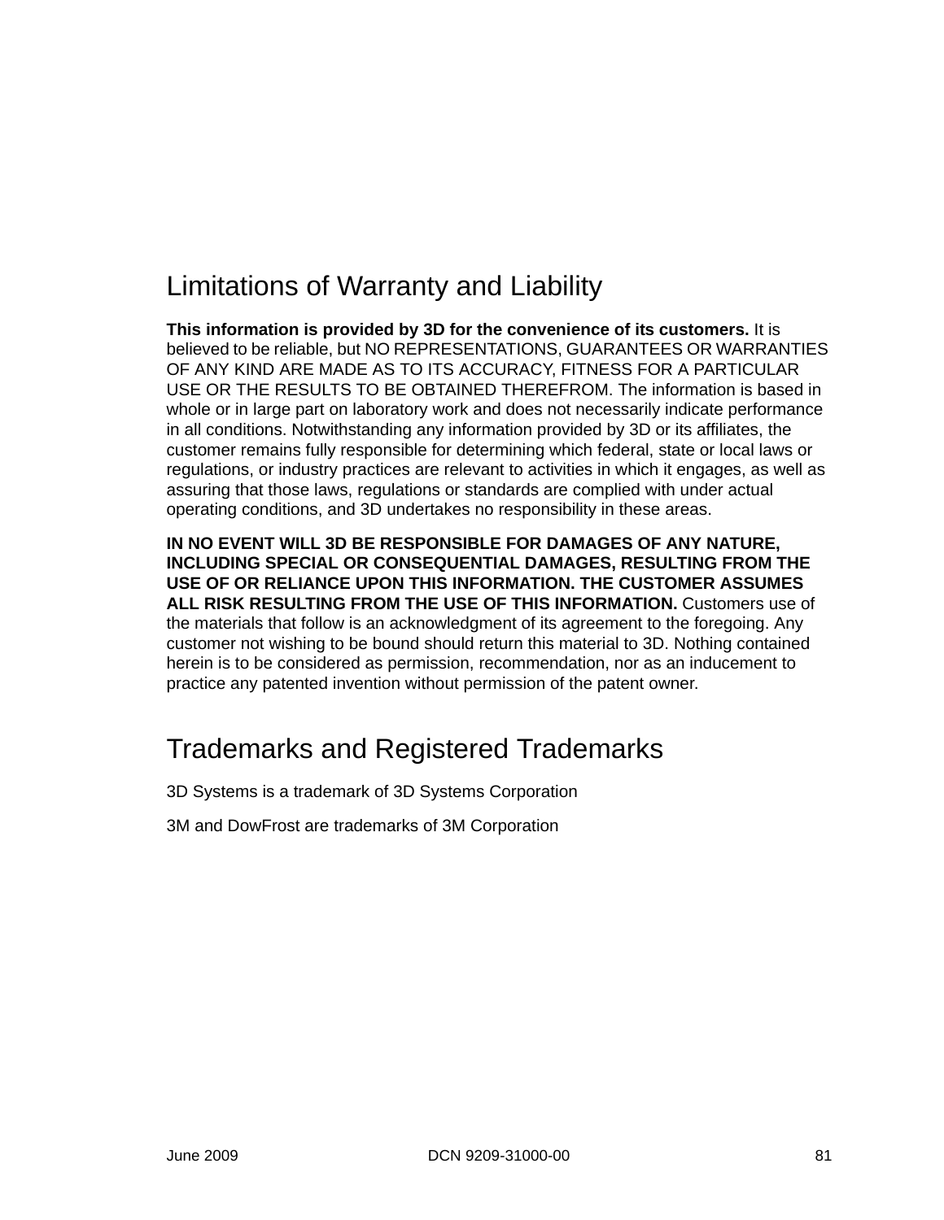## Limitations of Warranty and Liability

**This information is provided by 3D for the convenience of its customers.** It is believed to be reliable, but NO REPRESENTATIONS, GUARANTEES OR WARRANTIES OF ANY KIND ARE MADE AS TO ITS ACCURACY, FITNESS FOR A PARTICULAR USE OR THE RESULTS TO BE OBTAINED THEREFROM. The information is based in whole or in large part on laboratory work and does not necessarily indicate performance in all conditions. Notwithstanding any information provided by 3D or its affiliates, the customer remains fully responsible for determining which federal, state or local laws or regulations, or industry practices are relevant to activities in which it engages, as well as assuring that those laws, regulations or standards are complied with under actual operating conditions, and 3D undertakes no responsibility in these areas.

**IN NO EVENT WILL 3D BE RESPONSIBLE FOR DAMAGES OF ANY NATURE, INCLUDING SPECIAL OR CONSEQUENTIAL DAMAGES, RESULTING FROM THE USE OF OR RELIANCE UPON THIS INFORMATION. THE CUSTOMER ASSUMES ALL RISK RESULTING FROM THE USE OF THIS INFORMATION.** Customers use of the materials that follow is an acknowledgment of its agreement to the foregoing. Any customer not wishing to be bound should return this material to 3D. Nothing contained herein is to be considered as permission, recommendation, nor as an inducement to practice any patented invention without permission of the patent owner.

## Trademarks and Registered Trademarks

3D Systems is a trademark of 3D Systems Corporation

3M and DowFrost are trademarks of 3M Corporation